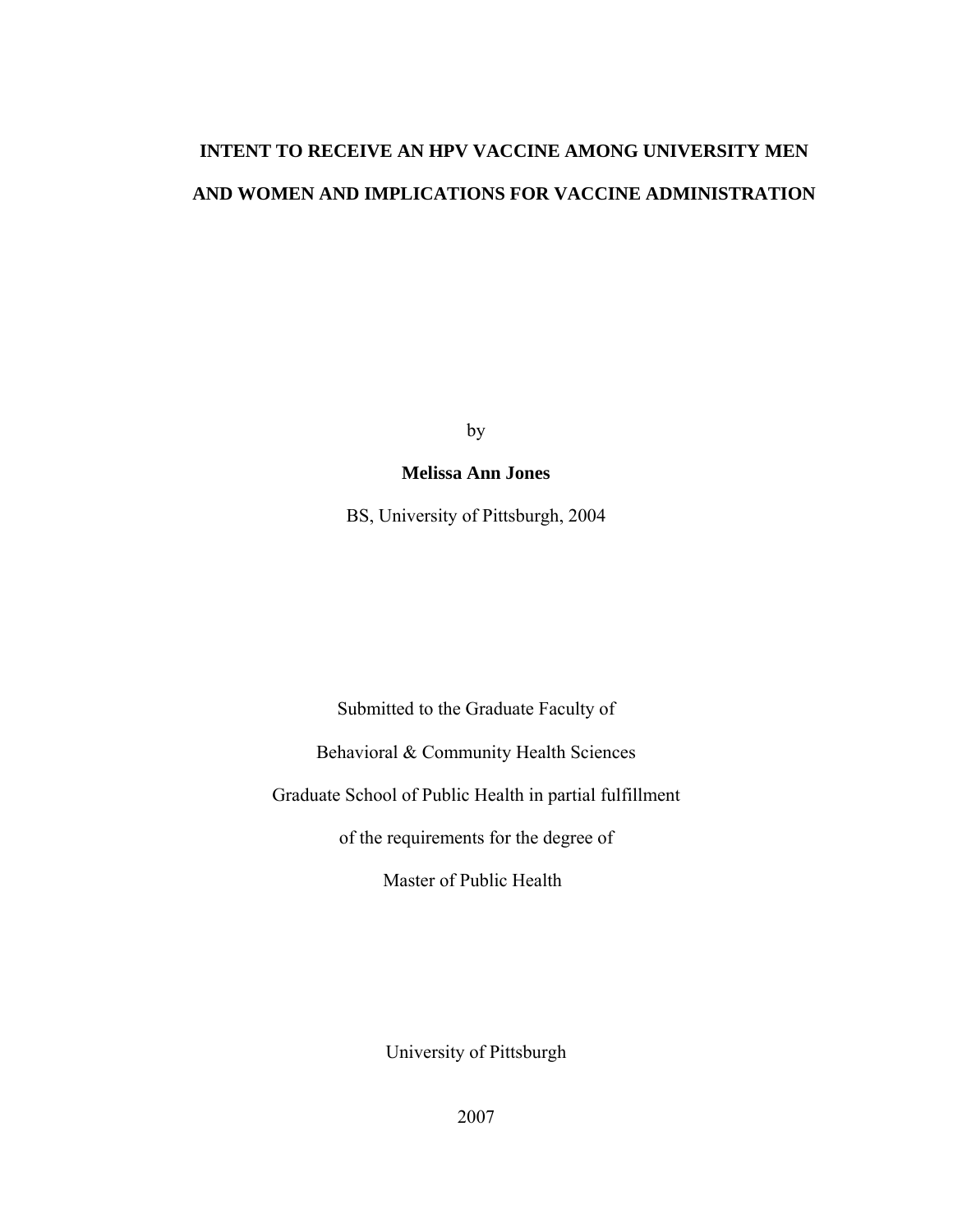# INTENT TO RECEIVE AN HPV VACCINE AMONG UNIVERSITY MEN AND WOMEN AND IMPLICATIONS FOR VACCINE ADMINISTRATION

by

**Melissa Ann Jones**

BS, University of Pittsburgh, 2004

Submitted to the Graduate Faculty of

Behavioral & Community Health Sciences

Graduate School of Public Health in partial fulfillment

of the requirements for the degree of

Master of Public Health

University of Pittsburgh

2007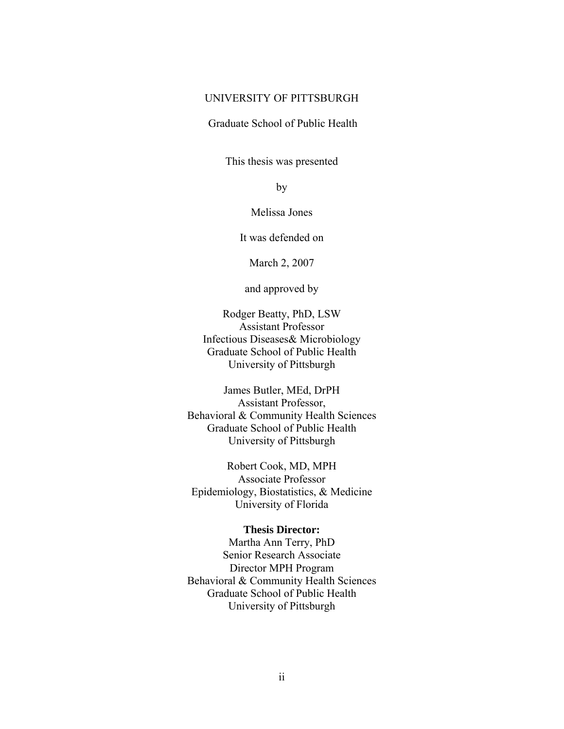UNIVERSITY OF PITTSBURGH

Graduate School of Public Health

This thesis was presented

by

Melissa Jones

It was defended on

March 2, 2007

and approved by

Rodger Beatty, PhD, LSW
Assistant Professor
Infectious Diseases& Microbiology
Graduate School of Public Health
University of Pittsburgh

James Butler, MEd, DrPH
Assistant Professor,
Behavioral & Community Health Sciences
Graduate School of Public Health
University of Pittsburgh

Robert Cook, MD, MPH
Associate Professor
Epidemiology, Biostatistics, & Medicine
University of Florida

**Thesis Director:**
Martha Ann Terry, PhD
Senior Research Associate
Director MPH Program
Behavioral & Community Health Sciences
Graduate School of Public Health
University of Pittsburgh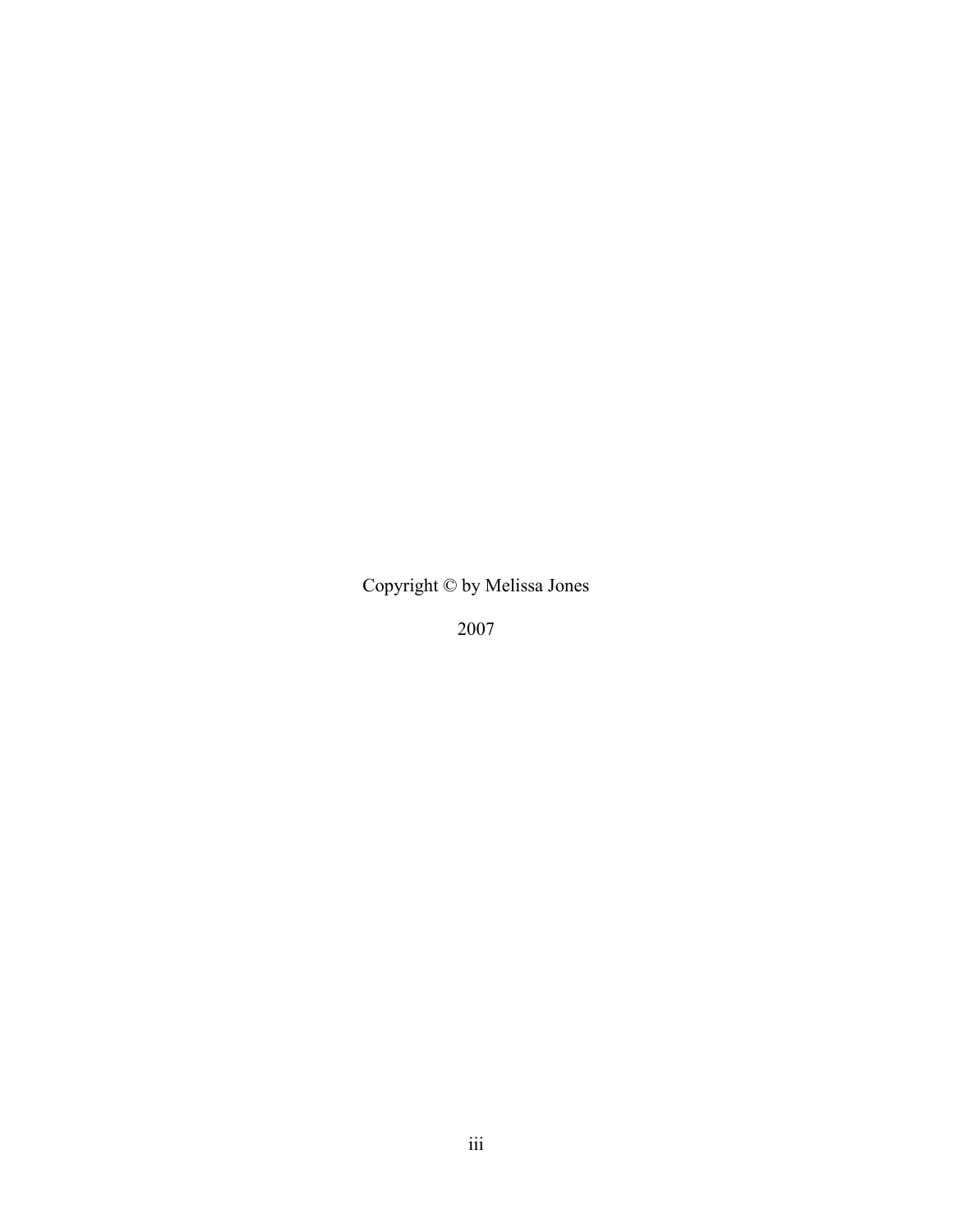Copyright © by Melissa Jones

2007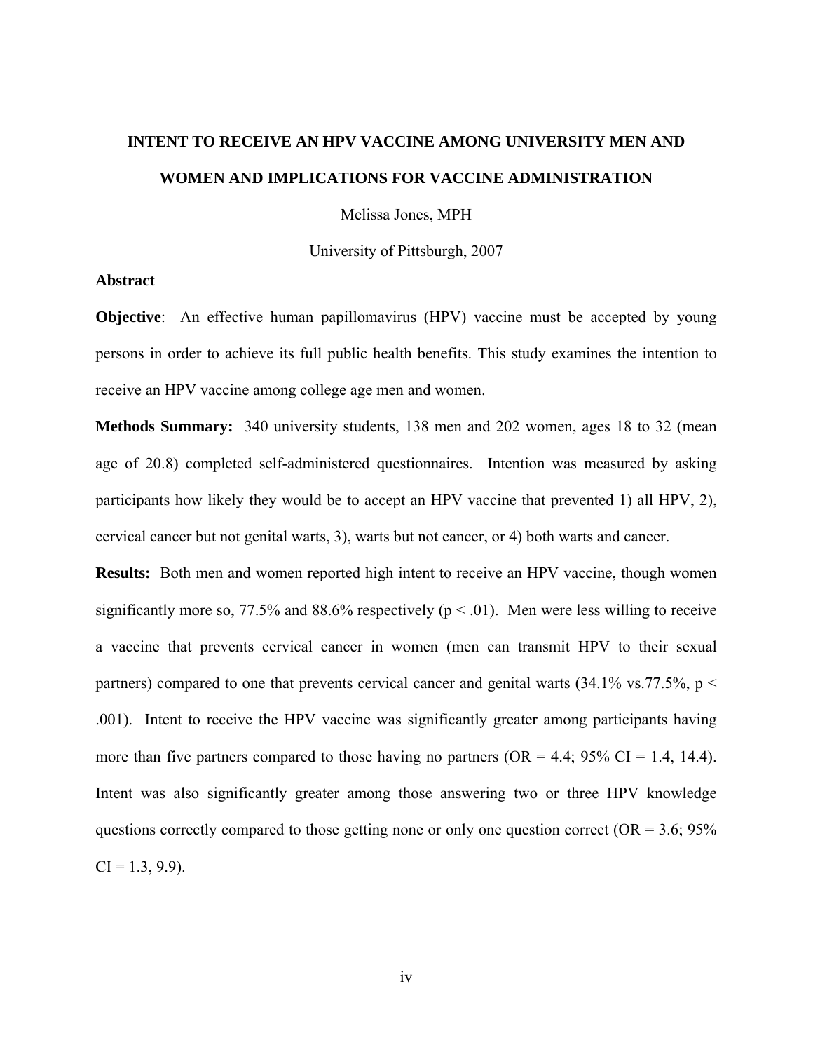# INTENT TO RECEIVE AN HPV VACCINE AMONG UNIVERSITY MEN AND WOMEN AND IMPLICATIONS FOR VACCINE ADMINISTRATION

Melissa Jones, MPH

University of Pittsburgh, 2007

**Abstract**

**Objective**: An effective human papillomavirus (HPV) vaccine must be accepted by young persons in order to achieve its full public health benefits. This study examines the intention to receive an HPV vaccine among college age men and women.

**Methods Summary:** 340 university students, 138 men and 202 women, ages 18 to 32 (mean age of 20.8) completed self-administered questionnaires. Intention was measured by asking participants how likely they would be to accept an HPV vaccine that prevented 1) all HPV, 2), cervical cancer but not genital warts, 3), warts but not cancer, or 4) both warts and cancer.

**Results:** Both men and women reported high intent to receive an HPV vaccine, though women significantly more so, 77.5% and 88.6% respectively ($p < .01$). Men were less willing to receive a vaccine that prevents cervical cancer in women (men can transmit HPV to their sexual partners) compared to one that prevents cervical cancer and genital warts (34.1% vs.77.5%, $p < .001$). Intent to receive the HPV vaccine was significantly greater among participants having more than five partners compared to those having no partners (OR = 4.4; 95% CI = 1.4, 14.4). Intent was also significantly greater among those answering two or three HPV knowledge questions correctly compared to those getting none or only one question correct (OR = 3.6; 95% CI = 1.3, 9.9).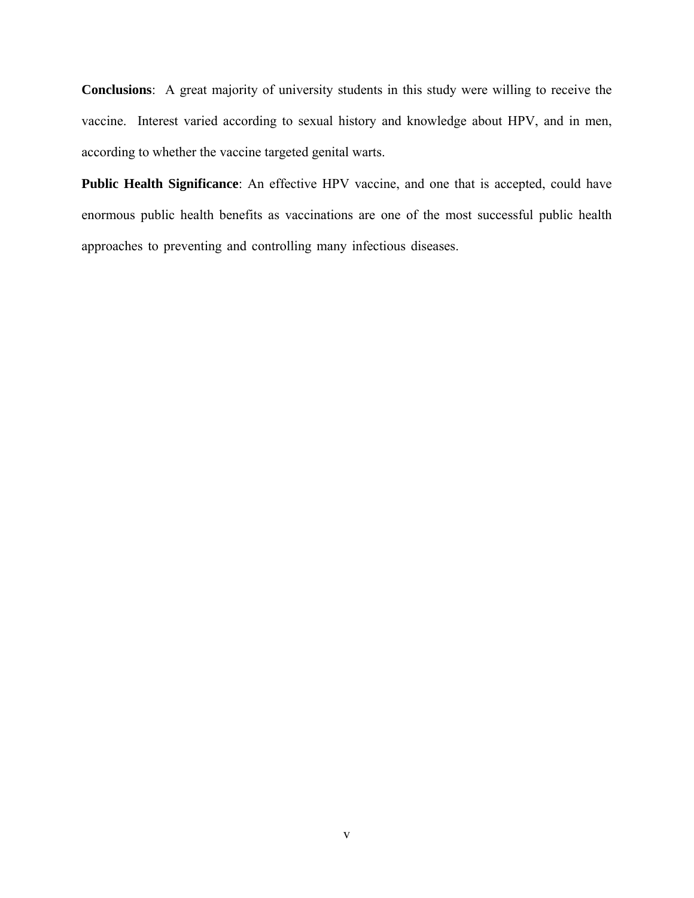**Conclusions**: A great majority of university students in this study were willing to receive the vaccine. Interest varied according to sexual history and knowledge about HPV, and in men, according to whether the vaccine targeted genital warts.

**Public Health Significance**: An effective HPV vaccine, and one that is accepted, could have enormous public health benefits as vaccinations are one of the most successful public health approaches to preventing and controlling many infectious diseases.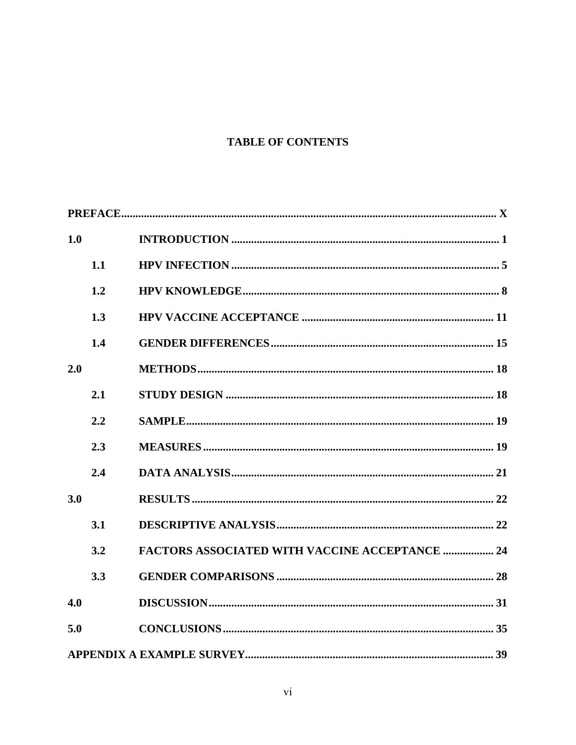## TABLE OF CONTENTS

PREFACE .................................................. X

1.0 INTRODUCTION .................................................. 1

- 1.1 HPV INFECTION .................................................. 5
- 1.2 HPV KNOWLEDGE .................................................. 8
- 1.3 HPV VACCINE ACCEPTANCE .................................................. 11
- 1.4 GENDER DIFFERENCES .................................................. 15

2.0 METHODS .................................................. 18

- 2.1 STUDY DESIGN .................................................. 18
- 2.2 SAMPLE .................................................. 19
- 2.3 MEASURES .................................................. 19
- 2.4 DATA ANALYSIS .................................................. 21

3.0 RESULTS .................................................. 22

- 3.1 DESCRIPTIVE ANALYSIS .................................................. 22
- 3.2 FACTORS ASSOCIATED WITH VACCINE ACCEPTANCE .................................................. 24
- 3.3 GENDER COMPARISONS .................................................. 28

4.0 DISCUSSION .................................................. 31

5.0 CONCLUSIONS .................................................. 35

APPENDIX A EXAMPLE SURVEY .................................................. 39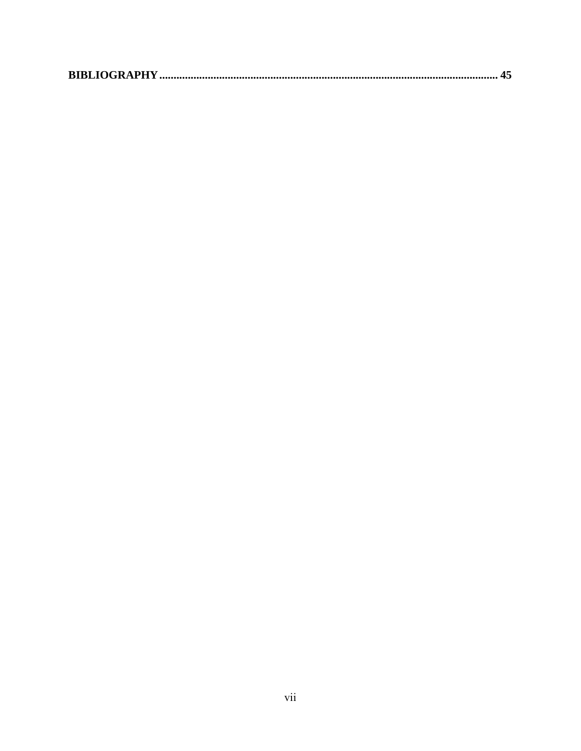**BIBLIOGRAPHY** ...................................................................................................................... **45**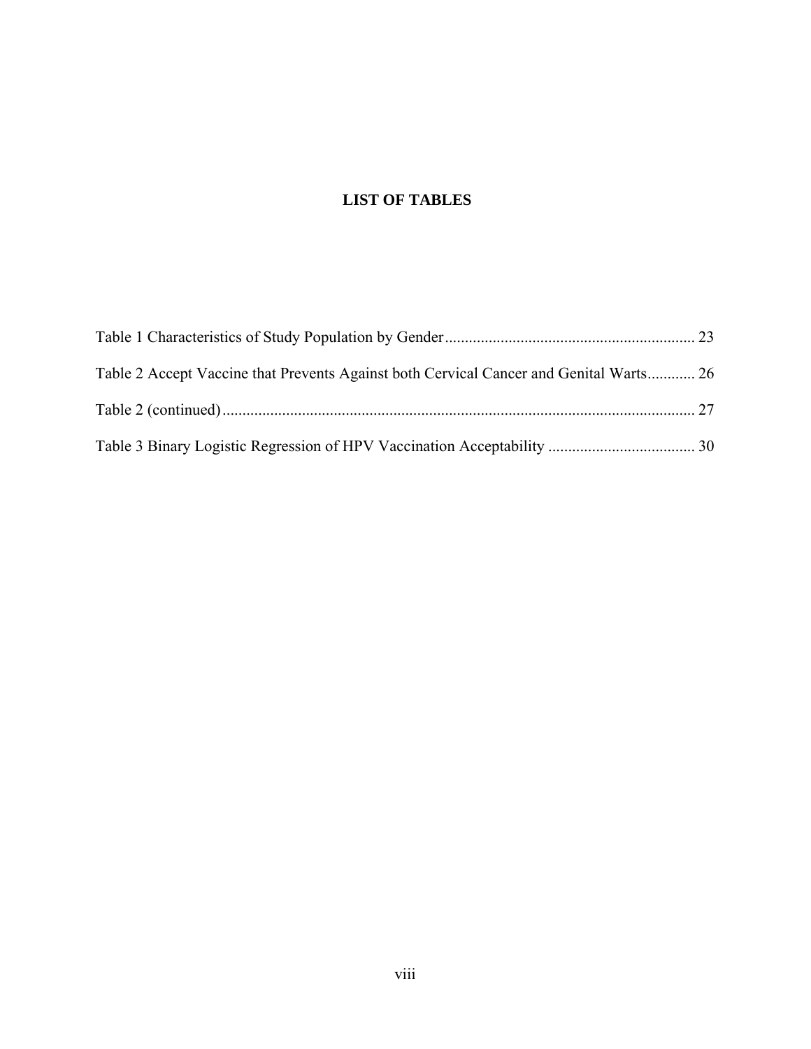# LIST OF TABLES

Table 1 Characteristics of Study Population by Gender .............................................................. 23

Table 2 Accept Vaccine that Prevents Against both Cervical Cancer and Genital Warts............ 26

Table 2 (continued) ...................................................................................................................... 27

Table 3 Binary Logistic Regression of HPV Vaccination Acceptability ..................................... 30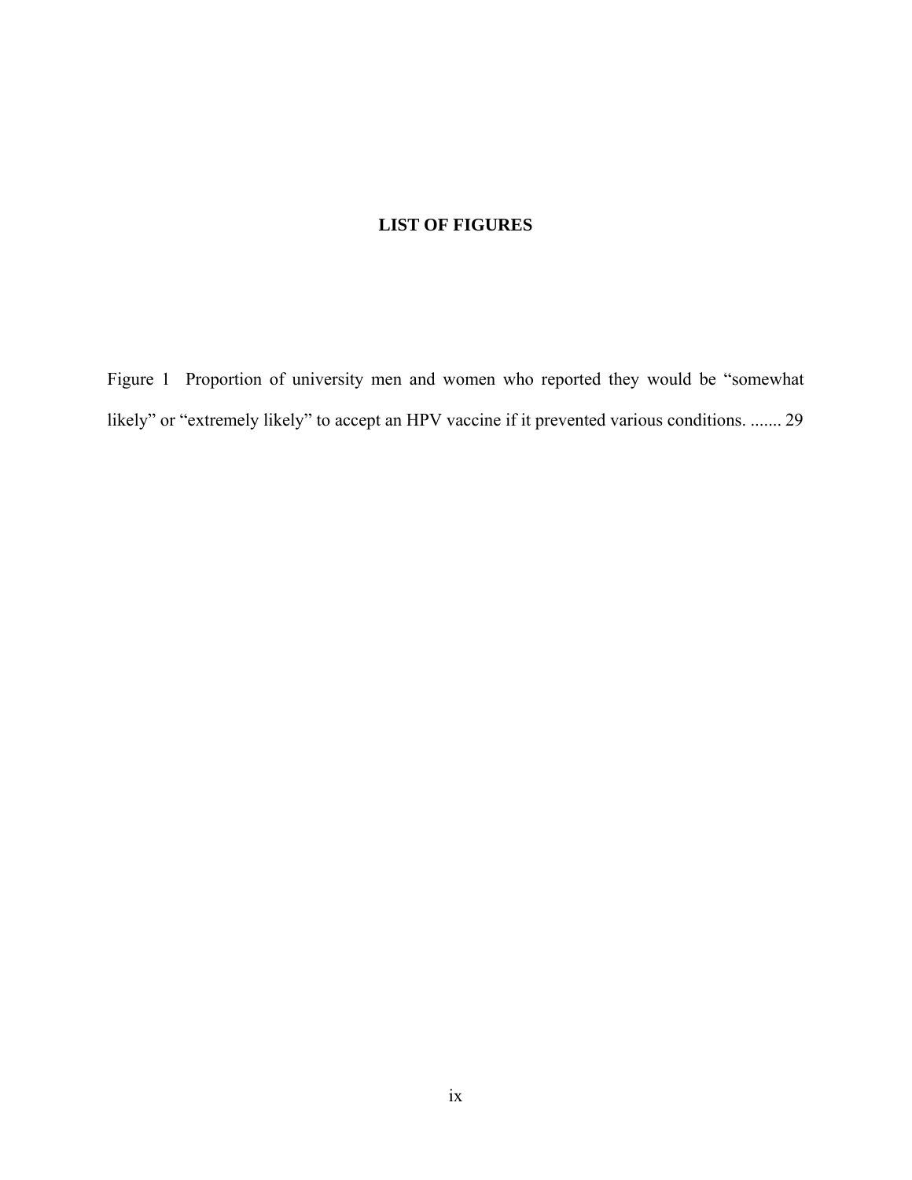# LIST OF FIGURES

Figure 1 Proportion of university men and women who reported they would be "somewhat likely" or "extremely likely" to accept an HPV vaccine if it prevented various conditions. ....... 29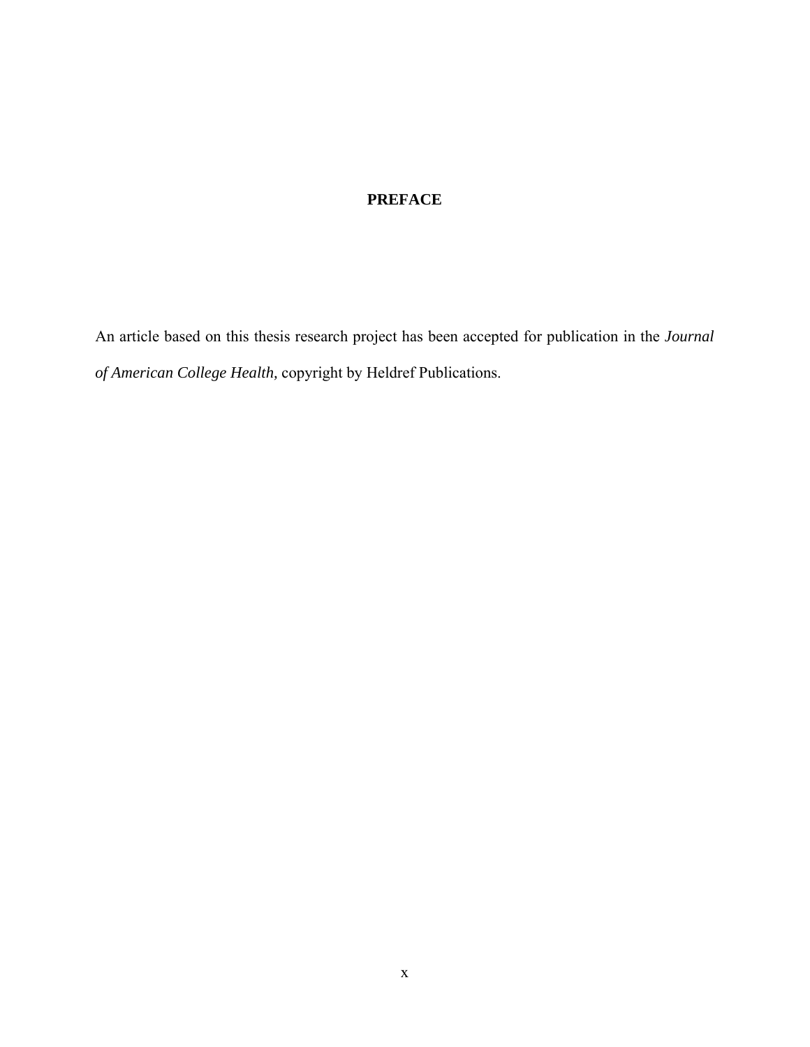# PREFACE

An article based on this thesis research project has been accepted for publication in the *Journal of American College Health,* copyright by Heldref Publications.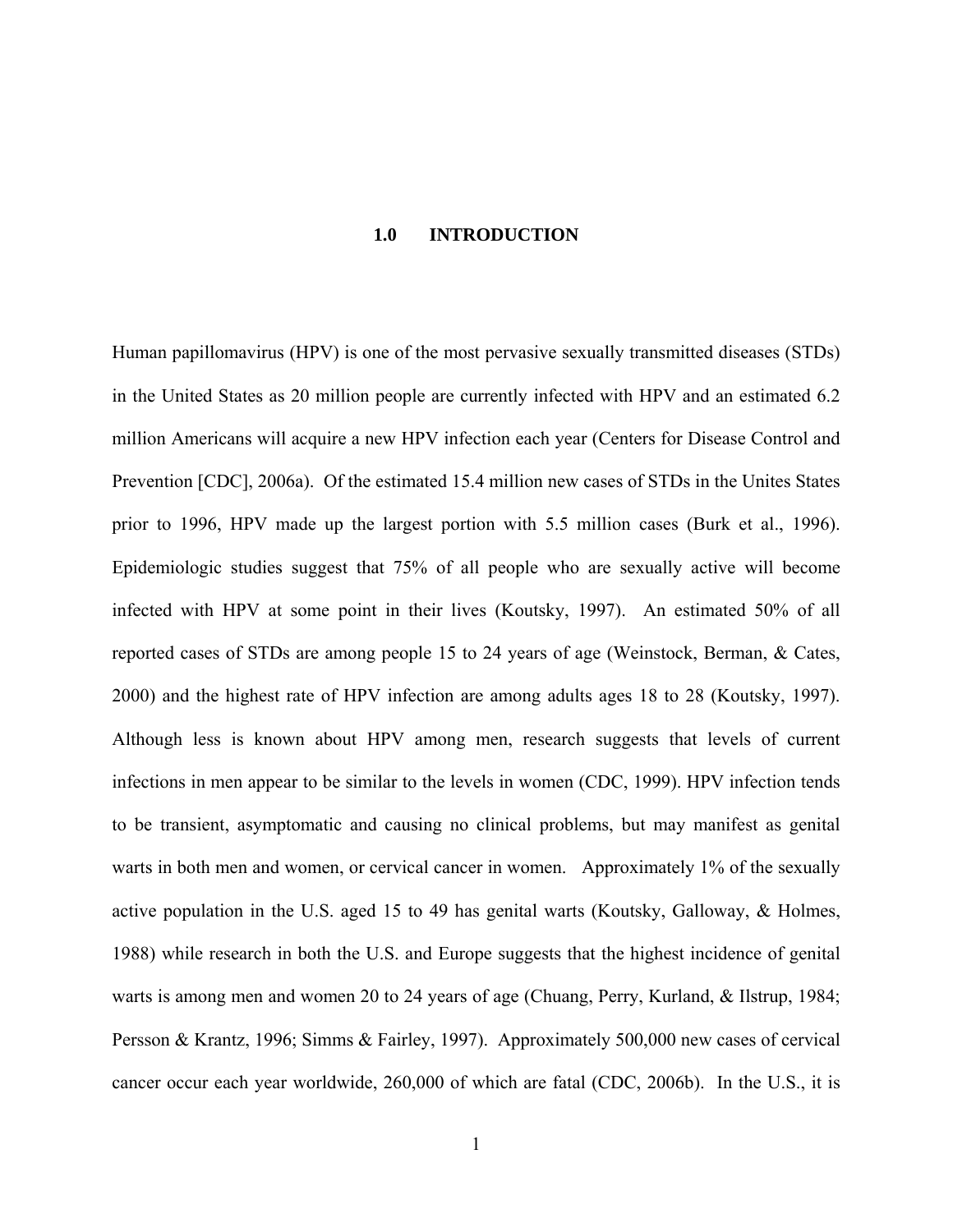# 1.0 INTRODUCTION

Human papillomavirus (HPV) is one of the most pervasive sexually transmitted diseases (STDs) in the United States as 20 million people are currently infected with HPV and an estimated 6.2 million Americans will acquire a new HPV infection each year (Centers for Disease Control and Prevention [CDC], 2006a). Of the estimated 15.4 million new cases of STDs in the Unites States prior to 1996, HPV made up the largest portion with 5.5 million cases (Burk et al., 1996). Epidemiologic studies suggest that 75% of all people who are sexually active will become infected with HPV at some point in their lives (Koutsky, 1997). An estimated 50% of all reported cases of STDs are among people 15 to 24 years of age (Weinstock, Berman, & Cates, 2000) and the highest rate of HPV infection are among adults ages 18 to 28 (Koutsky, 1997). Although less is known about HPV among men, research suggests that levels of current infections in men appear to be similar to the levels in women (CDC, 1999). HPV infection tends to be transient, asymptomatic and causing no clinical problems, but may manifest as genital warts in both men and women, or cervical cancer in women. Approximately 1% of the sexually active population in the U.S. aged 15 to 49 has genital warts (Koutsky, Galloway, & Holmes, 1988) while research in both the U.S. and Europe suggests that the highest incidence of genital warts is among men and women 20 to 24 years of age (Chuang, Perry, Kurland, & Ilstrup, 1984; Persson & Krantz, 1996; Simms & Fairley, 1997). Approximately 500,000 new cases of cervical cancer occur each year worldwide, 260,000 of which are fatal (CDC, 2006b). In the U.S., it is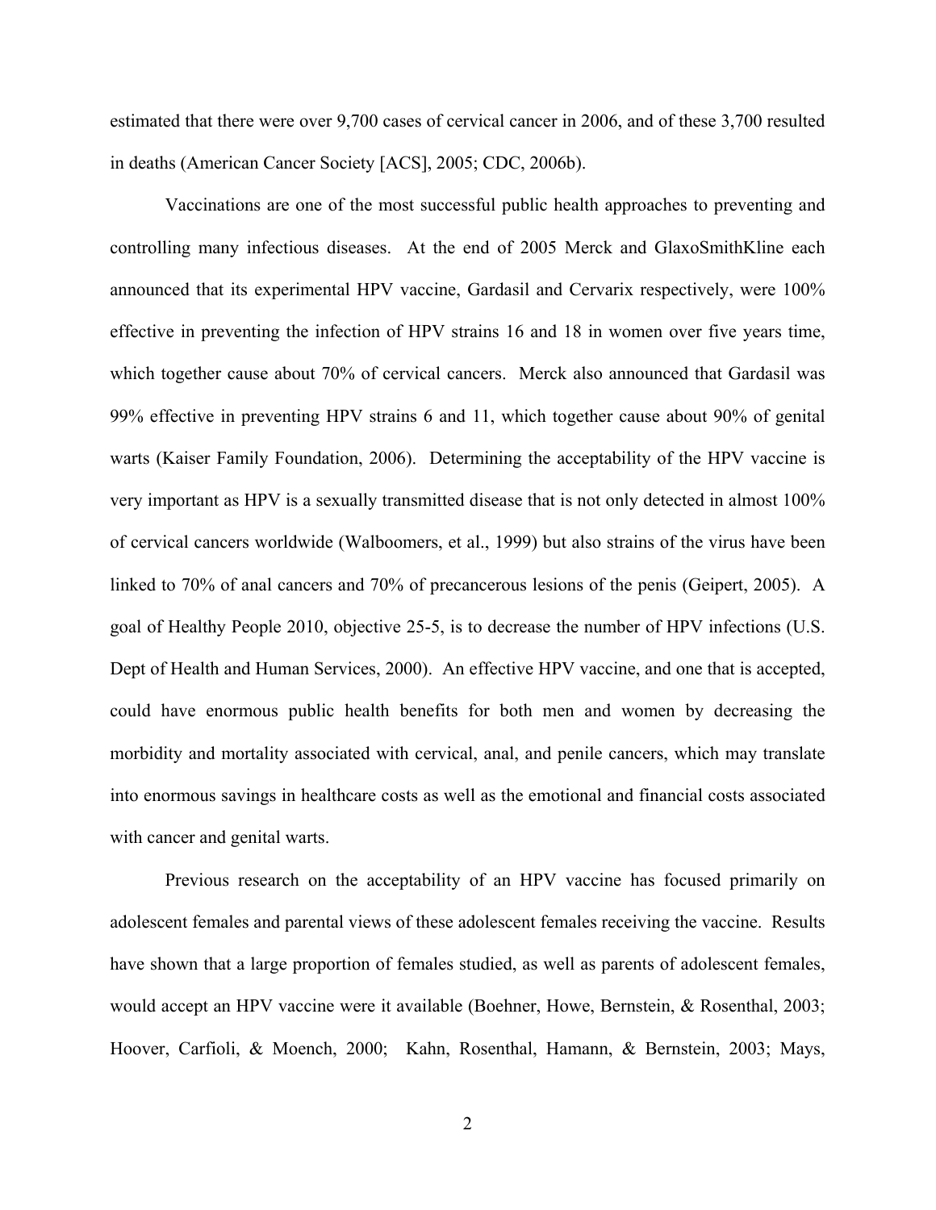estimated that there were over 9,700 cases of cervical cancer in 2006, and of these 3,700 resulted in deaths (American Cancer Society [ACS], 2005; CDC, 2006b).

Vaccinations are one of the most successful public health approaches to preventing and controlling many infectious diseases. At the end of 2005 Merck and GlaxoSmithKline each announced that its experimental HPV vaccine, Gardasil and Cervarix respectively, were 100% effective in preventing the infection of HPV strains 16 and 18 in women over five years time, which together cause about 70% of cervical cancers. Merck also announced that Gardasil was 99% effective in preventing HPV strains 6 and 11, which together cause about 90% of genital warts (Kaiser Family Foundation, 2006). Determining the acceptability of the HPV vaccine is very important as HPV is a sexually transmitted disease that is not only detected in almost 100% of cervical cancers worldwide (Walboomers, et al., 1999) but also strains of the virus have been linked to 70% of anal cancers and 70% of precancerous lesions of the penis (Geipert, 2005). A goal of Healthy People 2010, objective 25-5, is to decrease the number of HPV infections (U.S. Dept of Health and Human Services, 2000). An effective HPV vaccine, and one that is accepted, could have enormous public health benefits for both men and women by decreasing the morbidity and mortality associated with cervical, anal, and penile cancers, which may translate into enormous savings in healthcare costs as well as the emotional and financial costs associated with cancer and genital warts.

Previous research on the acceptability of an HPV vaccine has focused primarily on adolescent females and parental views of these adolescent females receiving the vaccine. Results have shown that a large proportion of females studied, as well as parents of adolescent females, would accept an HPV vaccine were it available (Boehner, Howe, Bernstein, & Rosenthal, 2003; Hoover, Carfioli, & Moench, 2000; Kahn, Rosenthal, Hamann, & Bernstein, 2003; Mays,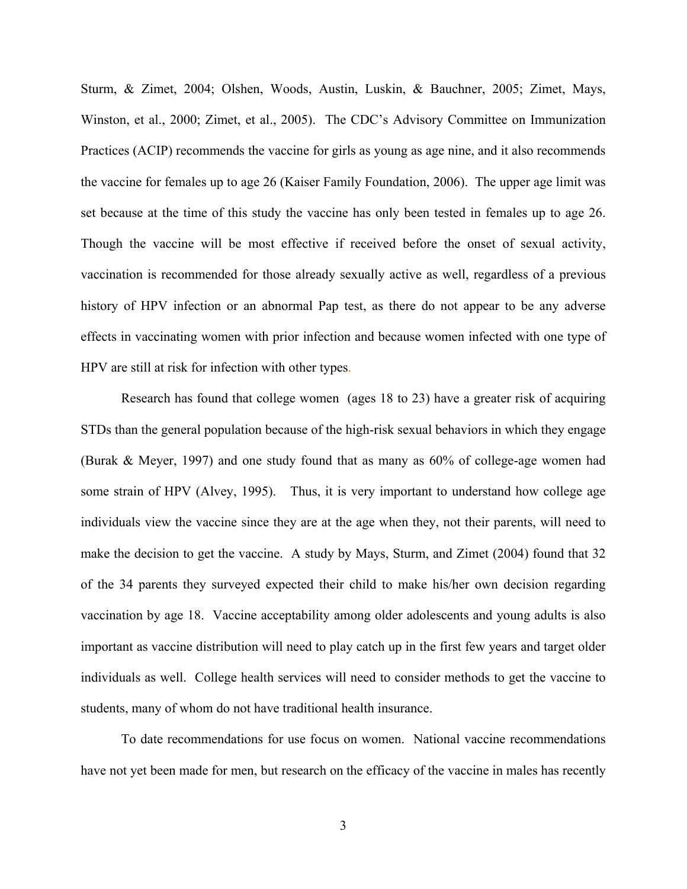Sturm, & Zimet, 2004; Olshen, Woods, Austin, Luskin, & Bauchner, 2005; Zimet, Mays, Winston, et al., 2000; Zimet, et al., 2005). The CDC's Advisory Committee on Immunization Practices (ACIP) recommends the vaccine for girls as young as age nine, and it also recommends the vaccine for females up to age 26 (Kaiser Family Foundation, 2006). The upper age limit was set because at the time of this study the vaccine has only been tested in females up to age 26. Though the vaccine will be most effective if received before the onset of sexual activity, vaccination is recommended for those already sexually active as well, regardless of a previous history of HPV infection or an abnormal Pap test, as there do not appear to be any adverse effects in vaccinating women with prior infection and because women infected with one type of HPV are still at risk for infection with other types.

Research has found that college women (ages 18 to 23) have a greater risk of acquiring STDs than the general population because of the high-risk sexual behaviors in which they engage (Burak & Meyer, 1997) and one study found that as many as 60% of college-age women had some strain of HPV (Alvey, 1995). Thus, it is very important to understand how college age individuals view the vaccine since they are at the age when they, not their parents, will need to make the decision to get the vaccine. A study by Mays, Sturm, and Zimet (2004) found that 32 of the 34 parents they surveyed expected their child to make his/her own decision regarding vaccination by age 18. Vaccine acceptability among older adolescents and young adults is also important as vaccine distribution will need to play catch up in the first few years and target older individuals as well. College health services will need to consider methods to get the vaccine to students, many of whom do not have traditional health insurance.

To date recommendations for use focus on women. National vaccine recommendations have not yet been made for men, but research on the efficacy of the vaccine in males has recently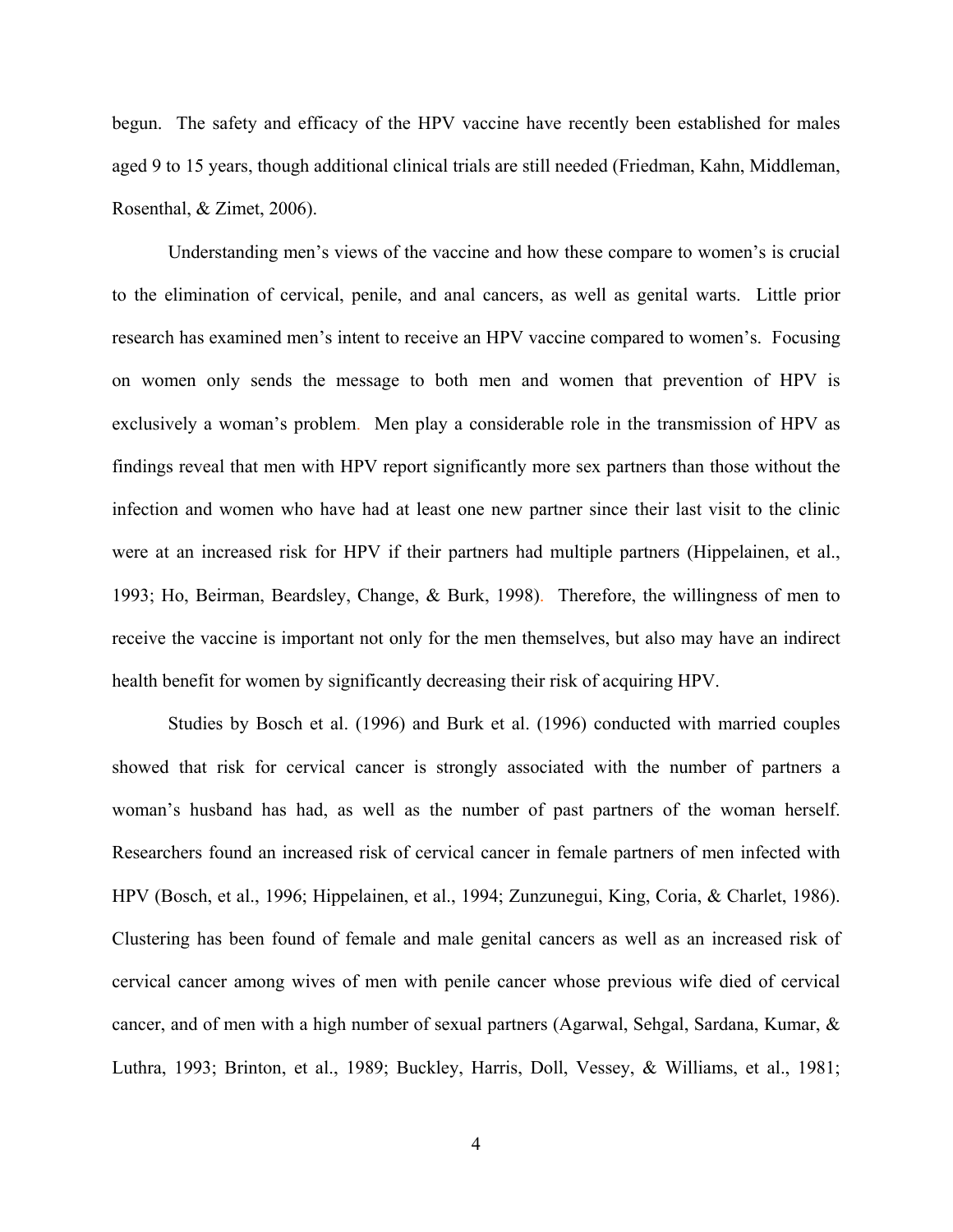begun. The safety and efficacy of the HPV vaccine have recently been established for males aged 9 to 15 years, though additional clinical trials are still needed (Friedman, Kahn, Middleman, Rosenthal, & Zimet, 2006).

Understanding men's views of the vaccine and how these compare to women's is crucial to the elimination of cervical, penile, and anal cancers, as well as genital warts. Little prior research has examined men's intent to receive an HPV vaccine compared to women's. Focusing on women only sends the message to both men and women that prevention of HPV is exclusively a woman's problem. Men play a considerable role in the transmission of HPV as findings reveal that men with HPV report significantly more sex partners than those without the infection and women who have had at least one new partner since their last visit to the clinic were at an increased risk for HPV if their partners had multiple partners (Hippelainen, et al., 1993; Ho, Beirman, Beardsley, Change, & Burk, 1998). Therefore, the willingness of men to receive the vaccine is important not only for the men themselves, but also may have an indirect health benefit for women by significantly decreasing their risk of acquiring HPV.

Studies by Bosch et al. (1996) and Burk et al. (1996) conducted with married couples showed that risk for cervical cancer is strongly associated with the number of partners a woman's husband has had, as well as the number of past partners of the woman herself. Researchers found an increased risk of cervical cancer in female partners of men infected with HPV (Bosch, et al., 1996; Hippelainen, et al., 1994; Zunzunegui, King, Coria, & Charlet, 1986). Clustering has been found of female and male genital cancers as well as an increased risk of cervical cancer among wives of men with penile cancer whose previous wife died of cervical cancer, and of men with a high number of sexual partners (Agarwal, Sehgal, Sardana, Kumar, & Luthra, 1993; Brinton, et al., 1989; Buckley, Harris, Doll, Vessey, & Williams, et al., 1981;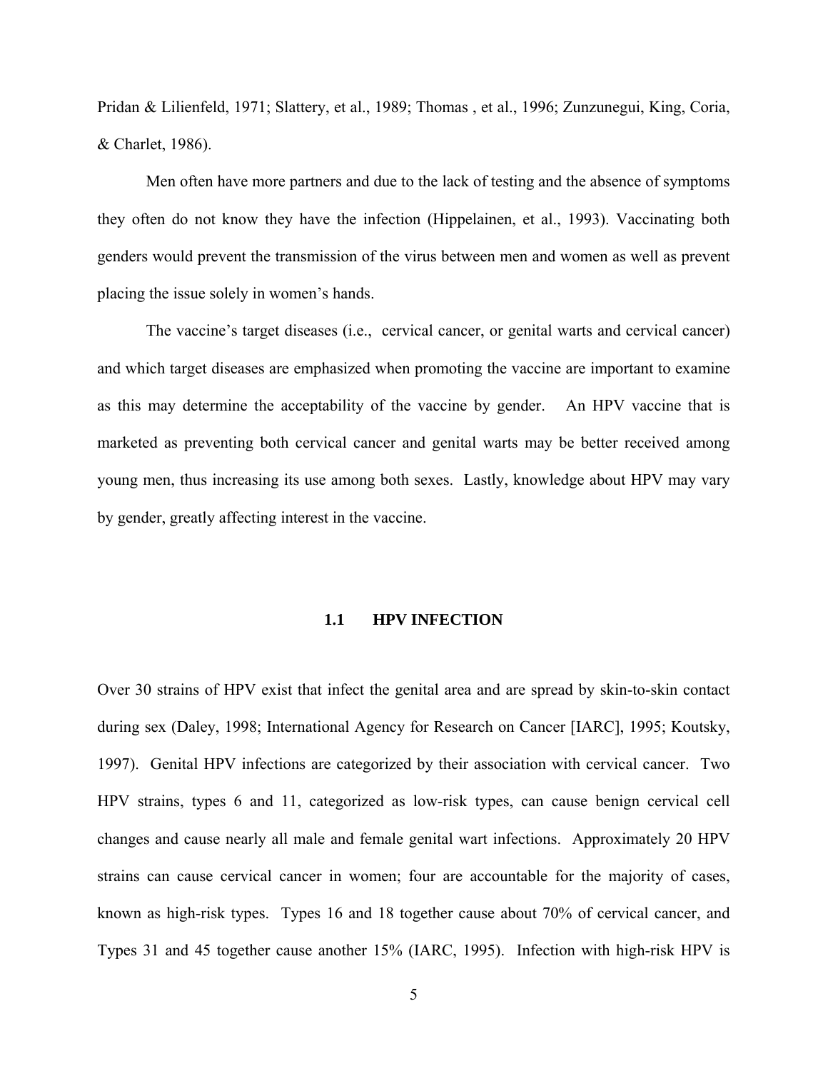Pridan & Lilienfeld, 1971; Slattery, et al., 1989; Thomas , et al., 1996; Zunzunegui, King, Coria, & Charlet, 1986).

Men often have more partners and due to the lack of testing and the absence of symptoms they often do not know they have the infection (Hippelainen, et al., 1993). Vaccinating both genders would prevent the transmission of the virus between men and women as well as prevent placing the issue solely in women's hands.

The vaccine's target diseases (i.e., cervical cancer, or genital warts and cervical cancer) and which target diseases are emphasized when promoting the vaccine are important to examine as this may determine the acceptability of the vaccine by gender. An HPV vaccine that is marketed as preventing both cervical cancer and genital warts may be better received among young men, thus increasing its use among both sexes. Lastly, knowledge about HPV may vary by gender, greatly affecting interest in the vaccine.

## 1.1 HPV INFECTION

Over 30 strains of HPV exist that infect the genital area and are spread by skin-to-skin contact during sex (Daley, 1998; International Agency for Research on Cancer [IARC], 1995; Koutsky, 1997). Genital HPV infections are categorized by their association with cervical cancer. Two HPV strains, types 6 and 11, categorized as low-risk types, can cause benign cervical cell changes and cause nearly all male and female genital wart infections. Approximately 20 HPV strains can cause cervical cancer in women; four are accountable for the majority of cases, known as high-risk types. Types 16 and 18 together cause about 70% of cervical cancer, and Types 31 and 45 together cause another 15% (IARC, 1995). Infection with high-risk HPV is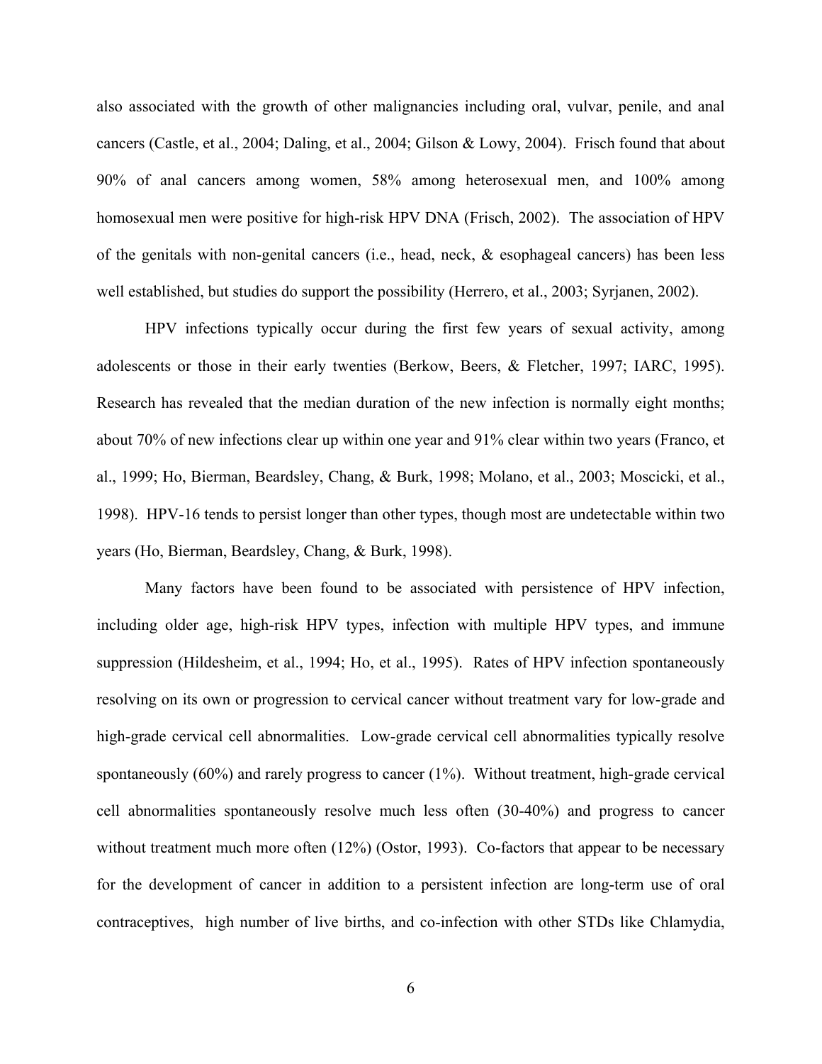also associated with the growth of other malignancies including oral, vulvar, penile, and anal cancers (Castle, et al., 2004; Daling, et al., 2004; Gilson & Lowy, 2004). Frisch found that about 90% of anal cancers among women, 58% among heterosexual men, and 100% among homosexual men were positive for high-risk HPV DNA (Frisch, 2002). The association of HPV of the genitals with non-genital cancers (i.e., head, neck, & esophageal cancers) has been less well established, but studies do support the possibility (Herrero, et al., 2003; Syrjanen, 2002).

HPV infections typically occur during the first few years of sexual activity, among adolescents or those in their early twenties (Berkow, Beers, & Fletcher, 1997; IARC, 1995). Research has revealed that the median duration of the new infection is normally eight months; about 70% of new infections clear up within one year and 91% clear within two years (Franco, et al., 1999; Ho, Bierman, Beardsley, Chang, & Burk, 1998; Molano, et al., 2003; Moscicki, et al., 1998). HPV-16 tends to persist longer than other types, though most are undetectable within two years (Ho, Bierman, Beardsley, Chang, & Burk, 1998).

Many factors have been found to be associated with persistence of HPV infection, including older age, high-risk HPV types, infection with multiple HPV types, and immune suppression (Hildesheim, et al., 1994; Ho, et al., 1995). Rates of HPV infection spontaneously resolving on its own or progression to cervical cancer without treatment vary for low-grade and high-grade cervical cell abnormalities. Low-grade cervical cell abnormalities typically resolve spontaneously (60%) and rarely progress to cancer (1%). Without treatment, high-grade cervical cell abnormalities spontaneously resolve much less often (30-40%) and progress to cancer without treatment much more often (12%) (Ostor, 1993). Co-factors that appear to be necessary for the development of cancer in addition to a persistent infection are long-term use of oral contraceptives, high number of live births, and co-infection with other STDs like Chlamydia,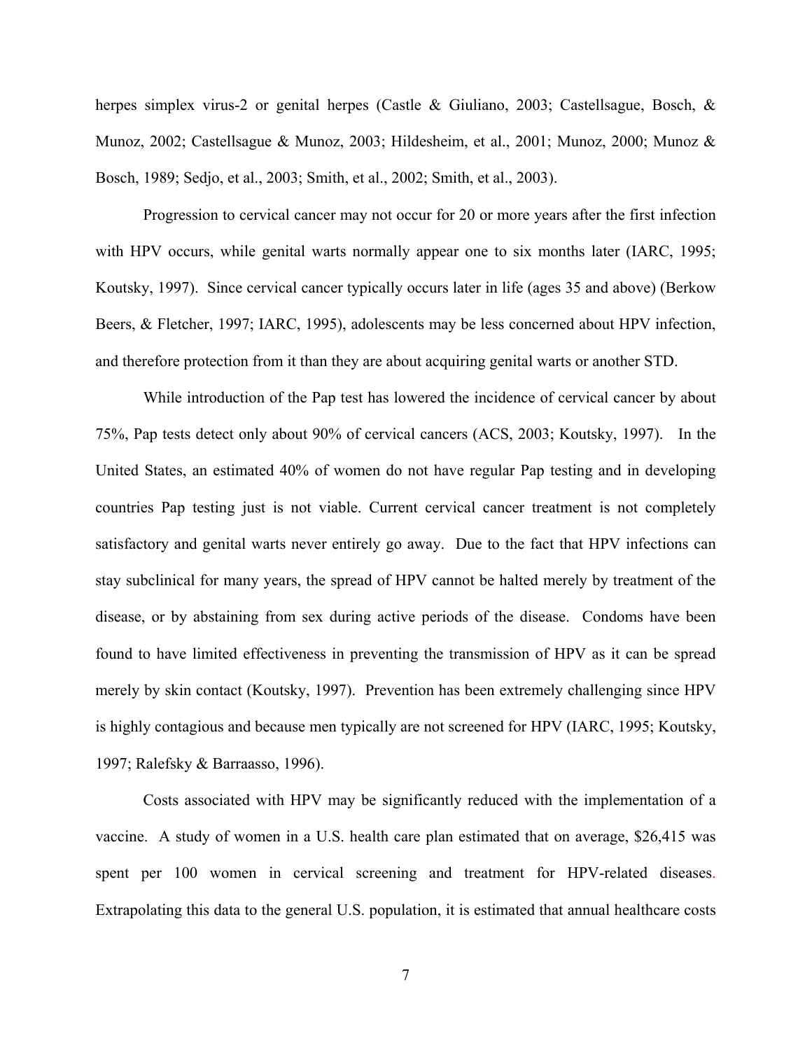herpes simplex virus-2 or genital herpes (Castle & Giuliano, 2003; Castellsague, Bosch, & Munoz, 2002; Castellsague & Munoz, 2003; Hildesheim, et al., 2001; Munoz, 2000; Munoz & Bosch, 1989; Sedjo, et al., 2003; Smith, et al., 2002; Smith, et al., 2003).

Progression to cervical cancer may not occur for 20 or more years after the first infection with HPV occurs, while genital warts normally appear one to six months later (IARC, 1995; Koutsky, 1997). Since cervical cancer typically occurs later in life (ages 35 and above) (Berkow Beers, & Fletcher, 1997; IARC, 1995), adolescents may be less concerned about HPV infection, and therefore protection from it than they are about acquiring genital warts or another STD.

While introduction of the Pap test has lowered the incidence of cervical cancer by about 75%, Pap tests detect only about 90% of cervical cancers (ACS, 2003; Koutsky, 1997). In the United States, an estimated 40% of women do not have regular Pap testing and in developing countries Pap testing just is not viable. Current cervical cancer treatment is not completely satisfactory and genital warts never entirely go away. Due to the fact that HPV infections can stay subclinical for many years, the spread of HPV cannot be halted merely by treatment of the disease, or by abstaining from sex during active periods of the disease. Condoms have been found to have limited effectiveness in preventing the transmission of HPV as it can be spread merely by skin contact (Koutsky, 1997). Prevention has been extremely challenging since HPV is highly contagious and because men typically are not screened for HPV (IARC, 1995; Koutsky, 1997; Ralefsky & Barraasso, 1996).

Costs associated with HPV may be significantly reduced with the implementation of a vaccine. A study of women in a U.S. health care plan estimated that on average, $26,415 was spent per 100 women in cervical screening and treatment for HPV-related diseases. Extrapolating this data to the general U.S. population, it is estimated that annual healthcare costs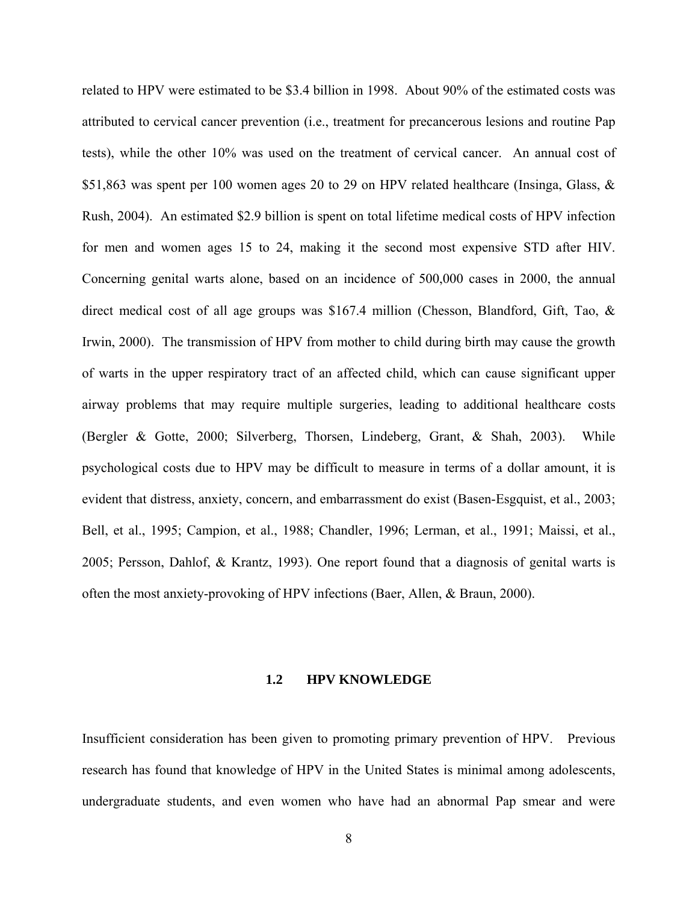related to HPV were estimated to be $3.4 billion in 1998. About 90% of the estimated costs was attributed to cervical cancer prevention (i.e., treatment for precancerous lesions and routine Pap tests), while the other 10% was used on the treatment of cervical cancer. An annual cost of $51,863 was spent per 100 women ages 20 to 29 on HPV related healthcare (Insinga, Glass, & Rush, 2004). An estimated $2.9 billion is spent on total lifetime medical costs of HPV infection for men and women ages 15 to 24, making it the second most expensive STD after HIV. Concerning genital warts alone, based on an incidence of 500,000 cases in 2000, the annual direct medical cost of all age groups was $167.4 million (Chesson, Blandford, Gift, Tao, & Irwin, 2000). The transmission of HPV from mother to child during birth may cause the growth of warts in the upper respiratory tract of an affected child, which can cause significant upper airway problems that may require multiple surgeries, leading to additional healthcare costs (Bergler & Gotte, 2000; Silverberg, Thorsen, Lindeberg, Grant, & Shah, 2003). While psychological costs due to HPV may be difficult to measure in terms of a dollar amount, it is evident that distress, anxiety, concern, and embarrassment do exist (Basen-Esgquist, et al., 2003; Bell, et al., 1995; Campion, et al., 1988; Chandler, 1996; Lerman, et al., 1991; Maissi, et al., 2005; Persson, Dahlof, & Krantz, 1993). One report found that a diagnosis of genital warts is often the most anxiety-provoking of HPV infections (Baer, Allen, & Braun, 2000).

## 1.2 HPV KNOWLEDGE

Insufficient consideration has been given to promoting primary prevention of HPV. Previous research has found that knowledge of HPV in the United States is minimal among adolescents, undergraduate students, and even women who have had an abnormal Pap smear and were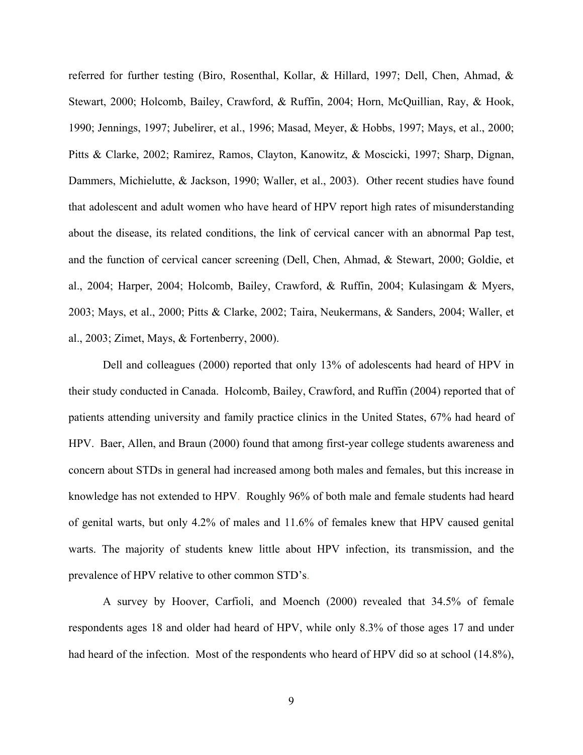referred for further testing (Biro, Rosenthal, Kollar, & Hillard, 1997; Dell, Chen, Ahmad, & Stewart, 2000; Holcomb, Bailey, Crawford, & Ruffin, 2004; Horn, McQuillian, Ray, & Hook, 1990; Jennings, 1997; Jubelirer, et al., 1996; Masad, Meyer, & Hobbs, 1997; Mays, et al., 2000; Pitts & Clarke, 2002; Ramirez, Ramos, Clayton, Kanowitz, & Moscicki, 1997; Sharp, Dignan, Dammers, Michielutte, & Jackson, 1990; Waller, et al., 2003). Other recent studies have found that adolescent and adult women who have heard of HPV report high rates of misunderstanding about the disease, its related conditions, the link of cervical cancer with an abnormal Pap test, and the function of cervical cancer screening (Dell, Chen, Ahmad, & Stewart, 2000; Goldie, et al., 2004; Harper, 2004; Holcomb, Bailey, Crawford, & Ruffin, 2004; Kulasingam & Myers, 2003; Mays, et al., 2000; Pitts & Clarke, 2002; Taira, Neukermans, & Sanders, 2004; Waller, et al., 2003; Zimet, Mays, & Fortenberry, 2000).

Dell and colleagues (2000) reported that only 13% of adolescents had heard of HPV in their study conducted in Canada. Holcomb, Bailey, Crawford, and Ruffin (2004) reported that of patients attending university and family practice clinics in the United States, 67% had heard of HPV. Baer, Allen, and Braun (2000) found that among first-year college students awareness and concern about STDs in general had increased among both males and females, but this increase in knowledge has not extended to HPV. Roughly 96% of both male and female students had heard of genital warts, but only 4.2% of males and 11.6% of females knew that HPV caused genital warts. The majority of students knew little about HPV infection, its transmission, and the prevalence of HPV relative to other common STD's.

A survey by Hoover, Carfioli, and Moench (2000) revealed that 34.5% of female respondents ages 18 and older had heard of HPV, while only 8.3% of those ages 17 and under had heard of the infection. Most of the respondents who heard of HPV did so at school (14.8%),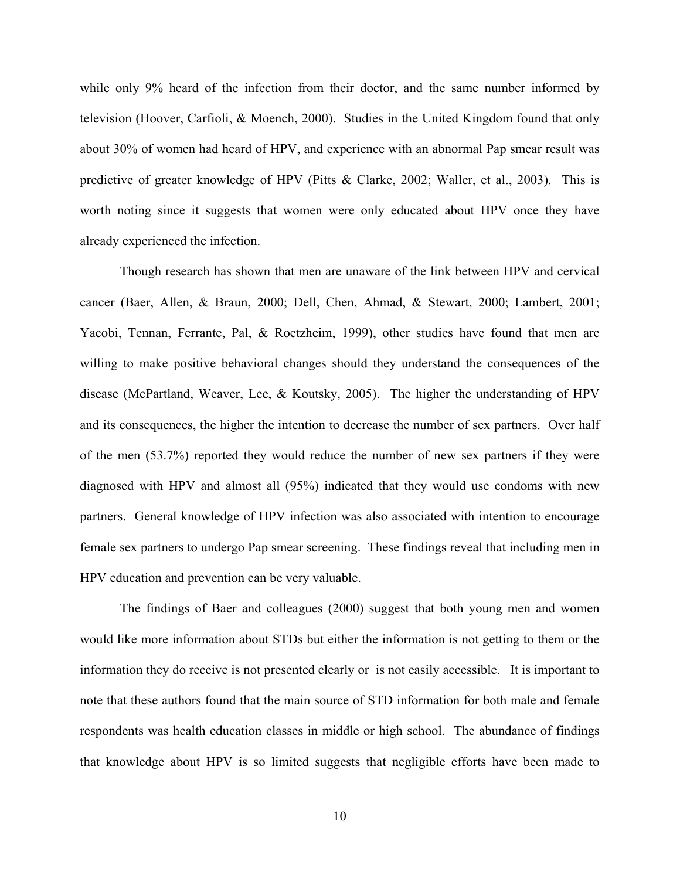while only 9% heard of the infection from their doctor, and the same number informed by television (Hoover, Carfioli, & Moench, 2000). Studies in the United Kingdom found that only about 30% of women had heard of HPV, and experience with an abnormal Pap smear result was predictive of greater knowledge of HPV (Pitts & Clarke, 2002; Waller, et al., 2003). This is worth noting since it suggests that women were only educated about HPV once they have already experienced the infection.

Though research has shown that men are unaware of the link between HPV and cervical cancer (Baer, Allen, & Braun, 2000; Dell, Chen, Ahmad, & Stewart, 2000; Lambert, 2001; Yacobi, Tennan, Ferrante, Pal, & Roetzheim, 1999), other studies have found that men are willing to make positive behavioral changes should they understand the consequences of the disease (McPartland, Weaver, Lee, & Koutsky, 2005). The higher the understanding of HPV and its consequences, the higher the intention to decrease the number of sex partners. Over half of the men (53.7%) reported they would reduce the number of new sex partners if they were diagnosed with HPV and almost all (95%) indicated that they would use condoms with new partners. General knowledge of HPV infection was also associated with intention to encourage female sex partners to undergo Pap smear screening. These findings reveal that including men in HPV education and prevention can be very valuable.

The findings of Baer and colleagues (2000) suggest that both young men and women would like more information about STDs but either the information is not getting to them or the information they do receive is not presented clearly or is not easily accessible. It is important to note that these authors found that the main source of STD information for both male and female respondents was health education classes in middle or high school. The abundance of findings that knowledge about HPV is so limited suggests that negligible efforts have been made to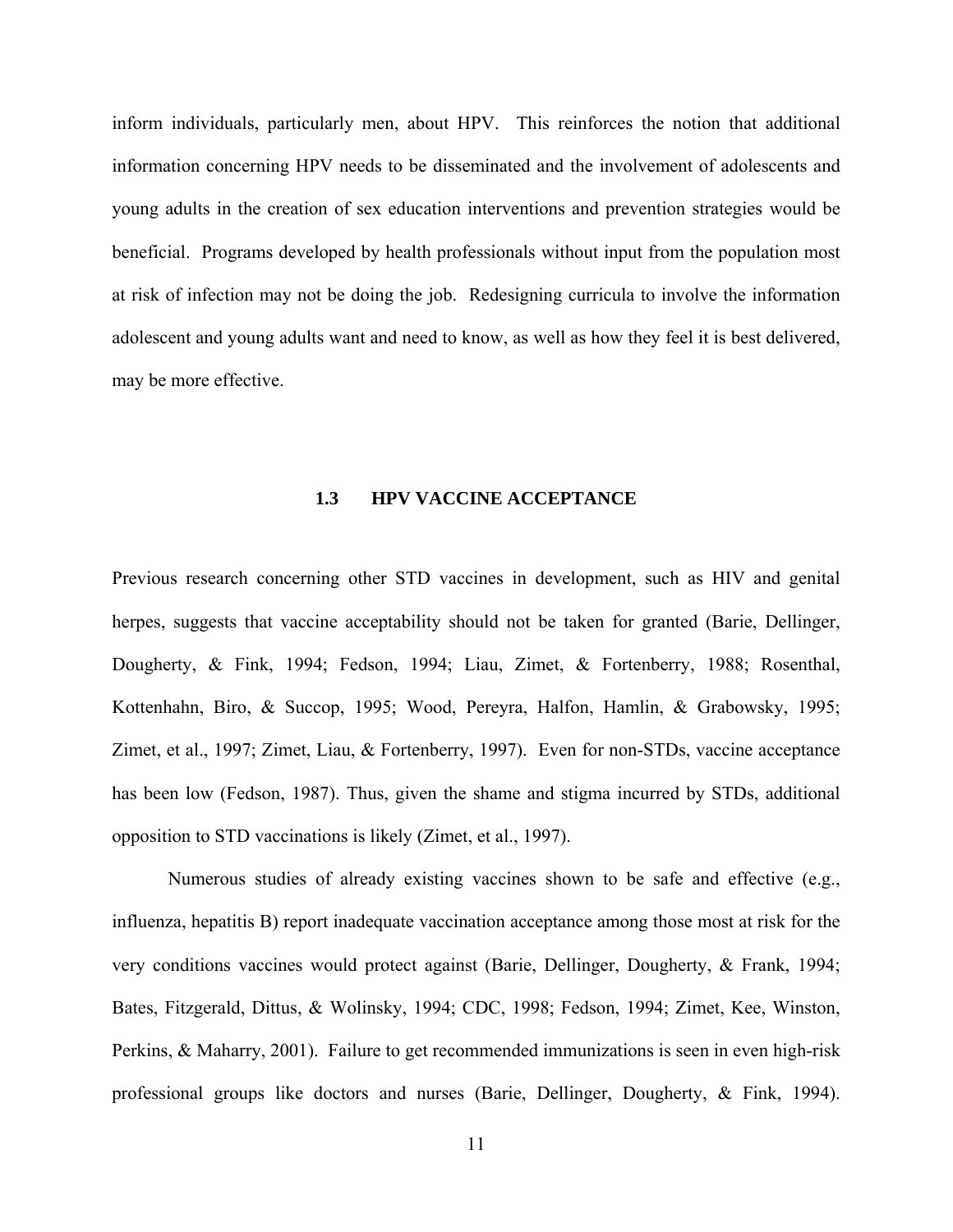inform individuals, particularly men, about HPV. This reinforces the notion that additional information concerning HPV needs to be disseminated and the involvement of adolescents and young adults in the creation of sex education interventions and prevention strategies would be beneficial. Programs developed by health professionals without input from the population most at risk of infection may not be doing the job. Redesigning curricula to involve the information adolescent and young adults want and need to know, as well as how they feel it is best delivered, may be more effective.

## 1.3 HPV VACCINE ACCEPTANCE

Previous research concerning other STD vaccines in development, such as HIV and genital herpes, suggests that vaccine acceptability should not be taken for granted (Barie, Dellinger, Dougherty, & Fink, 1994; Fedson, 1994; Liau, Zimet, & Fortenberry, 1988; Rosenthal, Kottenhahn, Biro, & Succop, 1995; Wood, Pereyra, Halfon, Hamlin, & Grabowsky, 1995; Zimet, et al., 1997; Zimet, Liau, & Fortenberry, 1997). Even for non-STDs, vaccine acceptance has been low (Fedson, 1987). Thus, given the shame and stigma incurred by STDs, additional opposition to STD vaccinations is likely (Zimet, et al., 1997).

Numerous studies of already existing vaccines shown to be safe and effective (e.g., influenza, hepatitis B) report inadequate vaccination acceptance among those most at risk for the very conditions vaccines would protect against (Barie, Dellinger, Dougherty, & Frank, 1994; Bates, Fitzgerald, Dittus, & Wolinsky, 1994; CDC, 1998; Fedson, 1994; Zimet, Kee, Winston, Perkins, & Maharry, 2001). Failure to get recommended immunizations is seen in even high-risk professional groups like doctors and nurses (Barie, Dellinger, Dougherty, & Fink, 1994).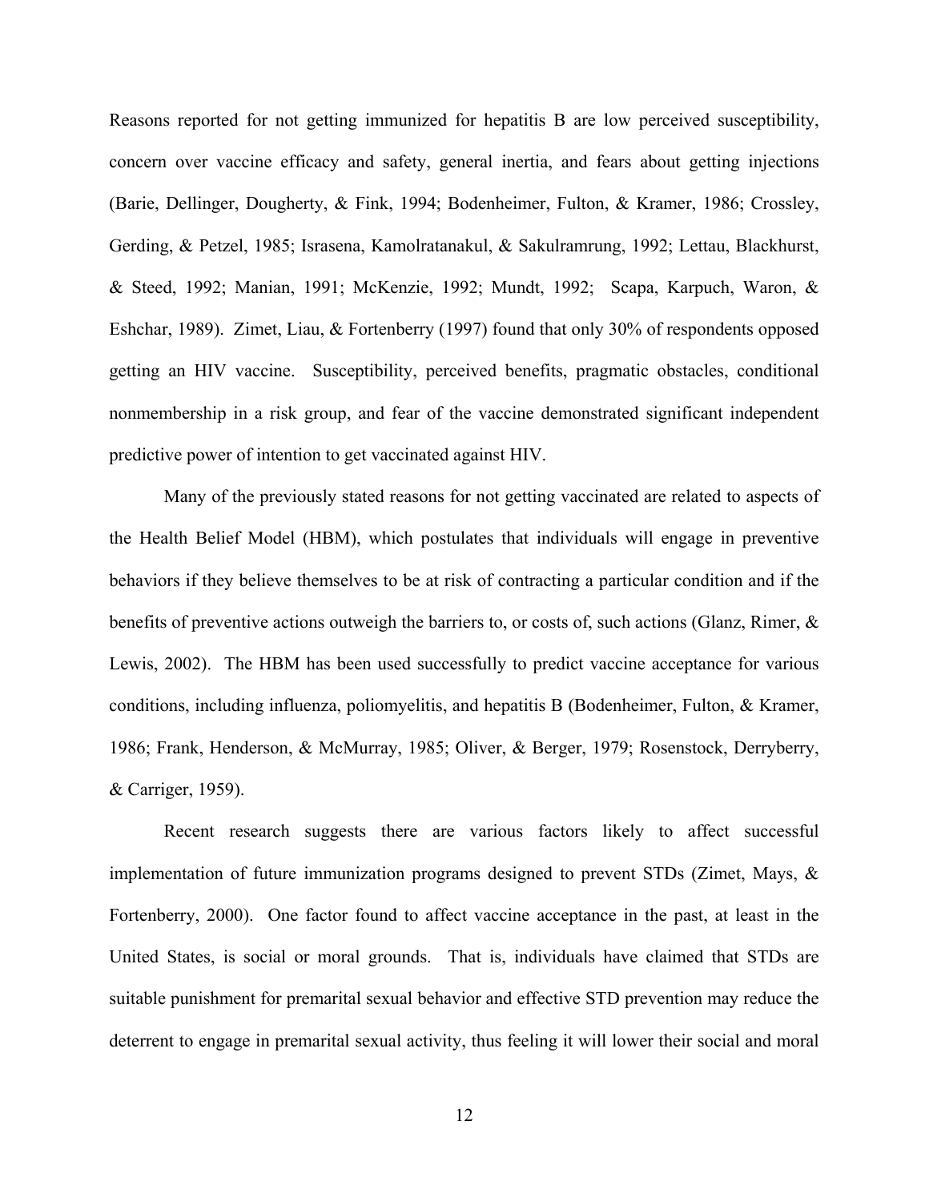Reasons reported for not getting immunized for hepatitis B are low perceived susceptibility, concern over vaccine efficacy and safety, general inertia, and fears about getting injections (Barie, Dellinger, Dougherty, & Fink, 1994; Bodenheimer, Fulton, & Kramer, 1986; Crossley, Gerding, & Petzel, 1985; Israsena, Kamolratanakul, & Sakulramrung, 1992; Lettau, Blackhurst, & Steed, 1992; Manian, 1991; McKenzie, 1992; Mundt, 1992; Scapa, Karpuch, Waron, & Eshchar, 1989). Zimet, Liau, & Fortenberry (1997) found that only 30% of respondents opposed getting an HIV vaccine. Susceptibility, perceived benefits, pragmatic obstacles, conditional nonmembership in a risk group, and fear of the vaccine demonstrated significant independent predictive power of intention to get vaccinated against HIV.

Many of the previously stated reasons for not getting vaccinated are related to aspects of the Health Belief Model (HBM), which postulates that individuals will engage in preventive behaviors if they believe themselves to be at risk of contracting a particular condition and if the benefits of preventive actions outweigh the barriers to, or costs of, such actions (Glanz, Rimer, & Lewis, 2002). The HBM has been used successfully to predict vaccine acceptance for various conditions, including influenza, poliomyelitis, and hepatitis B (Bodenheimer, Fulton, & Kramer, 1986; Frank, Henderson, & McMurray, 1985; Oliver, & Berger, 1979; Rosenstock, Derryberry, & Carriger, 1959).

Recent research suggests there are various factors likely to affect successful implementation of future immunization programs designed to prevent STDs (Zimet, Mays, & Fortenberry, 2000). One factor found to affect vaccine acceptance in the past, at least in the United States, is social or moral grounds. That is, individuals have claimed that STDs are suitable punishment for premarital sexual behavior and effective STD prevention may reduce the deterrent to engage in premarital sexual activity, thus feeling it will lower their social and moral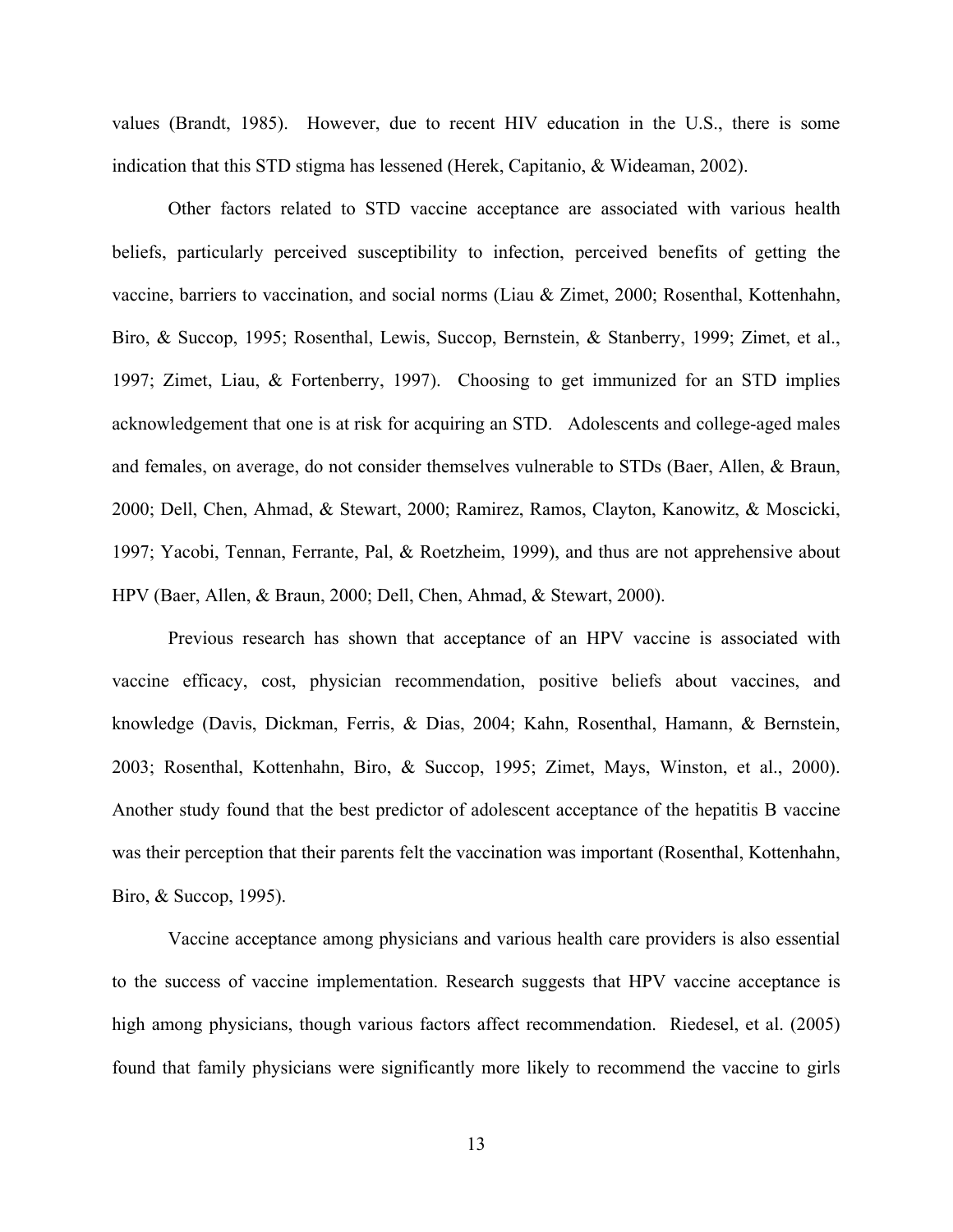values (Brandt, 1985). However, due to recent HIV education in the U.S., there is some indication that this STD stigma has lessened (Herek, Capitanio, & Wideaman, 2002).

Other factors related to STD vaccine acceptance are associated with various health beliefs, particularly perceived susceptibility to infection, perceived benefits of getting the vaccine, barriers to vaccination, and social norms (Liau & Zimet, 2000; Rosenthal, Kottenhahn, Biro, & Succop, 1995; Rosenthal, Lewis, Succop, Bernstein, & Stanberry, 1999; Zimet, et al., 1997; Zimet, Liau, & Fortenberry, 1997). Choosing to get immunized for an STD implies acknowledgement that one is at risk for acquiring an STD. Adolescents and college-aged males and females, on average, do not consider themselves vulnerable to STDs (Baer, Allen, & Braun, 2000; Dell, Chen, Ahmad, & Stewart, 2000; Ramirez, Ramos, Clayton, Kanowitz, & Moscicki, 1997; Yacobi, Tennan, Ferrante, Pal, & Roetzheim, 1999), and thus are not apprehensive about HPV (Baer, Allen, & Braun, 2000; Dell, Chen, Ahmad, & Stewart, 2000).

Previous research has shown that acceptance of an HPV vaccine is associated with vaccine efficacy, cost, physician recommendation, positive beliefs about vaccines, and knowledge (Davis, Dickman, Ferris, & Dias, 2004; Kahn, Rosenthal, Hamann, & Bernstein, 2003; Rosenthal, Kottenhahn, Biro, & Succop, 1995; Zimet, Mays, Winston, et al., 2000). Another study found that the best predictor of adolescent acceptance of the hepatitis B vaccine was their perception that their parents felt the vaccination was important (Rosenthal, Kottenhahn, Biro, & Succop, 1995).

Vaccine acceptance among physicians and various health care providers is also essential to the success of vaccine implementation. Research suggests that HPV vaccine acceptance is high among physicians, though various factors affect recommendation. Riedesel, et al. (2005) found that family physicians were significantly more likely to recommend the vaccine to girls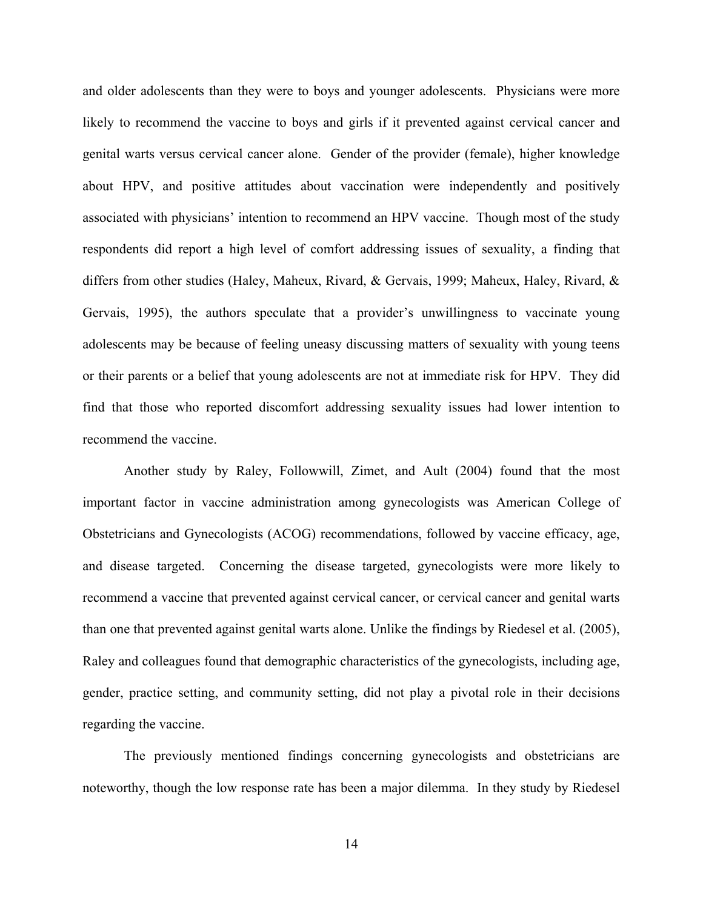and older adolescents than they were to boys and younger adolescents. Physicians were more likely to recommend the vaccine to boys and girls if it prevented against cervical cancer and genital warts versus cervical cancer alone. Gender of the provider (female), higher knowledge about HPV, and positive attitudes about vaccination were independently and positively associated with physicians' intention to recommend an HPV vaccine. Though most of the study respondents did report a high level of comfort addressing issues of sexuality, a finding that differs from other studies (Haley, Maheux, Rivard, & Gervais, 1999; Maheux, Haley, Rivard, & Gervais, 1995), the authors speculate that a provider's unwillingness to vaccinate young adolescents may be because of feeling uneasy discussing matters of sexuality with young teens or their parents or a belief that young adolescents are not at immediate risk for HPV. They did find that those who reported discomfort addressing sexuality issues had lower intention to recommend the vaccine.

Another study by Raley, Followwill, Zimet, and Ault (2004) found that the most important factor in vaccine administration among gynecologists was American College of Obstetricians and Gynecologists (ACOG) recommendations, followed by vaccine efficacy, age, and disease targeted. Concerning the disease targeted, gynecologists were more likely to recommend a vaccine that prevented against cervical cancer, or cervical cancer and genital warts than one that prevented against genital warts alone. Unlike the findings by Riedesel et al. (2005), Raley and colleagues found that demographic characteristics of the gynecologists, including age, gender, practice setting, and community setting, did not play a pivotal role in their decisions regarding the vaccine.

The previously mentioned findings concerning gynecologists and obstetricians are noteworthy, though the low response rate has been a major dilemma. In they study by Riedesel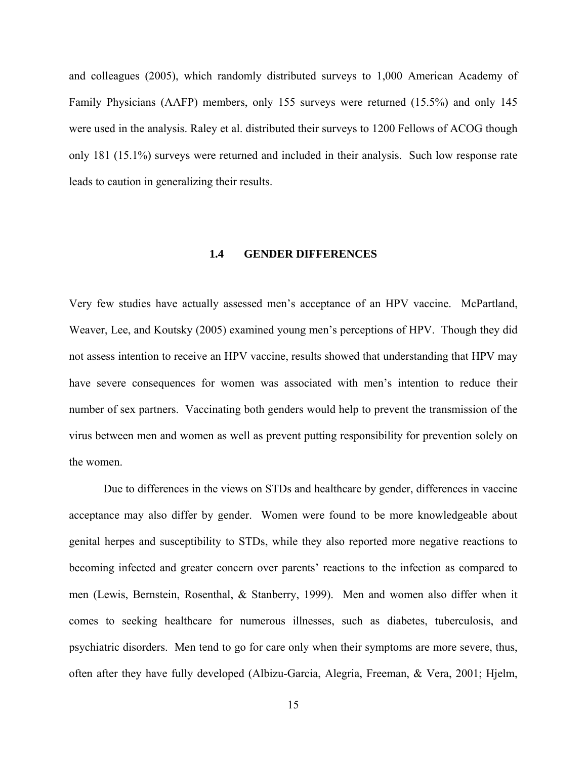and colleagues (2005), which randomly distributed surveys to 1,000 American Academy of Family Physicians (AAFP) members, only 155 surveys were returned (15.5%) and only 145 were used in the analysis. Raley et al. distributed their surveys to 1200 Fellows of ACOG though only 181 (15.1%) surveys were returned and included in their analysis. Such low response rate leads to caution in generalizing their results.

## 1.4 GENDER DIFFERENCES

Very few studies have actually assessed men's acceptance of an HPV vaccine. McPartland, Weaver, Lee, and Koutsky (2005) examined young men's perceptions of HPV. Though they did not assess intention to receive an HPV vaccine, results showed that understanding that HPV may have severe consequences for women was associated with men's intention to reduce their number of sex partners. Vaccinating both genders would help to prevent the transmission of the virus between men and women as well as prevent putting responsibility for prevention solely on the women.

Due to differences in the views on STDs and healthcare by gender, differences in vaccine acceptance may also differ by gender. Women were found to be more knowledgeable about genital herpes and susceptibility to STDs, while they also reported more negative reactions to becoming infected and greater concern over parents' reactions to the infection as compared to men (Lewis, Bernstein, Rosenthal, & Stanberry, 1999). Men and women also differ when it comes to seeking healthcare for numerous illnesses, such as diabetes, tuberculosis, and psychiatric disorders. Men tend to go for care only when their symptoms are more severe, thus, often after they have fully developed (Albizu-Garcia, Alegria, Freeman, & Vera, 2001; Hjelm,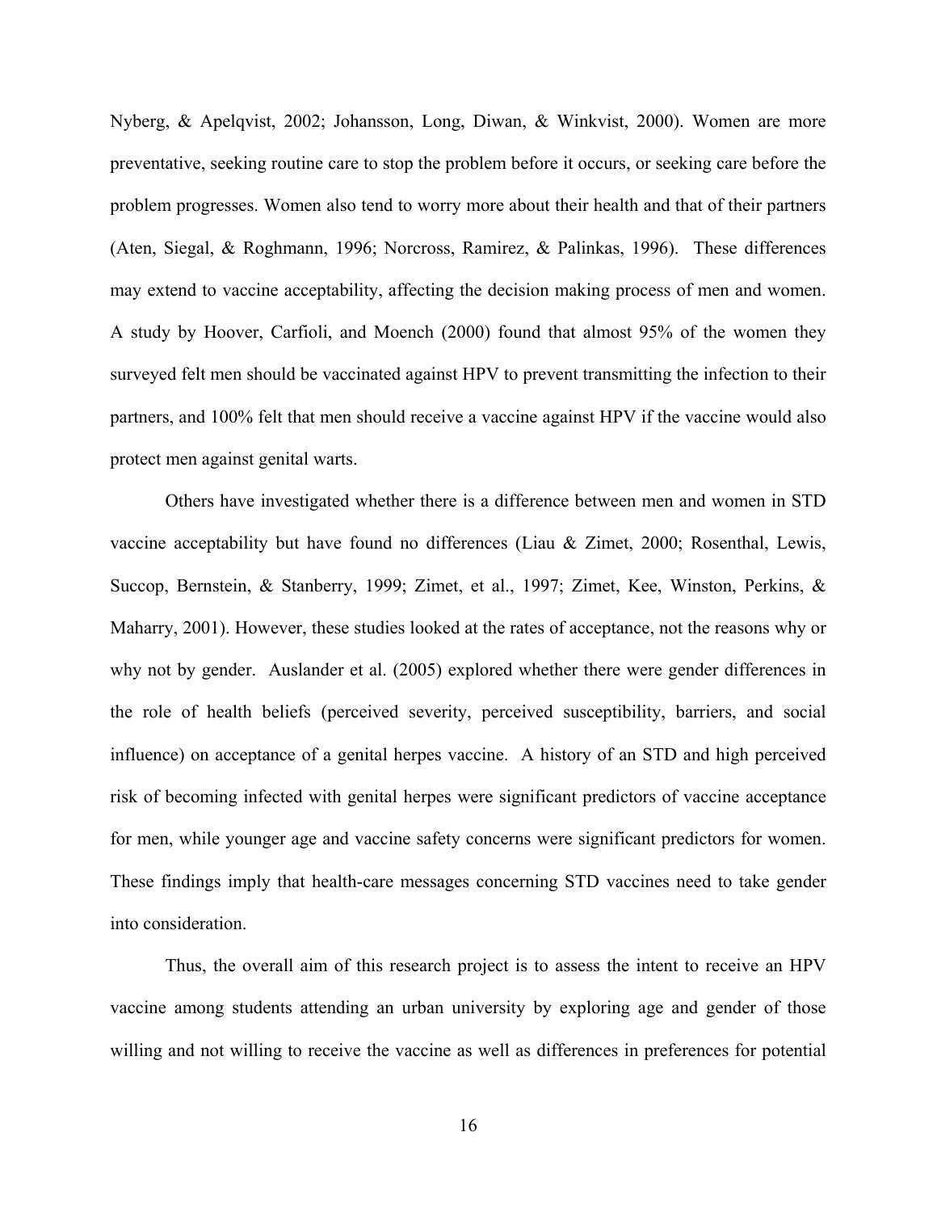Nyberg, & Apelqvist, 2002; Johansson, Long, Diwan, & Winkvist, 2000). Women are more preventative, seeking routine care to stop the problem before it occurs, or seeking care before the problem progresses. Women also tend to worry more about their health and that of their partners (Aten, Siegal, & Roghmann, 1996; Norcross, Ramirez, & Palinkas, 1996). These differences may extend to vaccine acceptability, affecting the decision making process of men and women. A study by Hoover, Carfioli, and Moench (2000) found that almost 95% of the women they surveyed felt men should be vaccinated against HPV to prevent transmitting the infection to their partners, and 100% felt that men should receive a vaccine against HPV if the vaccine would also protect men against genital warts.

Others have investigated whether there is a difference between men and women in STD vaccine acceptability but have found no differences (Liau & Zimet, 2000; Rosenthal, Lewis, Succop, Bernstein, & Stanberry, 1999; Zimet, et al., 1997; Zimet, Kee, Winston, Perkins, & Maharry, 2001). However, these studies looked at the rates of acceptance, not the reasons why or why not by gender. Auslander et al. (2005) explored whether there were gender differences in the role of health beliefs (perceived severity, perceived susceptibility, barriers, and social influence) on acceptance of a genital herpes vaccine. A history of an STD and high perceived risk of becoming infected with genital herpes were significant predictors of vaccine acceptance for men, while younger age and vaccine safety concerns were significant predictors for women. These findings imply that health-care messages concerning STD vaccines need to take gender into consideration.

Thus, the overall aim of this research project is to assess the intent to receive an HPV vaccine among students attending an urban university by exploring age and gender of those willing and not willing to receive the vaccine as well as differences in preferences for potential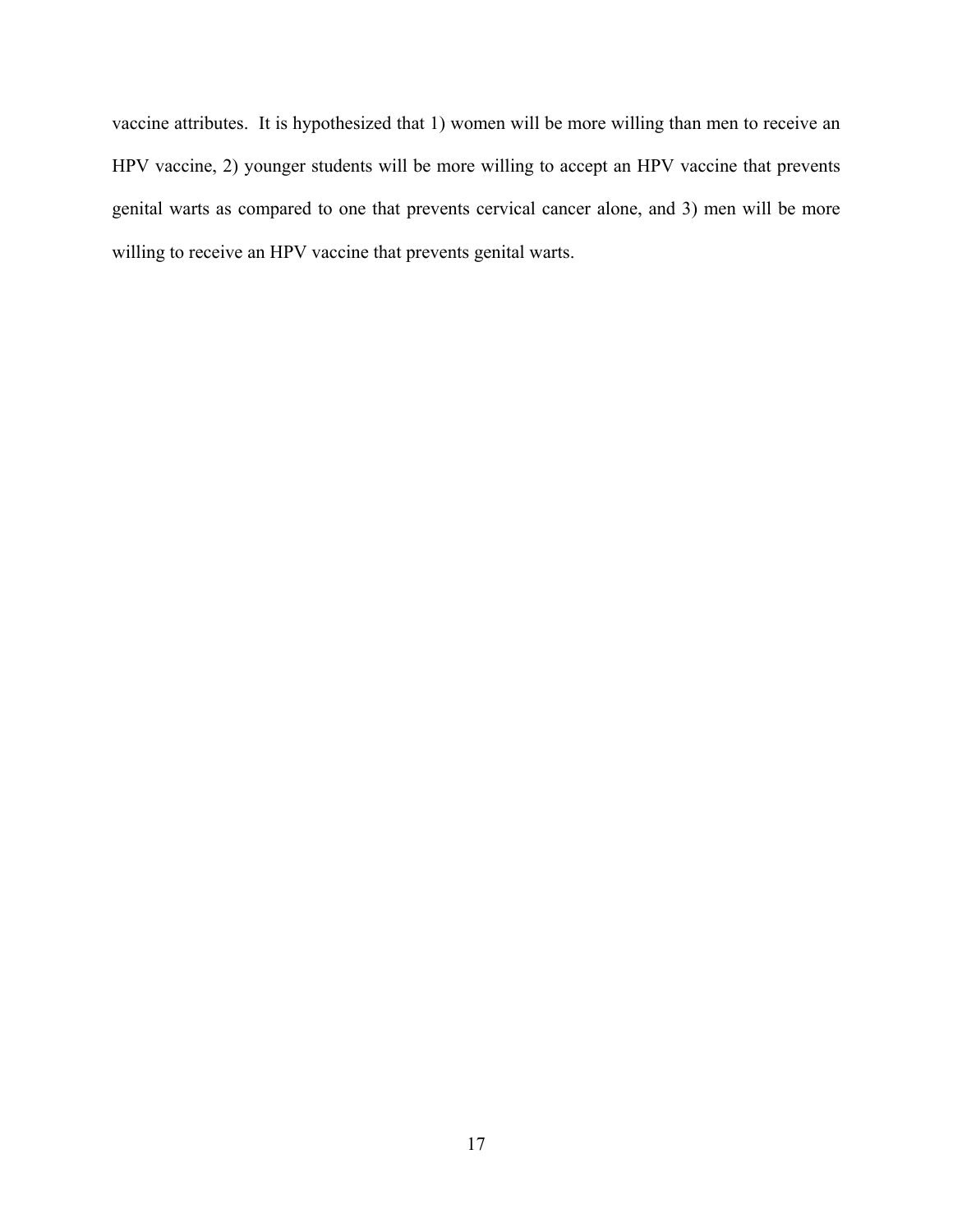vaccine attributes. It is hypothesized that 1) women will be more willing than men to receive an HPV vaccine, 2) younger students will be more willing to accept an HPV vaccine that prevents genital warts as compared to one that prevents cervical cancer alone, and 3) men will be more willing to receive an HPV vaccine that prevents genital warts.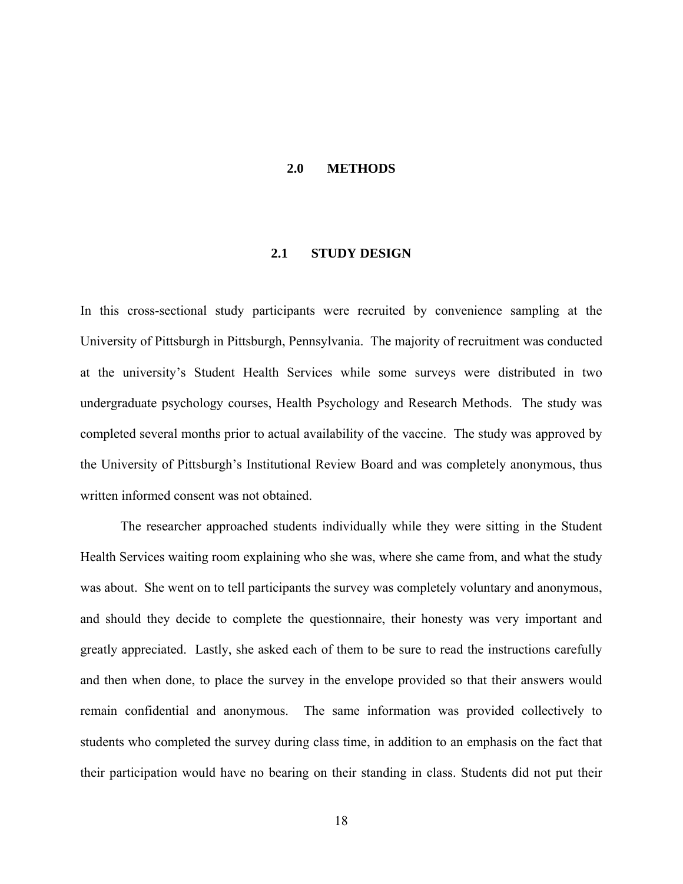# 2.0 METHODS

## 2.1 STUDY DESIGN

In this cross-sectional study participants were recruited by convenience sampling at the University of Pittsburgh in Pittsburgh, Pennsylvania. The majority of recruitment was conducted at the university's Student Health Services while some surveys were distributed in two undergraduate psychology courses, Health Psychology and Research Methods. The study was completed several months prior to actual availability of the vaccine. The study was approved by the University of Pittsburgh's Institutional Review Board and was completely anonymous, thus written informed consent was not obtained.

The researcher approached students individually while they were sitting in the Student Health Services waiting room explaining who she was, where she came from, and what the study was about. She went on to tell participants the survey was completely voluntary and anonymous, and should they decide to complete the questionnaire, their honesty was very important and greatly appreciated. Lastly, she asked each of them to be sure to read the instructions carefully and then when done, to place the survey in the envelope provided so that their answers would remain confidential and anonymous. The same information was provided collectively to students who completed the survey during class time, in addition to an emphasis on the fact that their participation would have no bearing on their standing in class. Students did not put their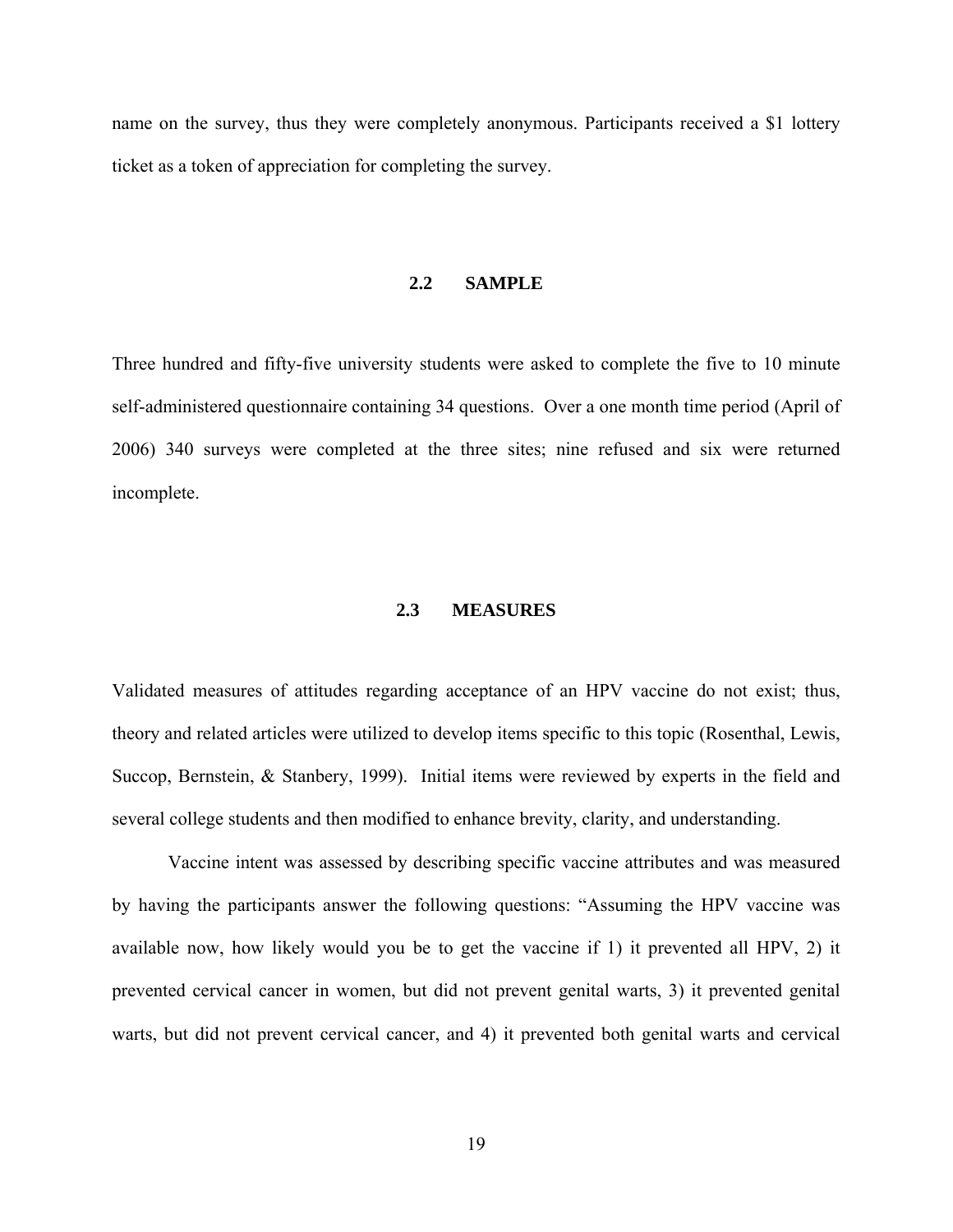name on the survey, thus they were completely anonymous. Participants received a $1 lottery ticket as a token of appreciation for completing the survey.

## 2.2 SAMPLE

Three hundred and fifty-five university students were asked to complete the five to 10 minute self-administered questionnaire containing 34 questions. Over a one month time period (April of 2006) 340 surveys were completed at the three sites; nine refused and six were returned incomplete.

## 2.3 MEASURES

Validated measures of attitudes regarding acceptance of an HPV vaccine do not exist; thus, theory and related articles were utilized to develop items specific to this topic (Rosenthal, Lewis, Succop, Bernstein, & Stanbery, 1999). Initial items were reviewed by experts in the field and several college students and then modified to enhance brevity, clarity, and understanding.

Vaccine intent was assessed by describing specific vaccine attributes and was measured by having the participants answer the following questions: "Assuming the HPV vaccine was available now, how likely would you be to get the vaccine if 1) it prevented all HPV, 2) it prevented cervical cancer in women, but did not prevent genital warts, 3) it prevented genital warts, but did not prevent cervical cancer, and 4) it prevented both genital warts and cervical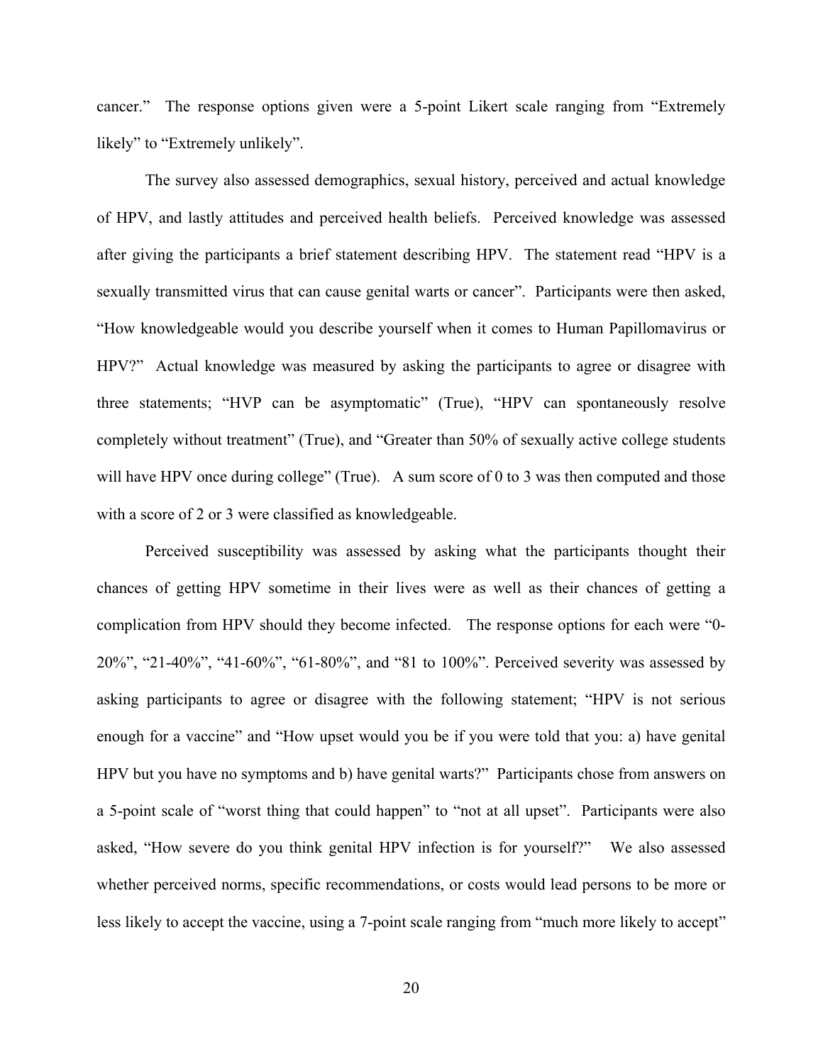cancer." The response options given were a 5-point Likert scale ranging from "Extremely likely" to "Extremely unlikely".

The survey also assessed demographics, sexual history, perceived and actual knowledge of HPV, and lastly attitudes and perceived health beliefs. Perceived knowledge was assessed after giving the participants a brief statement describing HPV. The statement read "HPV is a sexually transmitted virus that can cause genital warts or cancer". Participants were then asked, "How knowledgeable would you describe yourself when it comes to Human Papillomavirus or HPV?" Actual knowledge was measured by asking the participants to agree or disagree with three statements; "HVP can be asymptomatic" (True), "HPV can spontaneously resolve completely without treatment" (True), and "Greater than 50% of sexually active college students will have HPV once during college" (True). A sum score of 0 to 3 was then computed and those with a score of 2 or 3 were classified as knowledgeable.

Perceived susceptibility was assessed by asking what the participants thought their chances of getting HPV sometime in their lives were as well as their chances of getting a complication from HPV should they become infected. The response options for each were "0-20%", "21-40%", "41-60%", "61-80%", and "81 to 100%". Perceived severity was assessed by asking participants to agree or disagree with the following statement; "HPV is not serious enough for a vaccine" and "How upset would you be if you were told that you: a) have genital HPV but you have no symptoms and b) have genital warts?" Participants chose from answers on a 5-point scale of "worst thing that could happen" to "not at all upset". Participants were also asked, "How severe do you think genital HPV infection is for yourself?" We also assessed whether perceived norms, specific recommendations, or costs would lead persons to be more or less likely to accept the vaccine, using a 7-point scale ranging from "much more likely to accept"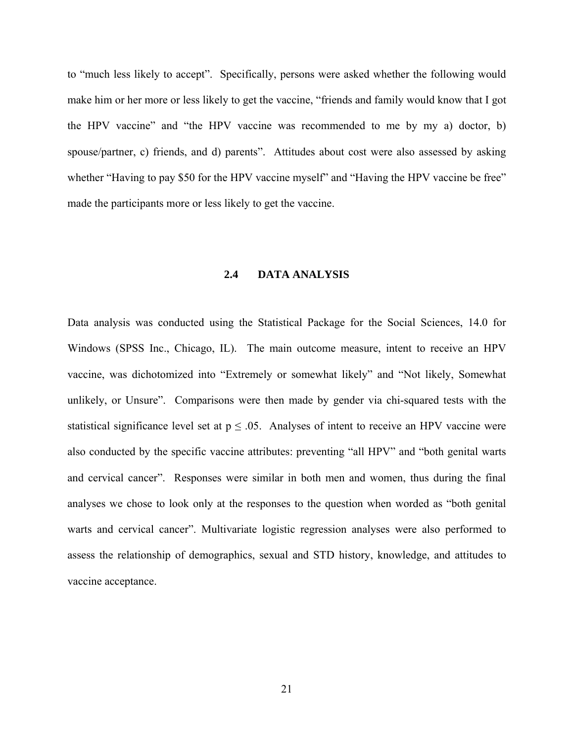to “much less likely to accept”. Specifically, persons were asked whether the following would make him or her more or less likely to get the vaccine, “friends and family would know that I got the HPV vaccine” and “the HPV vaccine was recommended to me by my a) doctor, b) spouse/partner, c) friends, and d) parents”. Attitudes about cost were also assessed by asking whether “Having to pay $50 for the HPV vaccine myself” and “Having the HPV vaccine be free” made the participants more or less likely to get the vaccine.

### 2.4 DATA ANALYSIS

Data analysis was conducted using the Statistical Package for the Social Sciences, 14.0 for Windows (SPSS Inc., Chicago, IL). The main outcome measure, intent to receive an HPV vaccine, was dichotomized into “Extremely or somewhat likely” and “Not likely, Somewhat unlikely, or Unsure”. Comparisons were then made by gender via chi-squared tests with the statistical significance level set at $p \leq .05$. Analyses of intent to receive an HPV vaccine were also conducted by the specific vaccine attributes: preventing “all HPV” and “both genital warts and cervical cancer”. Responses were similar in both men and women, thus during the final analyses we chose to look only at the responses to the question when worded as “both genital warts and cervical cancer”. Multivariate logistic regression analyses were also performed to assess the relationship of demographics, sexual and STD history, knowledge, and attitudes to vaccine acceptance.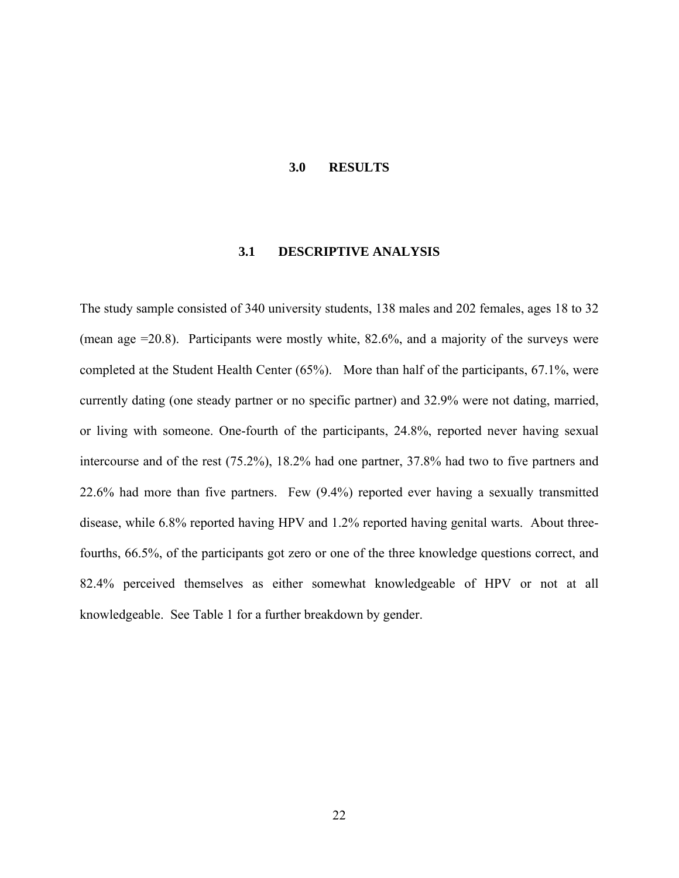# 3.0 RESULTS

## 3.1 DESCRIPTIVE ANALYSIS

The study sample consisted of 340 university students, 138 males and 202 females, ages 18 to 32 (mean age =20.8). Participants were mostly white, 82.6%, and a majority of the surveys were completed at the Student Health Center (65%). More than half of the participants, 67.1%, were currently dating (one steady partner or no specific partner) and 32.9% were not dating, married, or living with someone. One-fourth of the participants, 24.8%, reported never having sexual intercourse and of the rest (75.2%), 18.2% had one partner, 37.8% had two to five partners and 22.6% had more than five partners. Few (9.4%) reported ever having a sexually transmitted disease, while 6.8% reported having HPV and 1.2% reported having genital warts. About three-fourths, 66.5%, of the participants got zero or one of the three knowledge questions correct, and 82.4% perceived themselves as either somewhat knowledgeable of HPV or not at all knowledgeable. See Table 1 for a further breakdown by gender.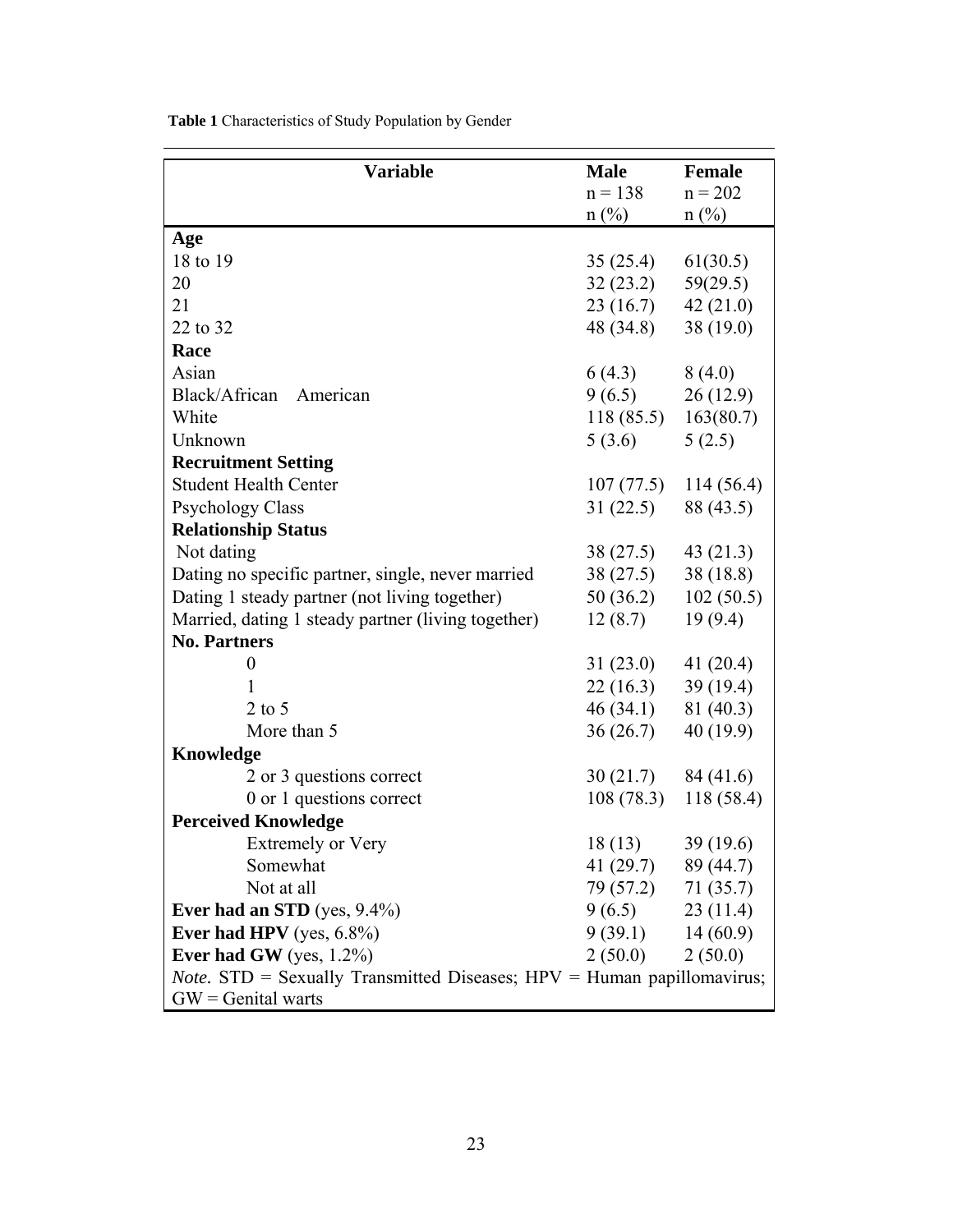**Table 1** Characteristics of Study Population by Gender

| Variable | Male<br>n = 138<br>n (%) | Female<br>n = 202<br>n (%) |
|---|---|---|
| **Age** | | |
| 18 to 19 | 35 (25.4) | 61(30.5) |
| 20 | 32 (23.2) | 59(29.5) |
| 21 | 23 (16.7) | 42 (21.0) |
| 22 to 32 | 48 (34.8) | 38 (19.0) |
| **Race** | | |
| Asian | 6 (4.3) | 8 (4.0) |
| Black/African American | 9 (6.5) | 26 (12.9) |
| White | 118 (85.5) | 163(80.7) |
| Unknown | 5 (3.6) | 5 (2.5) |
| **Recruitment Setting** | | |
| Student Health Center | 107 (77.5) | 114 (56.4) |
| Psychology Class | 31 (22.5) | 88 (43.5) |
| **Relationship Status** | | |
| Not dating | 38 (27.5) | 43 (21.3) |
| Dating no specific partner, single, never married | 38 (27.5) | 38 (18.8) |
| Dating 1 steady partner (not living together) | 50 (36.2) | 102 (50.5) |
| Married, dating 1 steady partner (living together) | 12 (8.7) | 19 (9.4) |
| **No. Partners** | | |
| 0 | 31 (23.0) | 41 (20.4) |
| 1 | 22 (16.3) | 39 (19.4) |
| 2 to 5 | 46 (34.1) | 81 (40.3) |
| More than 5 | 36 (26.7) | 40 (19.9) |
| **Knowledge** | | |
| 2 or 3 questions correct | 30 (21.7) | 84 (41.6) |
| 0 or 1 questions correct | 108 (78.3) | 118 (58.4) |
| **Perceived Knowledge** | | |
| Extremely or Very | 18 (13) | 39 (19.6) |
| Somewhat | 41 (29.7) | 89 (44.7) |
| Not at all | 79 (57.2) | 71 (35.7) |
| **Ever had an STD** (yes, 9.4%) | 9 (6.5) | 23 (11.4) |
| **Ever had HPV** (yes, 6.8%) | 9 (39.1) | 14 (60.9) |
| **Ever had GW** (yes, 1.2%) | 2 (50.0) | 2 (50.0) |

*Note*. STD = Sexually Transmitted Diseases; HPV = Human papillomavirus; GW = Genital warts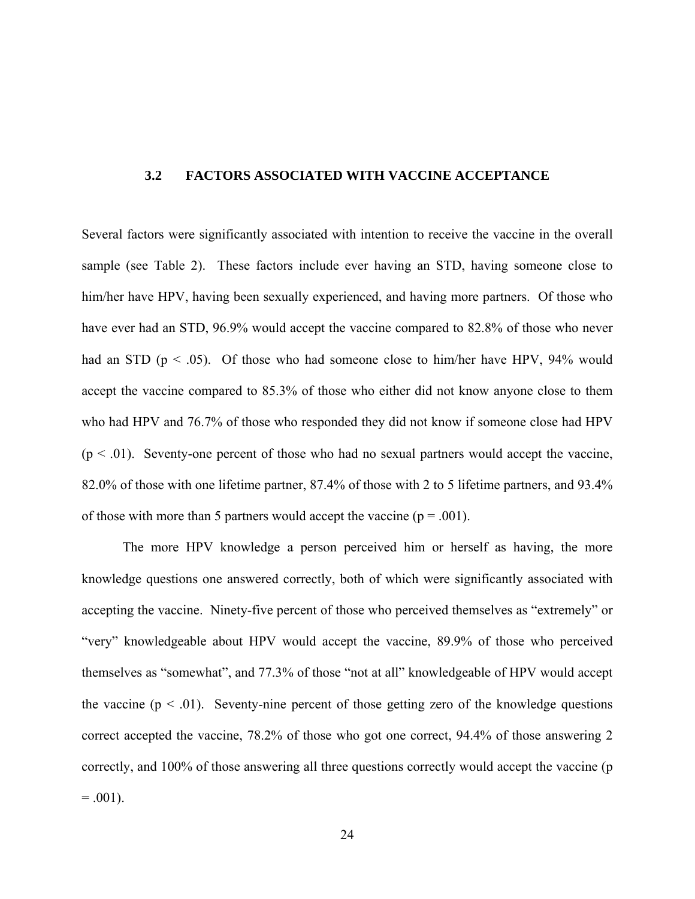### 3.2 FACTORS ASSOCIATED WITH VACCINE ACCEPTANCE

Several factors were significantly associated with intention to receive the vaccine in the overall sample (see Table 2). These factors include ever having an STD, having someone close to him/her have HPV, having been sexually experienced, and having more partners. Of those who have ever had an STD, 96.9% would accept the vaccine compared to 82.8% of those who never had an STD ($p < .05$). Of those who had someone close to him/her have HPV, 94% would accept the vaccine compared to 85.3% of those who either did not know anyone close to them who had HPV and 76.7% of those who responded they did not know if someone close had HPV ($p < .01$). Seventy-one percent of those who had no sexual partners would accept the vaccine, 82.0% of those with one lifetime partner, 87.4% of those with 2 to 5 lifetime partners, and 93.4% of those with more than 5 partners would accept the vaccine ($p = .001$).

The more HPV knowledge a person perceived him or herself as having, the more knowledge questions one answered correctly, both of which were significantly associated with accepting the vaccine. Ninety-five percent of those who perceived themselves as "extremely" or "very" knowledgeable about HPV would accept the vaccine, 89.9% of those who perceived themselves as "somewhat", and 77.3% of those "not at all" knowledgeable of HPV would accept the vaccine ($p < .01$). Seventy-nine percent of those getting zero of the knowledge questions correct accepted the vaccine, 78.2% of those who got one correct, 94.4% of those answering 2 correctly, and 100% of those answering all three questions correctly would accept the vaccine ($p = .001$).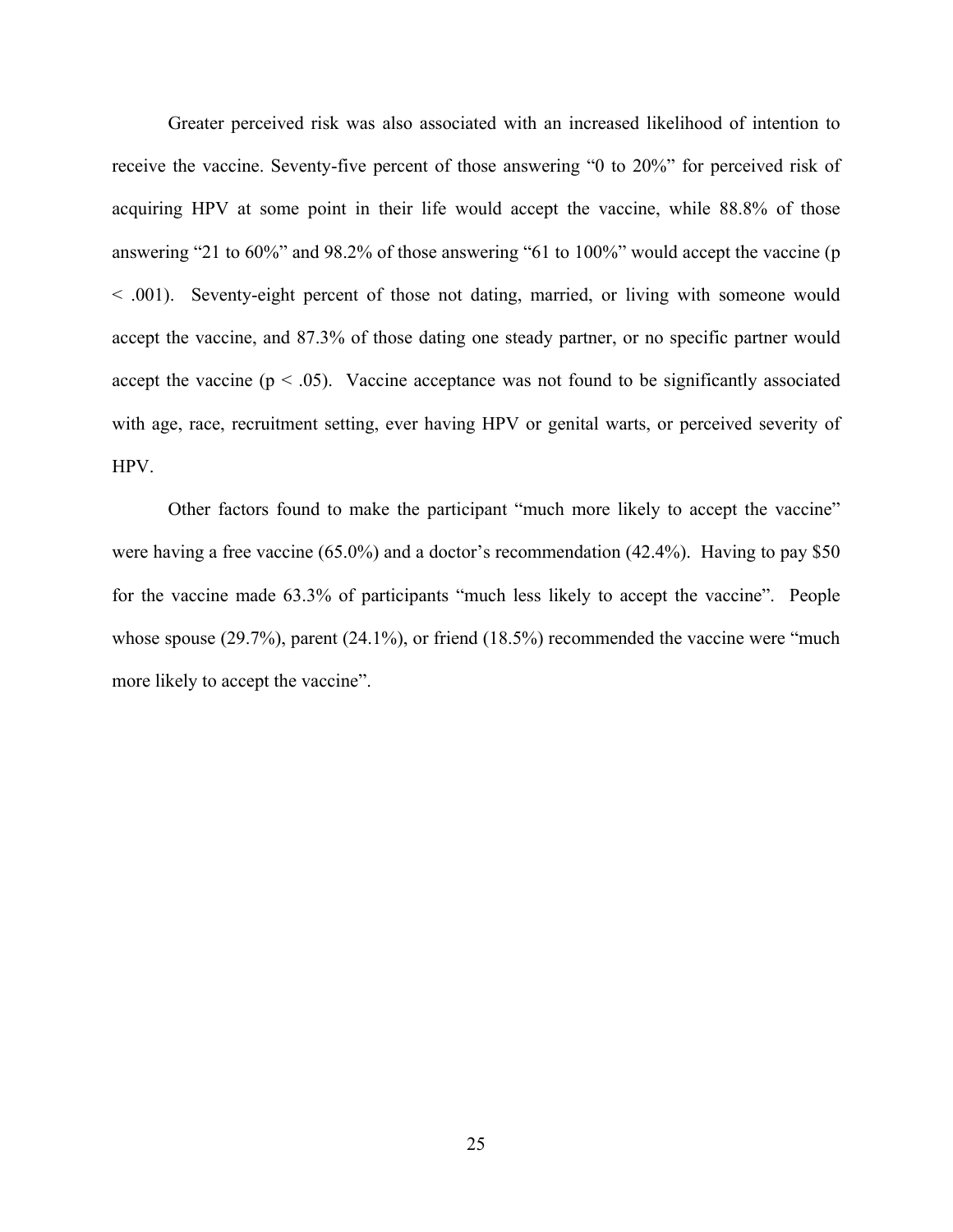Greater perceived risk was also associated with an increased likelihood of intention to receive the vaccine. Seventy-five percent of those answering "0 to 20%" for perceived risk of acquiring HPV at some point in their life would accept the vaccine, while 88.8% of those answering "21 to 60%" and 98.2% of those answering "61 to 100%" would accept the vaccine ($p < .001$). Seventy-eight percent of those not dating, married, or living with someone would accept the vaccine, and 87.3% of those dating one steady partner, or no specific partner would accept the vaccine ($p < .05$). Vaccine acceptance was not found to be significantly associated with age, race, recruitment setting, ever having HPV or genital warts, or perceived severity of HPV.

Other factors found to make the participant "much more likely to accept the vaccine" were having a free vaccine (65.0%) and a doctor's recommendation (42.4%). Having to pay $50 for the vaccine made 63.3% of participants "much less likely to accept the vaccine". People whose spouse (29.7%), parent (24.1%), or friend (18.5%) recommended the vaccine were "much more likely to accept the vaccine".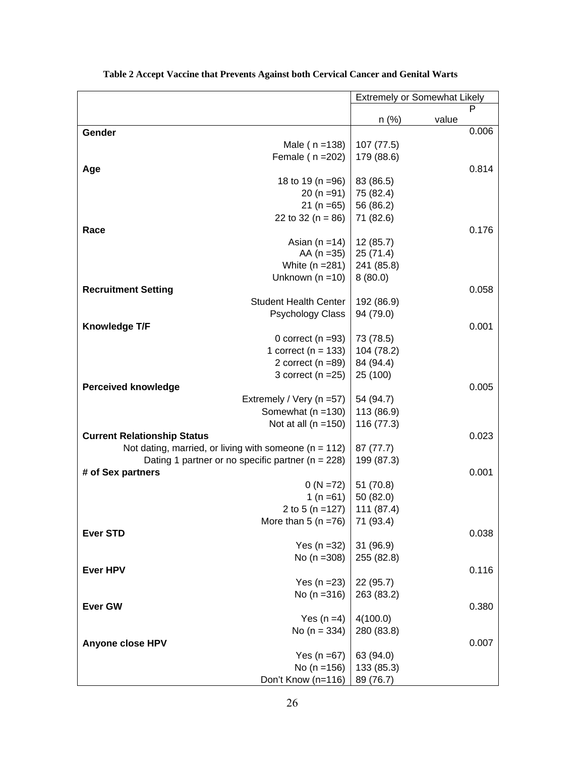**Table 2 Accept Vaccine that Prevents Against both Cervical Cancer and Genital Warts**

| | Extremely or Somewhat Likely | |
|---|---|---|
| | n (%) | P value |
| **Gender** | | 0.006 |
| Male ( n =138) | 107 (77.5) | |
| Female ( n =202) | 179 (88.6) | |
| **Age** | | 0.814 |
| 18 to 19 (n =96) | 83 (86.5) | |
| 20 (n =91) | 75 (82.4) | |
| 21 (n =65) | 56 (86.2) | |
| 22 to 32 (n = 86) | 71 (82.6) | |
| **Race** | | 0.176 |
| Asian (n =14) | 12 (85.7) | |
| AA (n =35) | 25 (71.4) | |
| White (n =281) | 241 (85.8) | |
| Unknown (n =10) | 8 (80.0) | |
| **Recruitment Setting** | | 0.058 |
| Student Health Center | 192 (86.9) | |
| Psychology Class | 94 (79.0) | |
| **Knowledge T/F** | | 0.001 |
| 0 correct (n =93) | 73 (78.5) | |
| 1 correct (n = 133) | 104 (78.2) | |
| 2 correct (n =89) | 84 (94.4) | |
| 3 correct (n =25) | 25 (100) | |
| **Perceived knowledge** | | 0.005 |
| Extremely / Very (n =57) | 54 (94.7) | |
| Somewhat (n =130) | 113 (86.9) | |
| Not at all (n =150) | 116 (77.3) | |
| **Current Relationship Status** | | 0.023 |
| Not dating, married, or living with someone (n = 112) | 87 (77.7) | |
| Dating 1 partner or no specific partner (n = 228) | 199 (87.3) | |
| **# of Sex partners** | | 0.001 |
| 0 (N =72) | 51 (70.8) | |
| 1 (n =61) | 50 (82.0) | |
| 2 to 5 (n =127) | 111 (87.4) | |
| More than 5 (n =76) | 71 (93.4) | |
| **Ever STD** | | 0.038 |
| Yes (n =32) | 31 (96.9) | |
| No (n =308) | 255 (82.8) | |
| **Ever HPV** | | 0.116 |
| Yes (n =23) | 22 (95.7) | |
| No (n =316) | 263 (83.2) | |
| **Ever GW** | | 0.380 |
| Yes (n =4) | 4(100.0) | |
| No (n = 334) | 280 (83.8) | |
| **Anyone close HPV** | | 0.007 |
| Yes (n =67) | 63 (94.0) | |
| No (n =156) | 133 (85.3) | |
| Don't Know (n=116) | 89 (76.7) | |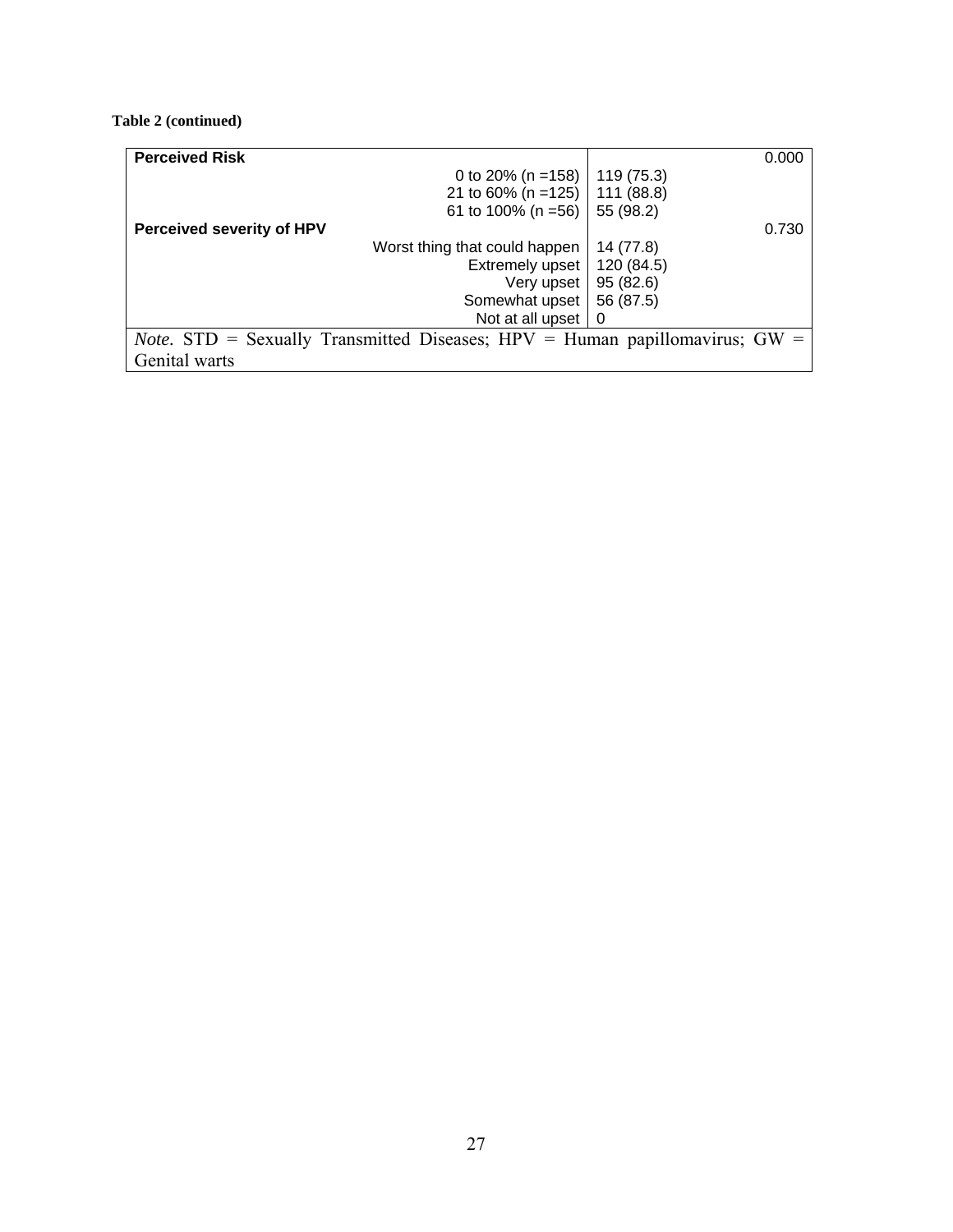**Table 2 (continued)**

| | | |
|---|---|---|
| **Perceived Risk** | | 0.000 |
| 0 to 20% (n =158) | 119 (75.3) | |
| 21 to 60% (n =125) | 111 (88.8) | |
| 61 to 100% (n =56) | 55 (98.2) | |
| **Perceived severity of HPV** | | 0.730 |
| Worst thing that could happen | 14 (77.8) | |
| Extremely upset | 120 (84.5) | |
| Very upset | 95 (82.6) | |
| Somewhat upset | 56 (87.5) | |
| Not at all upset | 0 | |

*Note.* STD = Sexually Transmitted Diseases; HPV = Human papillomavirus; GW = Genital warts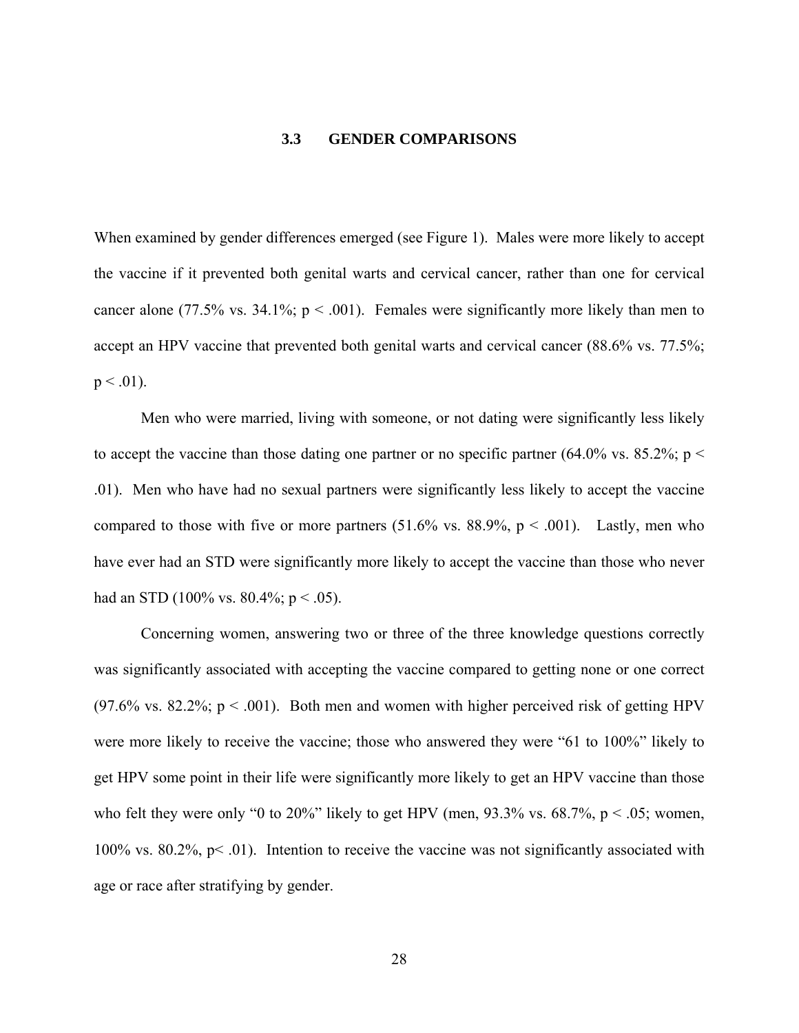### 3.3 GENDER COMPARISONS

When examined by gender differences emerged (see Figure 1). Males were more likely to accept the vaccine if it prevented both genital warts and cervical cancer, rather than one for cervical cancer alone (77.5% vs. 34.1%; $p < .001$). Females were significantly more likely than men to accept an HPV vaccine that prevented both genital warts and cervical cancer (88.6% vs. 77.5%; $p < .01$).

Men who were married, living with someone, or not dating were significantly less likely to accept the vaccine than those dating one partner or no specific partner (64.0% vs. 85.2%; $p < .01$). Men who have had no sexual partners were significantly less likely to accept the vaccine compared to those with five or more partners (51.6% vs. 88.9%, $p < .001$). Lastly, men who have ever had an STD were significantly more likely to accept the vaccine than those who never had an STD (100% vs. 80.4%; $p < .05$).

Concerning women, answering two or three of the three knowledge questions correctly was significantly associated with accepting the vaccine compared to getting none or one correct (97.6% vs. 82.2%; $p < .001$). Both men and women with higher perceived risk of getting HPV were more likely to receive the vaccine; those who answered they were "61 to 100%" likely to get HPV some point in their life were significantly more likely to get an HPV vaccine than those who felt they were only "0 to 20%" likely to get HPV (men, 93.3% vs. 68.7%, $p < .05$; women, 100% vs. 80.2%, $p < .01$). Intention to receive the vaccine was not significantly associated with age or race after stratifying by gender.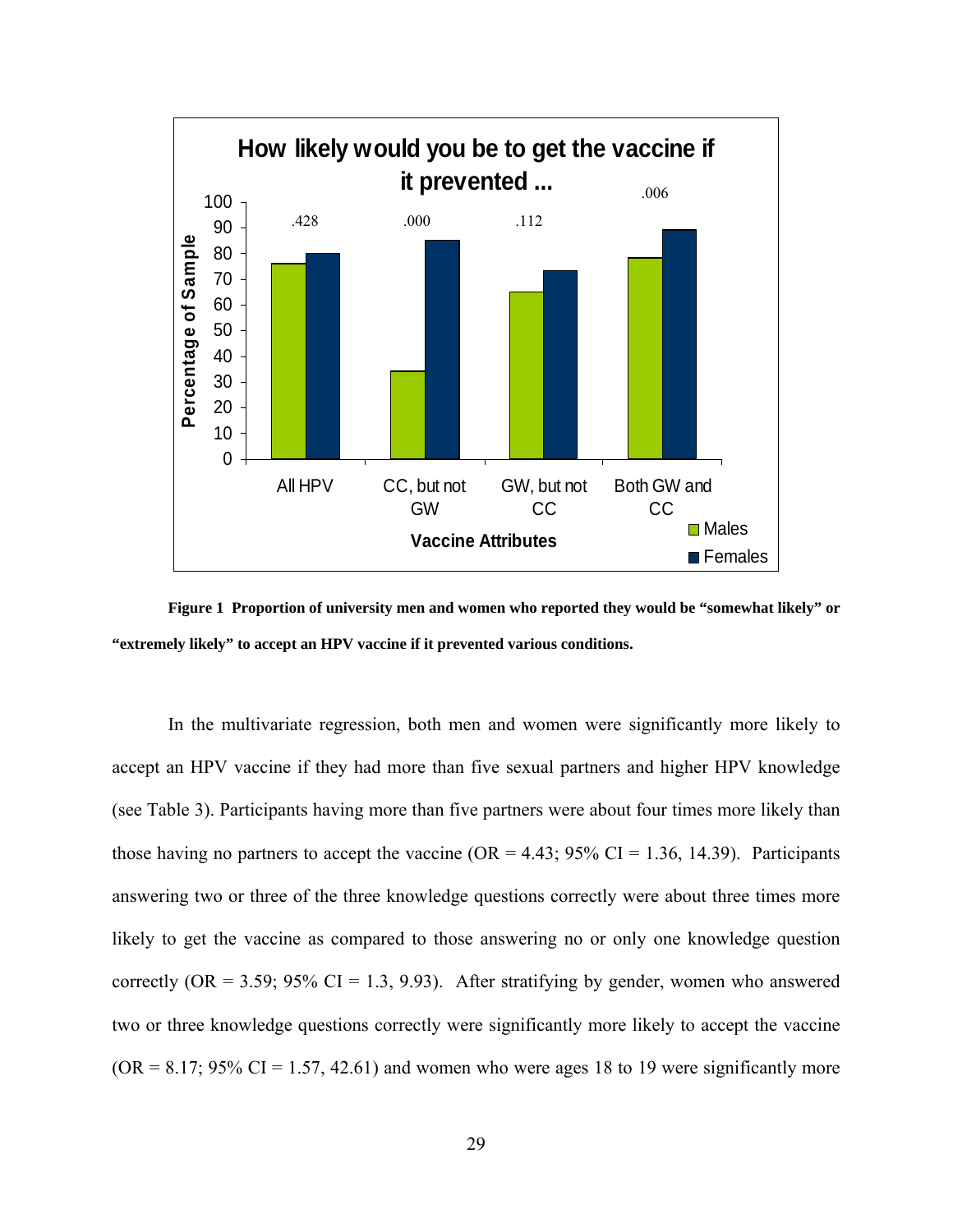**Figure 1 Proportion of university men and women who reported they would be "somewhat likely" or "extremely likely" to accept an HPV vaccine if it prevented various conditions.**

In the multivariate regression, both men and women were significantly more likely to accept an HPV vaccine if they had more than five sexual partners and higher HPV knowledge (see Table 3). Participants having more than five partners were about four times more likely than those having no partners to accept the vaccine (OR = 4.43; 95% CI = 1.36, 14.39). Participants answering two or three of the three knowledge questions correctly were about three times more likely to get the vaccine as compared to those answering no or only one knowledge question correctly (OR = 3.59; 95% CI = 1.3, 9.93). After stratifying by gender, women who answered two or three knowledge questions correctly were significantly more likely to accept the vaccine (OR = 8.17; 95% CI = 1.57, 42.61) and women who were ages 18 to 19 were significantly more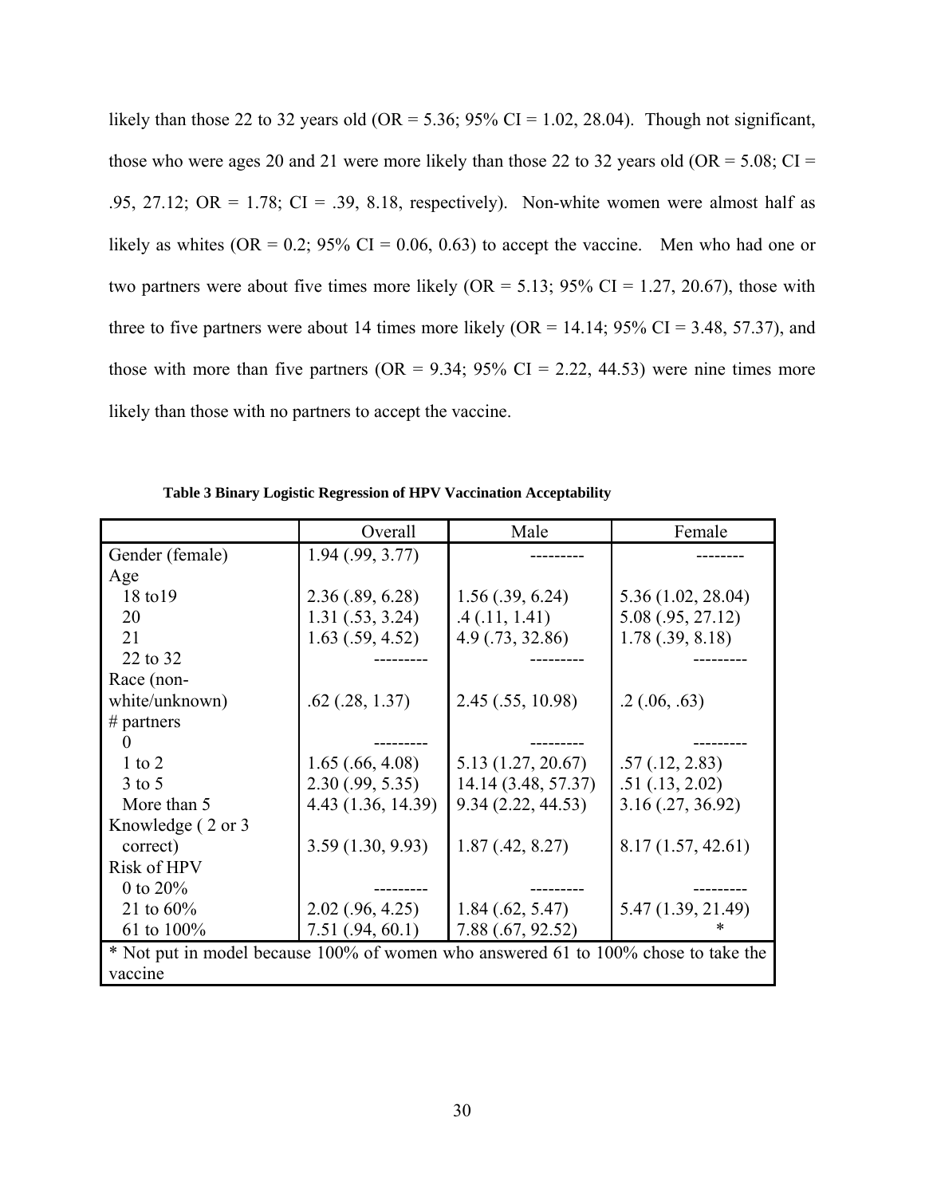likely than those 22 to 32 years old (OR = 5.36; 95% CI = 1.02, 28.04). Though not significant, those who were ages 20 and 21 were more likely than those 22 to 32 years old (OR = 5.08; CI = .95, 27.12; OR = 1.78; CI = .39, 8.18, respectively). Non-white women were almost half as likely as whites (OR = 0.2; 95% CI = 0.06, 0.63) to accept the vaccine. Men who had one or two partners were about five times more likely (OR = 5.13; 95% CI = 1.27, 20.67), those with three to five partners were about 14 times more likely (OR = 14.14; 95% CI = 3.48, 57.37), and those with more than five partners (OR = 9.34; 95% CI = 2.22, 44.53) were nine times more likely than those with no partners to accept the vaccine.

**Table 3 Binary Logistic Regression of HPV Vaccination Acceptability**

| | Overall | Male | Female |
|---|---|---|---|
| Gender (female) | 1.94 (.99, 3.77) | --------- | -------- |
| Age | | | |
| 18 to19 | 2.36 (.89, 6.28) | 1.56 (.39, 6.24) | 5.36 (1.02, 28.04) |
| 20 | 1.31 (.53, 3.24) | .4 (.11, 1.41) | 5.08 (.95, 27.12) |
| 21 | 1.63 (.59, 4.52) | 4.9 (.73, 32.86) | 1.78 (.39, 8.18) |
| 22 to 32 | --------- | --------- | --------- |
| Race (non-white/unknown) | .62 (.28, 1.37) | 2.45 (.55, 10.98) | .2 (.06, .63) |
| # partners | | | |
| 0 | --------- | --------- | --------- |
| 1 to 2 | 1.65 (.66, 4.08) | 5.13 (1.27, 20.67) | .57 (.12, 2.83) |
| 3 to 5 | 2.30 (.99, 5.35) | 14.14 (3.48, 57.37) | .51 (.13, 2.02) |
| More than 5 | 4.43 (1.36, 14.39) | 9.34 (2.22, 44.53) | 3.16 (.27, 36.92) |
| Knowledge ( 2 or 3 correct) | 3.59 (1.30, 9.93) | 1.87 (.42, 8.27) | 8.17 (1.57, 42.61) |
| Risk of HPV | | | |
| 0 to 20% | --------- | --------- | --------- |
| 21 to 60% | 2.02 (.96, 4.25) | 1.84 (.62, 5.47) | 5.47 (1.39, 21.49) |
| 61 to 100% | 7.51 (.94, 60.1) | 7.88 (.67, 92.52) | * |

\* Not put in model because 100% of women who answered 61 to 100% chose to take the vaccine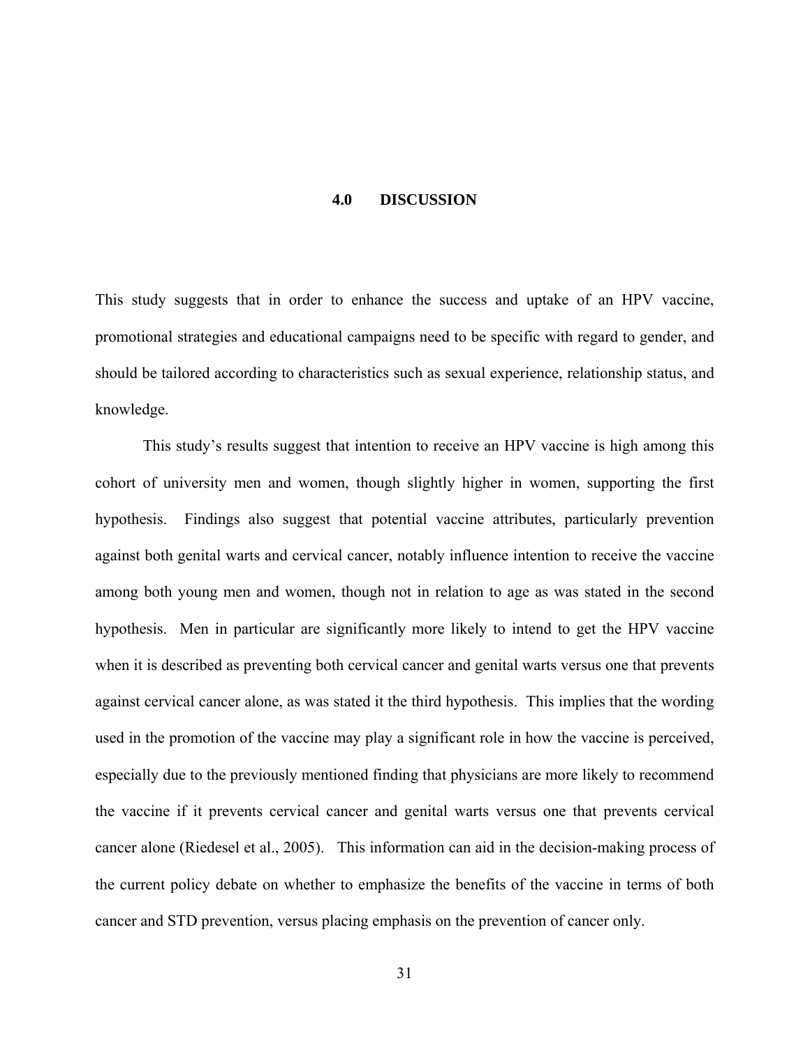# 4.0 DISCUSSION

This study suggests that in order to enhance the success and uptake of an HPV vaccine, promotional strategies and educational campaigns need to be specific with regard to gender, and should be tailored according to characteristics such as sexual experience, relationship status, and knowledge.

This study's results suggest that intention to receive an HPV vaccine is high among this cohort of university men and women, though slightly higher in women, supporting the first hypothesis. Findings also suggest that potential vaccine attributes, particularly prevention against both genital warts and cervical cancer, notably influence intention to receive the vaccine among both young men and women, though not in relation to age as was stated in the second hypothesis. Men in particular are significantly more likely to intend to get the HPV vaccine when it is described as preventing both cervical cancer and genital warts versus one that prevents against cervical cancer alone, as was stated it the third hypothesis. This implies that the wording used in the promotion of the vaccine may play a significant role in how the vaccine is perceived, especially due to the previously mentioned finding that physicians are more likely to recommend the vaccine if it prevents cervical cancer and genital warts versus one that prevents cervical cancer alone (Riedesel et al., 2005). This information can aid in the decision-making process of the current policy debate on whether to emphasize the benefits of the vaccine in terms of both cancer and STD prevention, versus placing emphasis on the prevention of cancer only.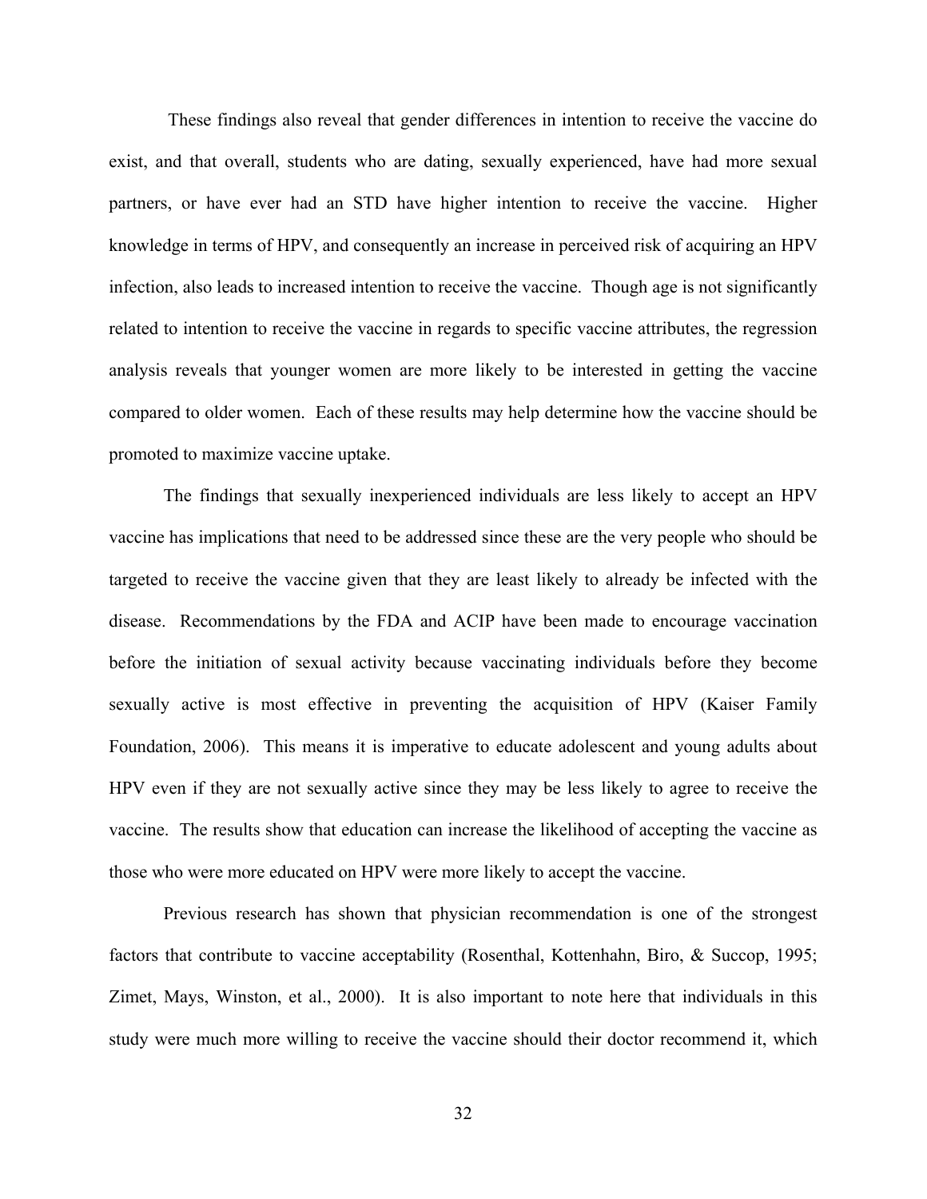These findings also reveal that gender differences in intention to receive the vaccine do exist, and that overall, students who are dating, sexually experienced, have had more sexual partners, or have ever had an STD have higher intention to receive the vaccine. Higher knowledge in terms of HPV, and consequently an increase in perceived risk of acquiring an HPV infection, also leads to increased intention to receive the vaccine. Though age is not significantly related to intention to receive the vaccine in regards to specific vaccine attributes, the regression analysis reveals that younger women are more likely to be interested in getting the vaccine compared to older women. Each of these results may help determine how the vaccine should be promoted to maximize vaccine uptake.

The findings that sexually inexperienced individuals are less likely to accept an HPV vaccine has implications that need to be addressed since these are the very people who should be targeted to receive the vaccine given that they are least likely to already be infected with the disease. Recommendations by the FDA and ACIP have been made to encourage vaccination before the initiation of sexual activity because vaccinating individuals before they become sexually active is most effective in preventing the acquisition of HPV (Kaiser Family Foundation, 2006). This means it is imperative to educate adolescent and young adults about HPV even if they are not sexually active since they may be less likely to agree to receive the vaccine. The results show that education can increase the likelihood of accepting the vaccine as those who were more educated on HPV were more likely to accept the vaccine.

Previous research has shown that physician recommendation is one of the strongest factors that contribute to vaccine acceptability (Rosenthal, Kottenhahn, Biro, & Succop, 1995; Zimet, Mays, Winston, et al., 2000). It is also important to note here that individuals in this study were much more willing to receive the vaccine should their doctor recommend it, which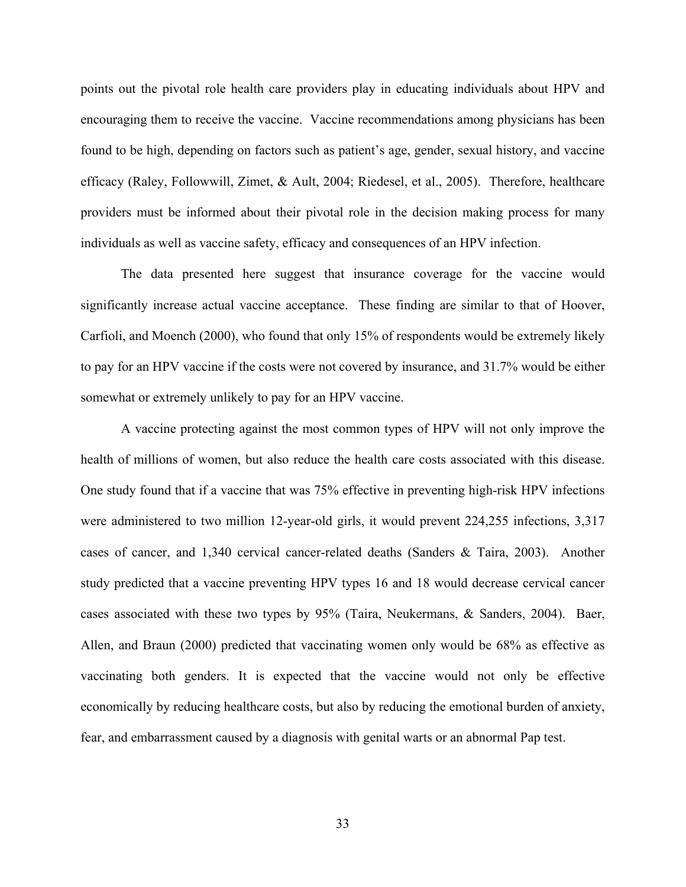points out the pivotal role health care providers play in educating individuals about HPV and encouraging them to receive the vaccine. Vaccine recommendations among physicians has been found to be high, depending on factors such as patient's age, gender, sexual history, and vaccine efficacy (Raley, Followwill, Zimet, & Ault, 2004; Riedesel, et al., 2005). Therefore, healthcare providers must be informed about their pivotal role in the decision making process for many individuals as well as vaccine safety, efficacy and consequences of an HPV infection.

The data presented here suggest that insurance coverage for the vaccine would significantly increase actual vaccine acceptance. These finding are similar to that of Hoover, Carfioli, and Moench (2000), who found that only 15% of respondents would be extremely likely to pay for an HPV vaccine if the costs were not covered by insurance, and 31.7% would be either somewhat or extremely unlikely to pay for an HPV vaccine.

A vaccine protecting against the most common types of HPV will not only improve the health of millions of women, but also reduce the health care costs associated with this disease. One study found that if a vaccine that was 75% effective in preventing high-risk HPV infections were administered to two million 12-year-old girls, it would prevent 224,255 infections, 3,317 cases of cancer, and 1,340 cervical cancer-related deaths (Sanders & Taira, 2003). Another study predicted that a vaccine preventing HPV types 16 and 18 would decrease cervical cancer cases associated with these two types by 95% (Taira, Neukermans, & Sanders, 2004). Baer, Allen, and Braun (2000) predicted that vaccinating women only would be 68% as effective as vaccinating both genders. It is expected that the vaccine would not only be effective economically by reducing healthcare costs, but also by reducing the emotional burden of anxiety, fear, and embarrassment caused by a diagnosis with genital warts or an abnormal Pap test.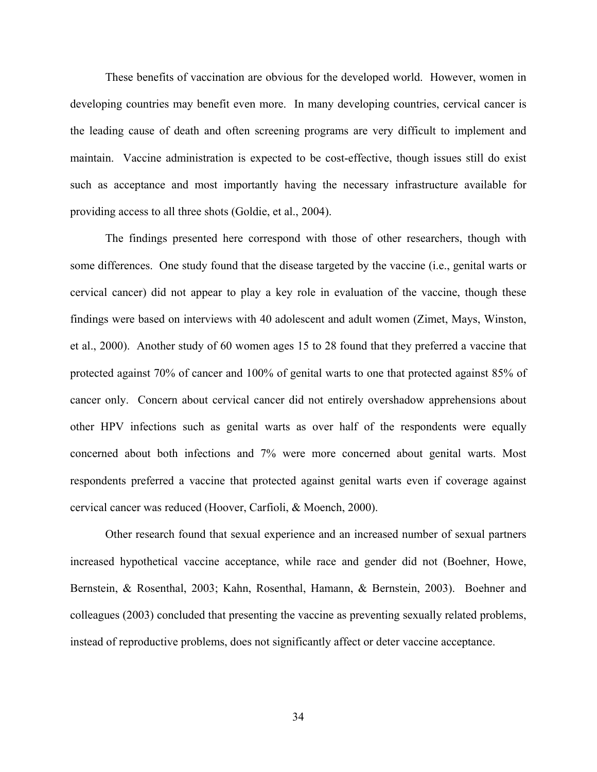These benefits of vaccination are obvious for the developed world. However, women in developing countries may benefit even more. In many developing countries, cervical cancer is the leading cause of death and often screening programs are very difficult to implement and maintain. Vaccine administration is expected to be cost-effective, though issues still do exist such as acceptance and most importantly having the necessary infrastructure available for providing access to all three shots (Goldie, et al., 2004).

The findings presented here correspond with those of other researchers, though with some differences. One study found that the disease targeted by the vaccine (i.e., genital warts or cervical cancer) did not appear to play a key role in evaluation of the vaccine, though these findings were based on interviews with 40 adolescent and adult women (Zimet, Mays, Winston, et al., 2000). Another study of 60 women ages 15 to 28 found that they preferred a vaccine that protected against 70% of cancer and 100% of genital warts to one that protected against 85% of cancer only. Concern about cervical cancer did not entirely overshadow apprehensions about other HPV infections such as genital warts as over half of the respondents were equally concerned about both infections and 7% were more concerned about genital warts. Most respondents preferred a vaccine that protected against genital warts even if coverage against cervical cancer was reduced (Hoover, Carfioli, & Moench, 2000).

Other research found that sexual experience and an increased number of sexual partners increased hypothetical vaccine acceptance, while race and gender did not (Boehner, Howe, Bernstein, & Rosenthal, 2003; Kahn, Rosenthal, Hamann, & Bernstein, 2003). Boehner and colleagues (2003) concluded that presenting the vaccine as preventing sexually related problems, instead of reproductive problems, does not significantly affect or deter vaccine acceptance.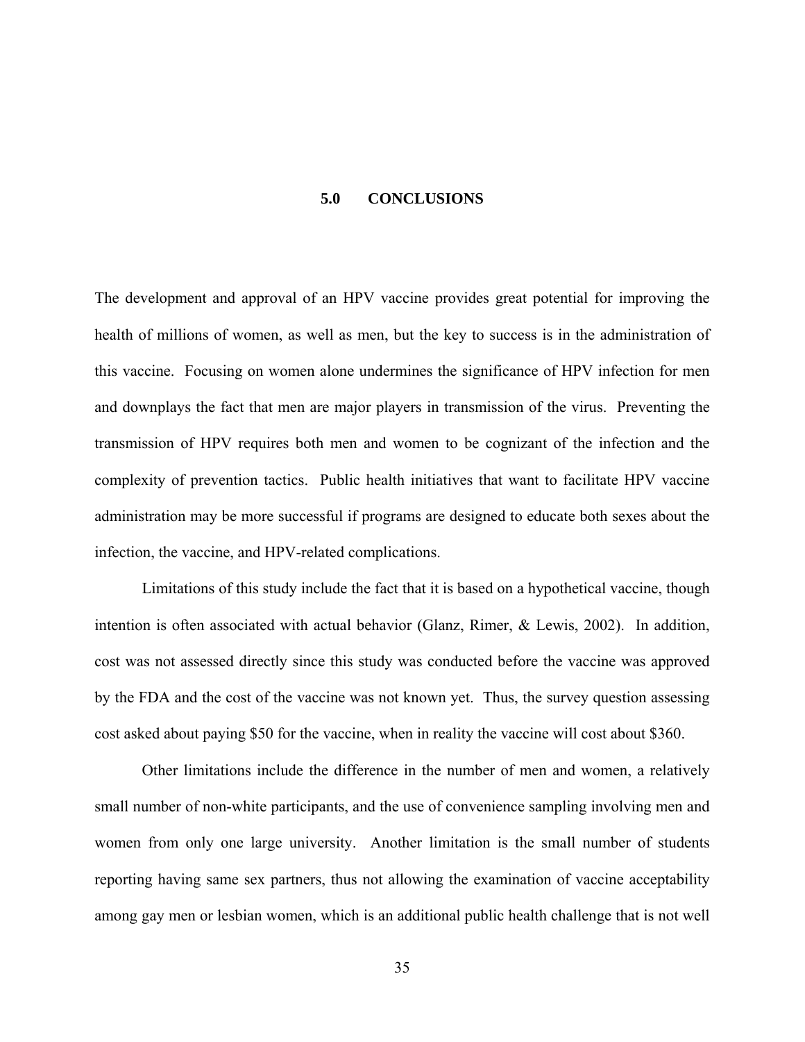# 5.0 CONCLUSIONS

The development and approval of an HPV vaccine provides great potential for improving the health of millions of women, as well as men, but the key to success is in the administration of this vaccine. Focusing on women alone undermines the significance of HPV infection for men and downplays the fact that men are major players in transmission of the virus. Preventing the transmission of HPV requires both men and women to be cognizant of the infection and the complexity of prevention tactics. Public health initiatives that want to facilitate HPV vaccine administration may be more successful if programs are designed to educate both sexes about the infection, the vaccine, and HPV-related complications.

Limitations of this study include the fact that it is based on a hypothetical vaccine, though intention is often associated with actual behavior (Glanz, Rimer, & Lewis, 2002). In addition, cost was not assessed directly since this study was conducted before the vaccine was approved by the FDA and the cost of the vaccine was not known yet. Thus, the survey question assessing cost asked about paying $50 for the vaccine, when in reality the vaccine will cost about $360.

Other limitations include the difference in the number of men and women, a relatively small number of non-white participants, and the use of convenience sampling involving men and women from only one large university. Another limitation is the small number of students reporting having same sex partners, thus not allowing the examination of vaccine acceptability among gay men or lesbian women, which is an additional public health challenge that is not well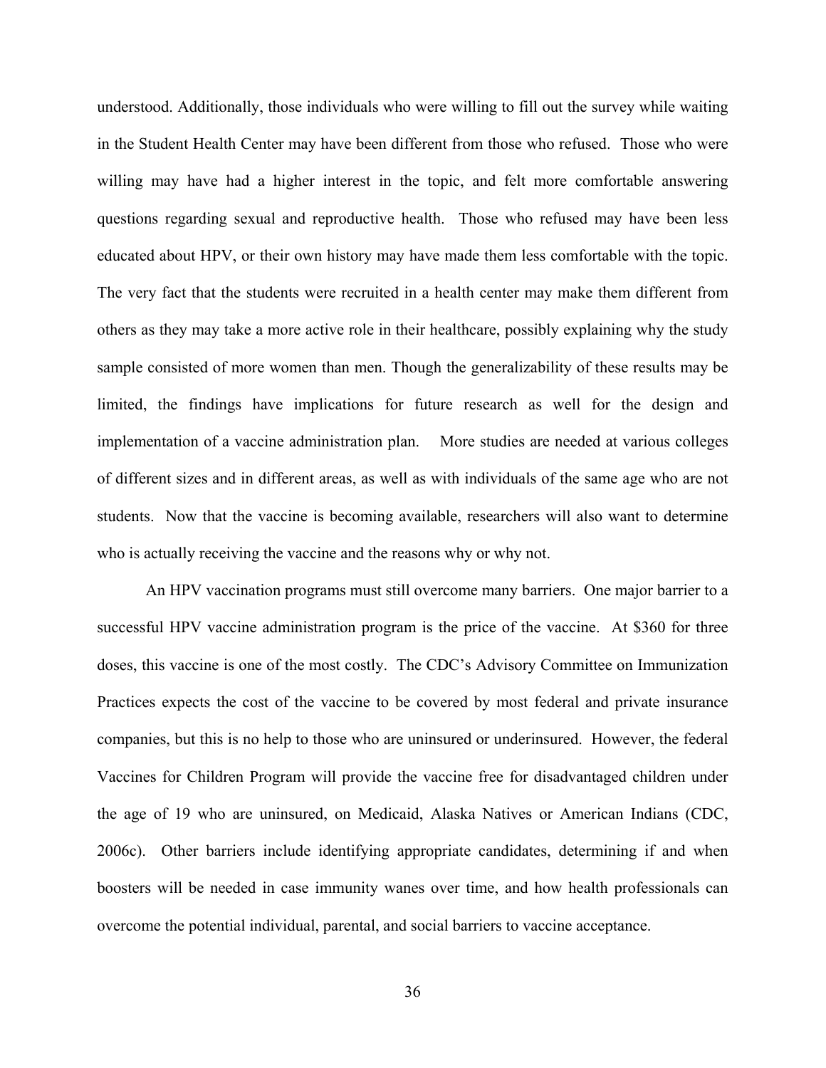understood. Additionally, those individuals who were willing to fill out the survey while waiting in the Student Health Center may have been different from those who refused. Those who were willing may have had a higher interest in the topic, and felt more comfortable answering questions regarding sexual and reproductive health. Those who refused may have been less educated about HPV, or their own history may have made them less comfortable with the topic. The very fact that the students were recruited in a health center may make them different from others as they may take a more active role in their healthcare, possibly explaining why the study sample consisted of more women than men. Though the generalizability of these results may be limited, the findings have implications for future research as well for the design and implementation of a vaccine administration plan. More studies are needed at various colleges of different sizes and in different areas, as well as with individuals of the same age who are not students. Now that the vaccine is becoming available, researchers will also want to determine who is actually receiving the vaccine and the reasons why or why not.

An HPV vaccination programs must still overcome many barriers. One major barrier to a successful HPV vaccine administration program is the price of the vaccine. At $360 for three doses, this vaccine is one of the most costly. The CDC's Advisory Committee on Immunization Practices expects the cost of the vaccine to be covered by most federal and private insurance companies, but this is no help to those who are uninsured or underinsured. However, the federal Vaccines for Children Program will provide the vaccine free for disadvantaged children under the age of 19 who are uninsured, on Medicaid, Alaska Natives or American Indians (CDC, 2006c). Other barriers include identifying appropriate candidates, determining if and when boosters will be needed in case immunity wanes over time, and how health professionals can overcome the potential individual, parental, and social barriers to vaccine acceptance.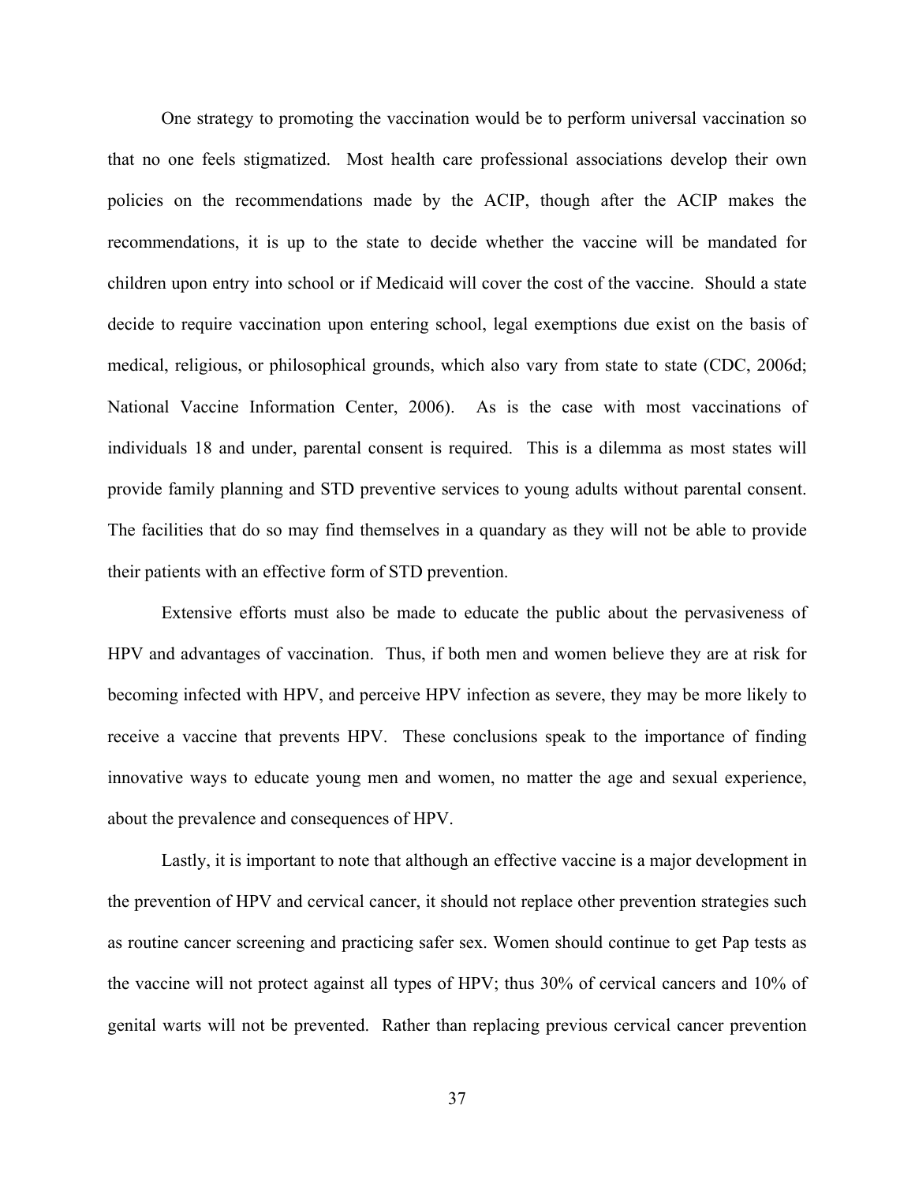One strategy to promoting the vaccination would be to perform universal vaccination so that no one feels stigmatized. Most health care professional associations develop their own policies on the recommendations made by the ACIP, though after the ACIP makes the recommendations, it is up to the state to decide whether the vaccine will be mandated for children upon entry into school or if Medicaid will cover the cost of the vaccine. Should a state decide to require vaccination upon entering school, legal exemptions due exist on the basis of medical, religious, or philosophical grounds, which also vary from state to state (CDC, 2006d; National Vaccine Information Center, 2006). As is the case with most vaccinations of individuals 18 and under, parental consent is required. This is a dilemma as most states will provide family planning and STD preventive services to young adults without parental consent. The facilities that do so may find themselves in a quandary as they will not be able to provide their patients with an effective form of STD prevention.

Extensive efforts must also be made to educate the public about the pervasiveness of HPV and advantages of vaccination. Thus, if both men and women believe they are at risk for becoming infected with HPV, and perceive HPV infection as severe, they may be more likely to receive a vaccine that prevents HPV. These conclusions speak to the importance of finding innovative ways to educate young men and women, no matter the age and sexual experience, about the prevalence and consequences of HPV.

Lastly, it is important to note that although an effective vaccine is a major development in the prevention of HPV and cervical cancer, it should not replace other prevention strategies such as routine cancer screening and practicing safer sex. Women should continue to get Pap tests as the vaccine will not protect against all types of HPV; thus 30% of cervical cancers and 10% of genital warts will not be prevented. Rather than replacing previous cervical cancer prevention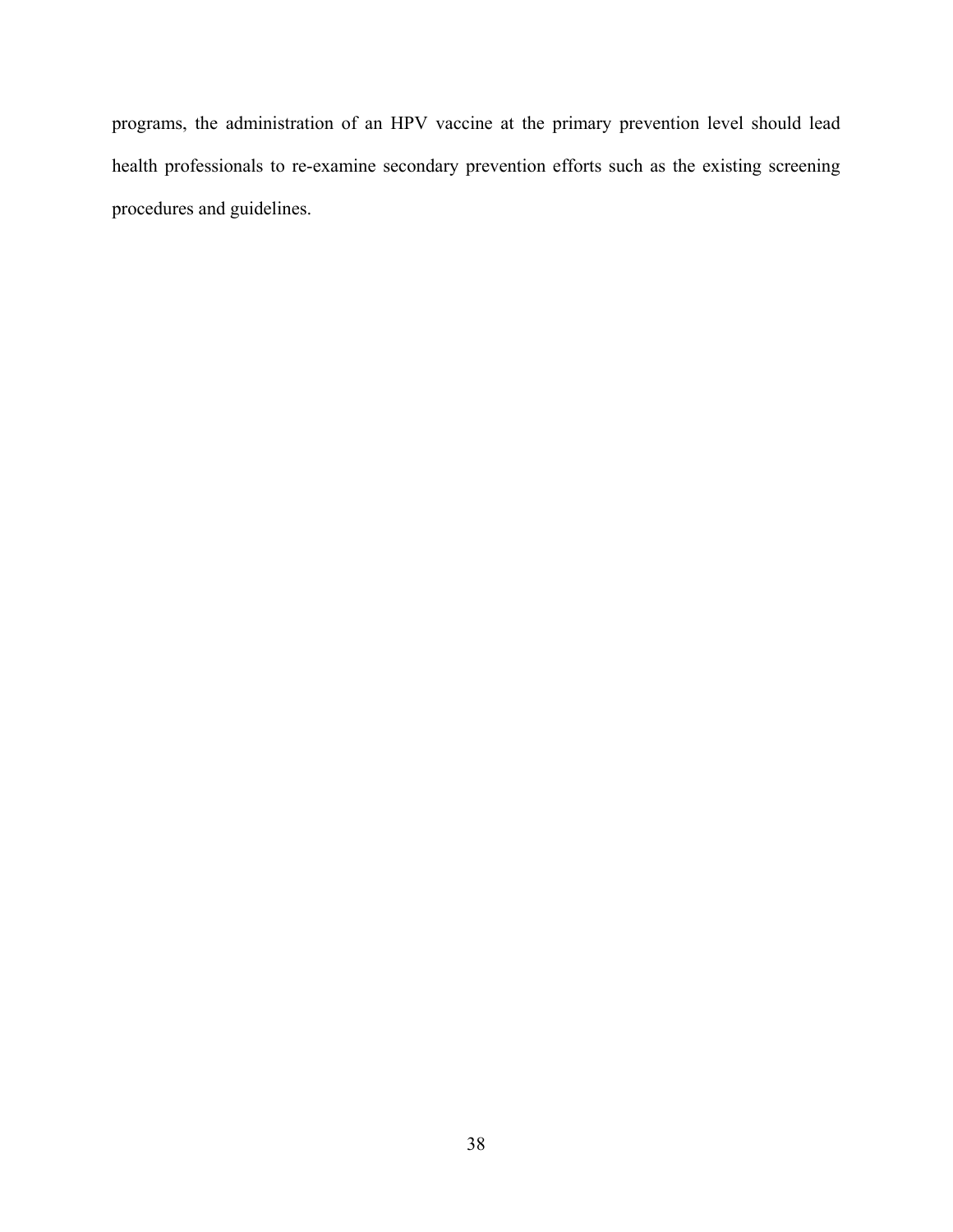programs, the administration of an HPV vaccine at the primary prevention level should lead health professionals to re-examine secondary prevention efforts such as the existing screening procedures and guidelines.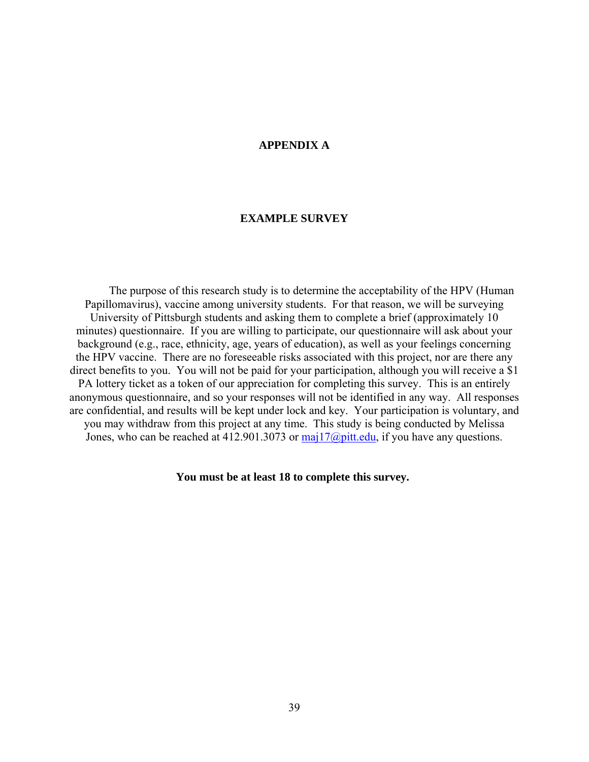# APPENDIX A

## EXAMPLE SURVEY

The purpose of this research study is to determine the acceptability of the HPV (Human Papillomavirus), vaccine among university students. For that reason, we will be surveying University of Pittsburgh students and asking them to complete a brief (approximately 10 minutes) questionnaire. If you are willing to participate, our questionnaire will ask about your background (e.g., race, ethnicity, age, years of education), as well as your feelings concerning the HPV vaccine. There are no foreseeable risks associated with this project, nor are there any direct benefits to you. You will not be paid for your participation, although you will receive a $1 PA lottery ticket as a token of our appreciation for completing this survey. This is an entirely anonymous questionnaire, and so your responses will not be identified in any way. All responses are confidential, and results will be kept under lock and key. Your participation is voluntary, and you may withdraw from this project at any time. This study is being conducted by Melissa Jones, who can be reached at 412.901.3073 or maj17@pitt.edu, if you have any questions.

**You must be at least 18 to complete this survey.**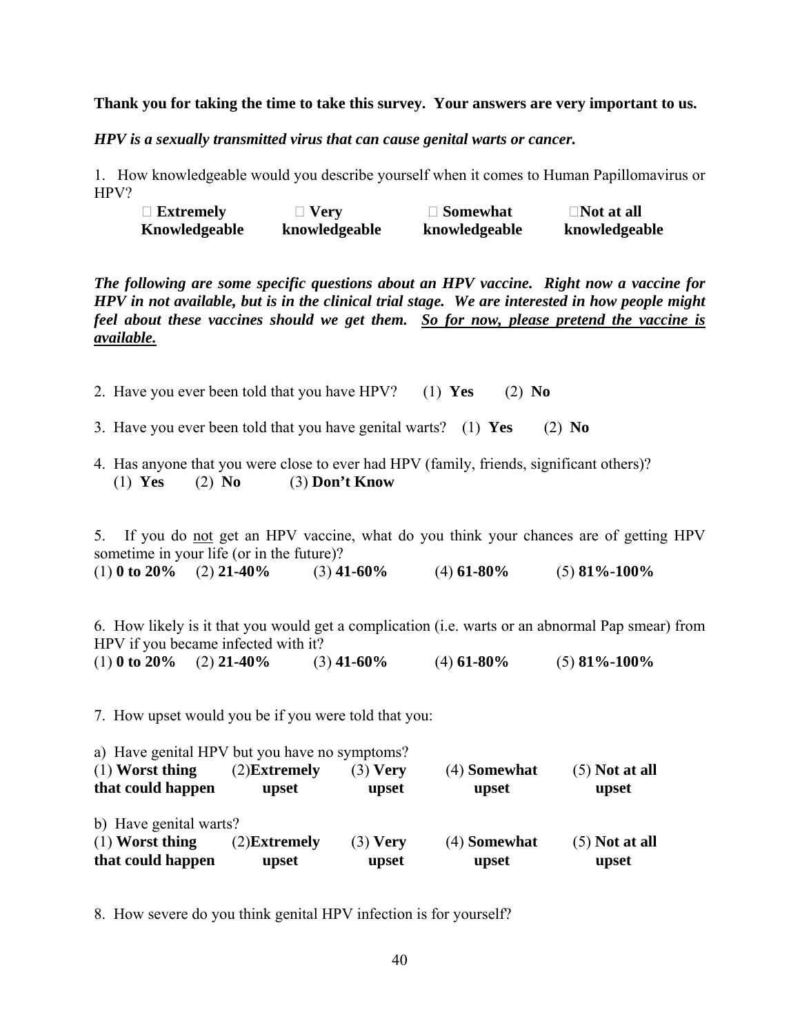**Thank you for taking the time to take this survey. Your answers are very important to us.**

***HPV is a sexually transmitted virus that can cause genital warts or cancer.***

1. How knowledgeable would you describe yourself when it comes to Human Papillomavirus or HPV?

 **Extremely Knowledgeable**  **Very knowledgeable**  **Somewhat knowledgeable** **Not at all knowledgeable**

***The following are some specific questions about an HPV vaccine. Right now a vaccine for HPV in not available, but is in the clinical trial stage. We are interested in how people might feel about these vaccines should we get them. <u>So for now, please pretend the vaccine is available.</u>***

2. Have you ever been told that you have HPV? (1) **Yes** (2) **No**

3. Have you ever been told that you have genital warts? (1) **Yes** (2) **No**

4. Has anyone that you were close to ever had HPV (family, friends, significant others)?
 (1) **Yes** (2) **No** (3) **Don't Know**

5. If you do <u>not</u> get an HPV vaccine, what do you think your chances are of getting HPV sometime in your life (or in the future)?
(1) **0 to 20%** (2) **21-40%** (3) **41-60%** (4) **61-80%** (5) **81%-100%**

6. How likely is it that you would get a complication (i.e. warts or an abnormal Pap smear) from HPV if you became infected with it?
(1) **0 to 20%** (2) **21-40%** (3) **41-60%** (4) **61-80%** (5) **81%-100%**

7. How upset would you be if you were told that you:

a) Have genital HPV but you have no symptoms?
(1) **Worst thing that could happen** (2)**Extremely upset** (3) **Very upset** (4) **Somewhat upset** (5) **Not at all upset**

b) Have genital warts?
(1) **Worst thing that could happen** (2)**Extremely upset** (3) **Very upset** (4) **Somewhat upset** (5) **Not at all upset**

8. How severe do you think genital HPV infection is for yourself?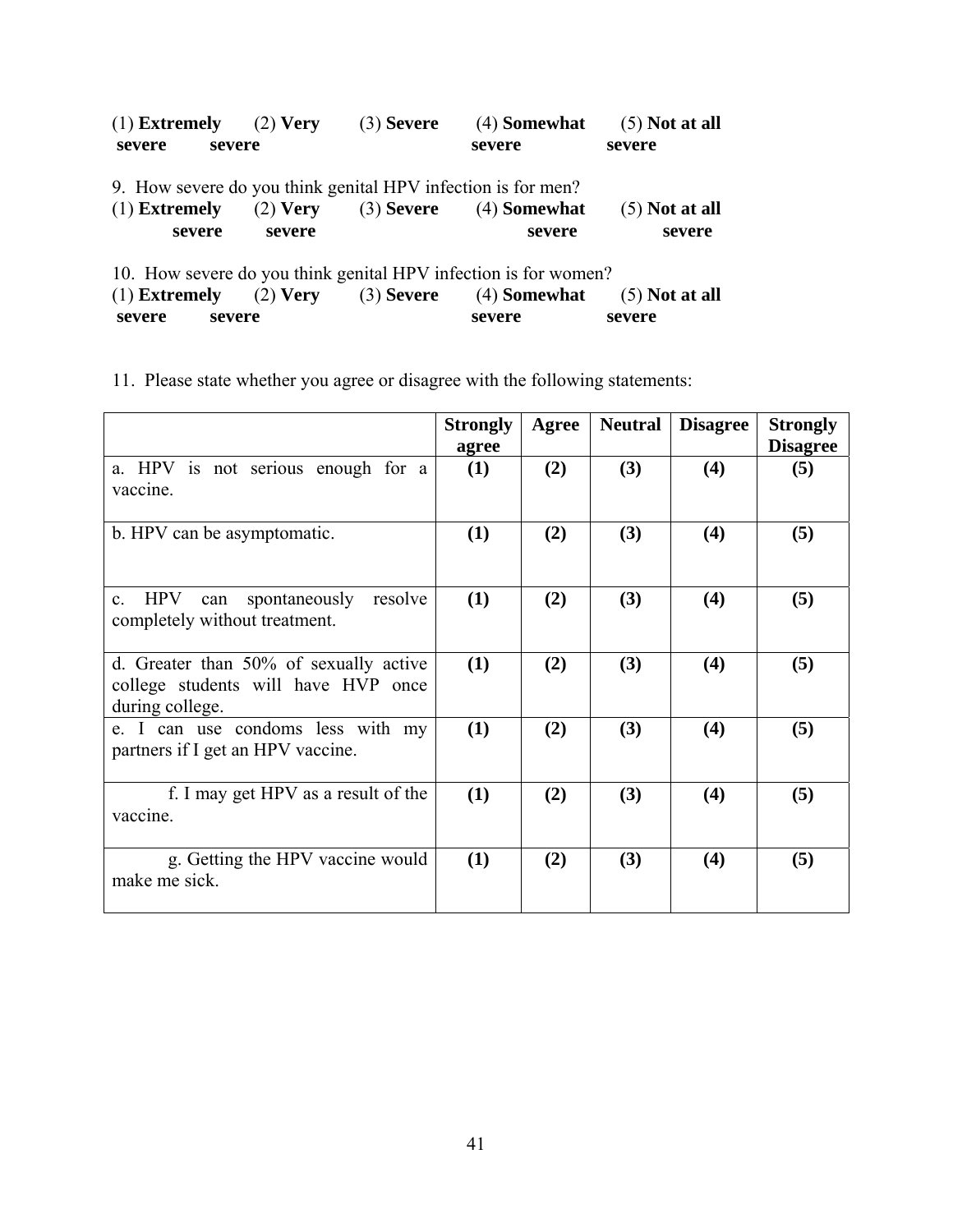(1) **Extremely severe** (2) **Very severe** (3) **Severe** (4) **Somewhat severe** (5) **Not at all severe**

9. How severe do you think genital HPV infection is for men?
(1) **Extremely severe** (2) **Very severe** (3) **Severe** (4) **Somewhat severe** (5) **Not at all severe**

10. How severe do you think genital HPV infection is for women?
(1) **Extremely severe** (2) **Very severe** (3) **Severe** (4) **Somewhat severe** (5) **Not at all severe**

11. Please state whether you agree or disagree with the following statements:

| | **Strongly agree** | **Agree** | **Neutral** | **Disagree** | **Strongly Disagree** |
|---|---|---|---|---|---|
| a. HPV is not serious enough for a vaccine. | **(1)** | **(2)** | **(3)** | **(4)** | **(5)** |
| b. HPV can be asymptomatic. | **(1)** | **(2)** | **(3)** | **(4)** | **(5)** |
| c. HPV can spontaneously resolve completely without treatment. | **(1)** | **(2)** | **(3)** | **(4)** | **(5)** |
| d. Greater than 50% of sexually active college students will have HVP once during college. | **(1)** | **(2)** | **(3)** | **(4)** | **(5)** |
| e. I can use condoms less with my partners if I get an HPV vaccine. | **(1)** | **(2)** | **(3)** | **(4)** | **(5)** |
| f. I may get HPV as a result of the vaccine. | **(1)** | **(2)** | **(3)** | **(4)** | **(5)** |
| g. Getting the HPV vaccine would make me sick. | **(1)** | **(2)** | **(3)** | **(4)** | **(5)** |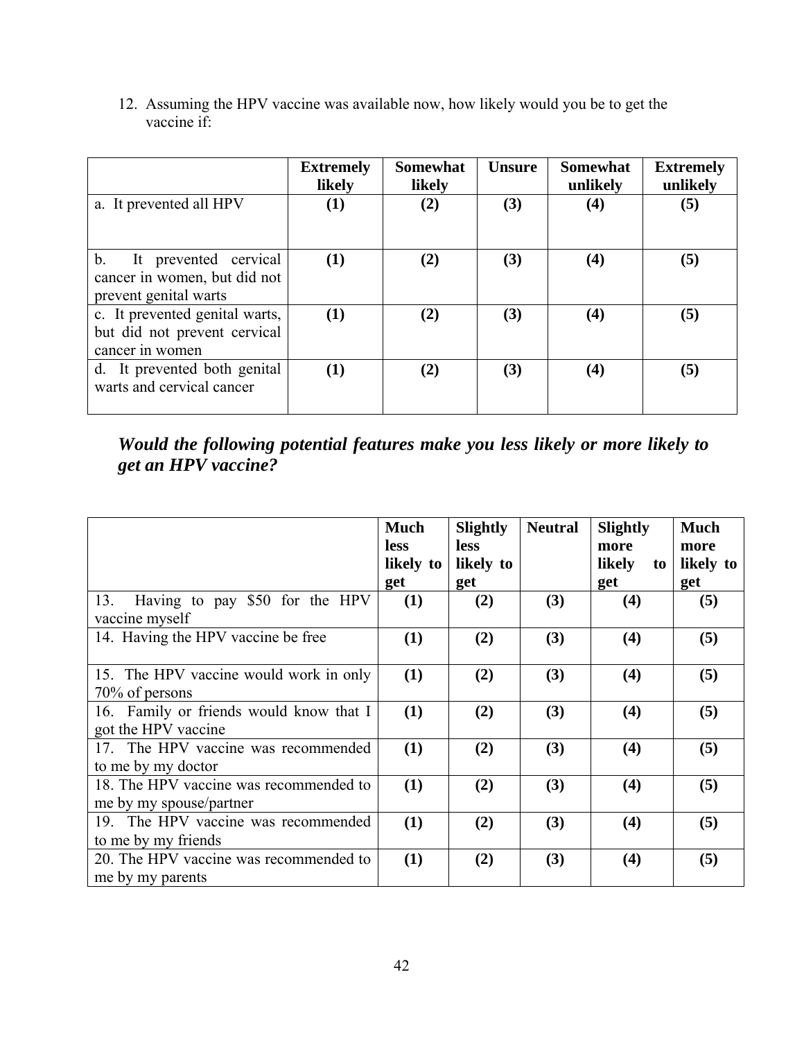12. Assuming the HPV vaccine was available now, how likely would you be to get the vaccine if:

| | Extremely likely | Somewhat likely | Unsure | Somewhat unlikely | Extremely unlikely |
|---|---|---|---|---|---|
| a. It prevented all HPV | **(1)** | **(2)** | **(3)** | **(4)** | **(5)** |
| b. It prevented cervical cancer in women, but did not prevent genital warts | **(1)** | **(2)** | **(3)** | **(4)** | **(5)** |
| c. It prevented genital warts, but did not prevent cervical cancer in women | **(1)** | **(2)** | **(3)** | **(4)** | **(5)** |
| d. It prevented both genital warts and cervical cancer | **(1)** | **(2)** | **(3)** | **(4)** | **(5)** |

***Would the following potential features make you less likely or more likely to get an HPV vaccine?***

| | Much less likely to get | Slightly less likely to get | Neutral | Slightly more likely to get | Much more likely to get |
|---|---|---|---|---|---|
| 13. Having to pay $50 for the HPV vaccine myself | **(1)** | **(2)** | **(3)** | **(4)** | **(5)** |
| 14. Having the HPV vaccine be free | **(1)** | **(2)** | **(3)** | **(4)** | **(5)** |
| 15. The HPV vaccine would work in only 70% of persons | **(1)** | **(2)** | **(3)** | **(4)** | **(5)** |
| 16. Family or friends would know that I got the HPV vaccine | **(1)** | **(2)** | **(3)** | **(4)** | **(5)** |
| 17. The HPV vaccine was recommended to me by my doctor | **(1)** | **(2)** | **(3)** | **(4)** | **(5)** |
| 18. The HPV vaccine was recommended to me by my spouse/partner | **(1)** | **(2)** | **(3)** | **(4)** | **(5)** |
| 19. The HPV vaccine was recommended to me by my friends | **(1)** | **(2)** | **(3)** | **(4)** | **(5)** |
| 20. The HPV vaccine was recommended to me by my parents | **(1)** | **(2)** | **(3)** | **(4)** | **(5)** |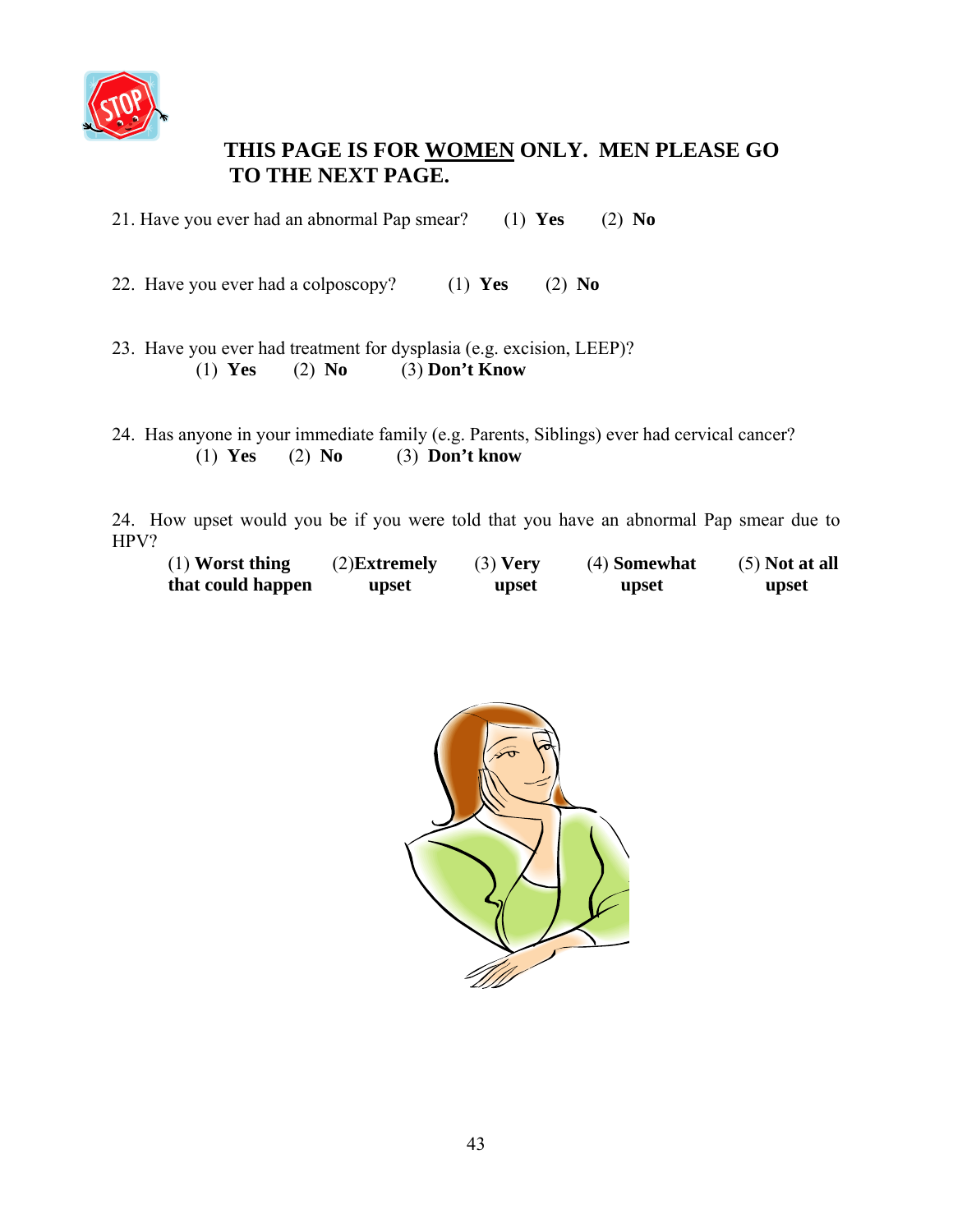**THIS PAGE IS FOR <u>WOMEN</u> ONLY. MEN PLEASE GO TO THE NEXT PAGE.**

21. Have you ever had an abnormal Pap smear? (1) **Yes** (2) **No**

22. Have you ever had a colposcopy? (1) **Yes** (2) **No**

23. Have you ever had treatment for dysplasia (e.g. excision, LEEP)?
    (1) **Yes** (2) **No** (3) **Don't Know**

24. Has anyone in your immediate family (e.g. Parents, Siblings) ever had cervical cancer?
    (1) **Yes** (2) **No** (3) **Don't know**

24. How upset would you be if you were told that you have an abnormal Pap smear due to HPV?

| (1) **Worst thing that could happen** | (2)**Extremely upset** | (3) **Very upset** | (4) **Somewhat upset** | (5) **Not at all upset** |
|---|---|---|---|---|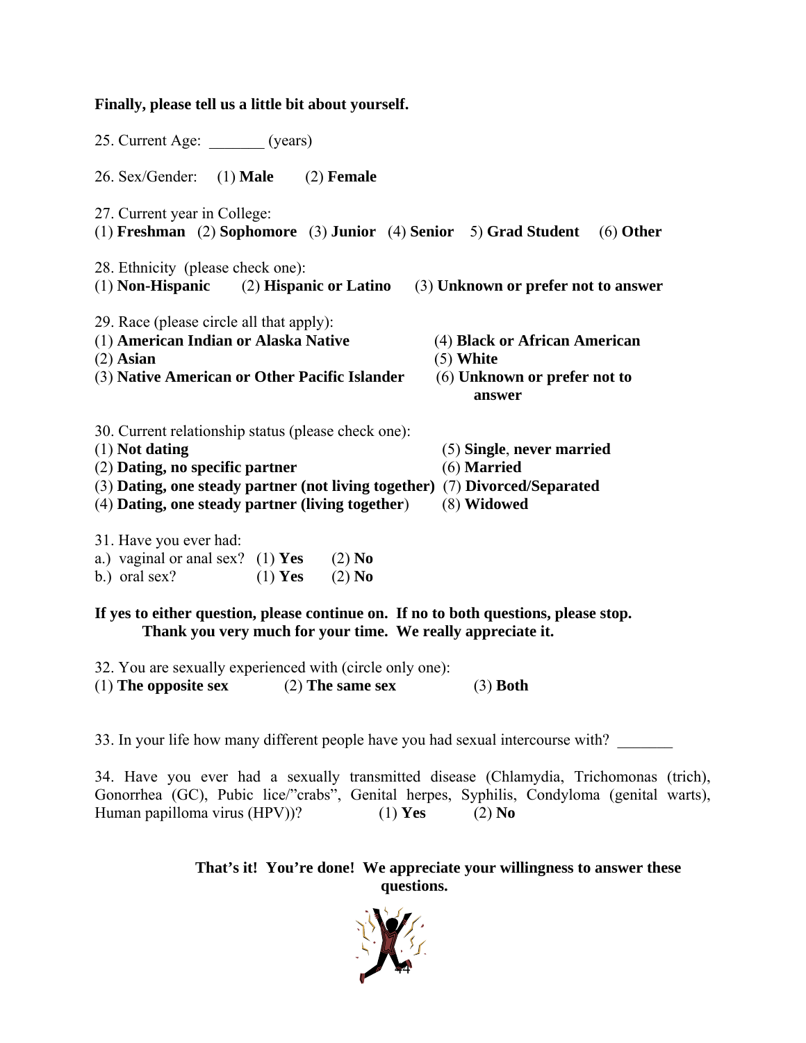**Finally, please tell us a little bit about yourself.**

25. Current Age: _______ (years)

26. Sex/Gender: (1) **Male** (2) **Female**

27. Current year in College:
(1) **Freshman** (2) **Sophomore** (3) **Junior** (4) **Senior** 5) **Grad Student** (6) **Other**

28. Ethnicity (please check one):
(1) **Non-Hispanic** (2) **Hispanic or Latino** (3) **Unknown or prefer not to answer**

29. Race (please circle all that apply):
(1) **American Indian or Alaska Native**
(2) **Asian**
(3) **Native American or Other Pacific Islander**
(4) **Black or African American**
(5) **White**
(6) **Unknown or prefer not to answer**

30. Current relationship status (please check one):
(1) **Not dating**
(2) **Dating, no specific partner**
(3) **Dating, one steady partner (not living together)**
(4) **Dating, one steady partner (living together**)
(5) **Single**, **never married**
(6) **Married**
(7) **Divorced/Separated**
(8) **Widowed**

31. Have you ever had:
a.) vaginal or anal sex? (1) **Yes** (2) **No**
b.) oral sex? (1) **Yes** (2) **No**

**If yes to either question, please continue on. If no to both questions, please stop. Thank you very much for your time. We really appreciate it.**

32. You are sexually experienced with (circle only one):
(1) **The opposite sex** (2) **The same sex** (3) **Both**

33. In your life how many different people have you had sexual intercourse with? _______

34. Have you ever had a sexually transmitted disease (Chlamydia, Trichomonas (trich), Gonorrhea (GC), Pubic lice/"crabs", Genital herpes, Syphilis, Condyloma (genital warts), Human papilloma virus (HPV))? (1) **Yes** (2) **No**

**That's it! You're done! We appreciate your willingness to answer these questions.**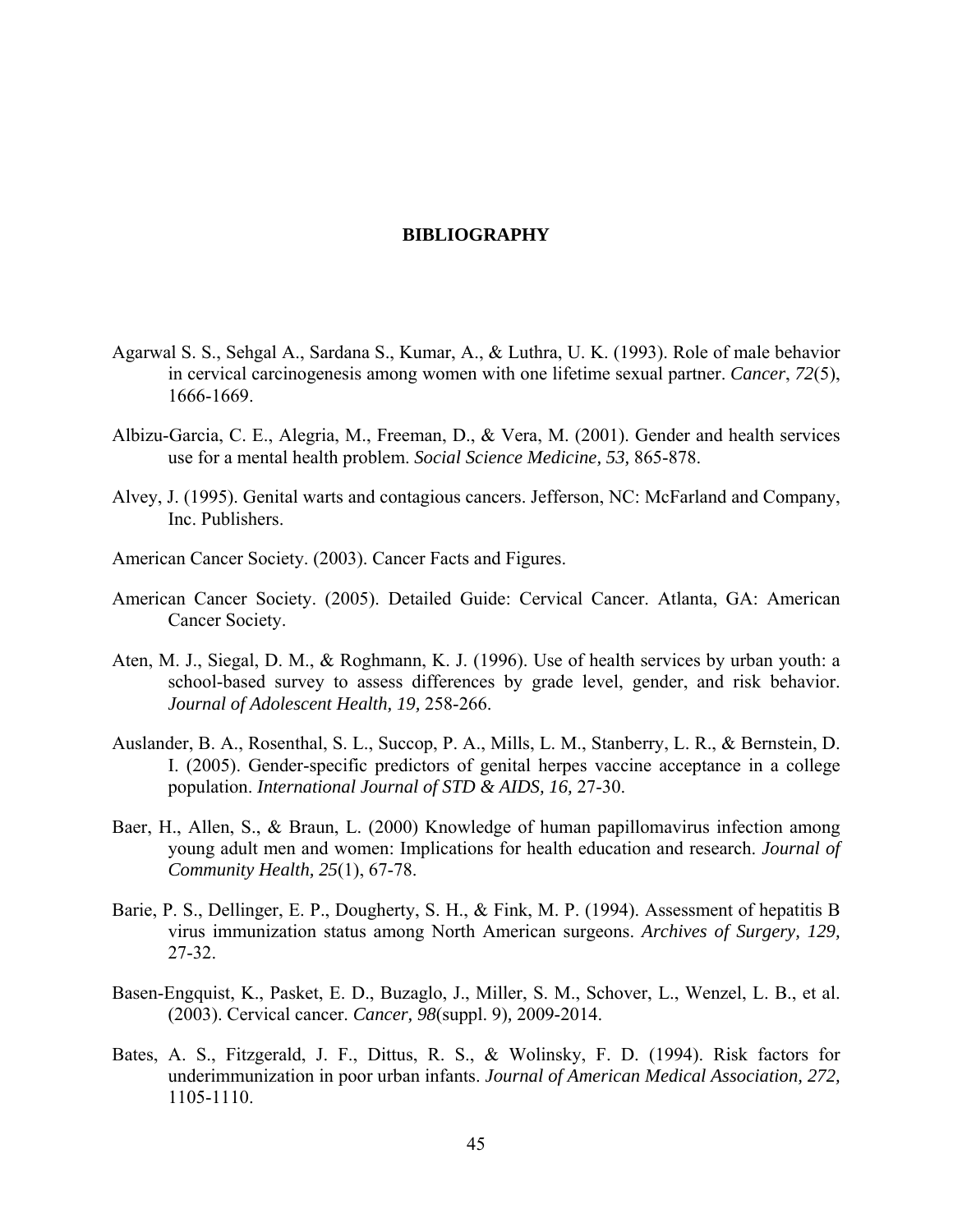# BIBLIOGRAPHY

Agarwal S. S., Sehgal A., Sardana S., Kumar, A., & Luthra, U. K. (1993). Role of male behavior in cervical carcinogenesis among women with one lifetime sexual partner. *Cancer*, *72*(5), 1666-1669.

Albizu-Garcia, C. E., Alegria, M., Freeman, D., & Vera, M. (2001). Gender and health services use for a mental health problem. *Social Science Medicine, 53,* 865-878.

Alvey, J. (1995). Genital warts and contagious cancers. Jefferson, NC: McFarland and Company, Inc. Publishers.

American Cancer Society. (2003). Cancer Facts and Figures.

American Cancer Society. (2005). Detailed Guide: Cervical Cancer. Atlanta, GA: American Cancer Society.

Aten, M. J., Siegal, D. M., & Roghmann, K. J. (1996). Use of health services by urban youth: a school-based survey to assess differences by grade level, gender, and risk behavior. *Journal of Adolescent Health, 19,* 258-266.

Auslander, B. A., Rosenthal, S. L., Succop, P. A., Mills, L. M., Stanberry, L. R., & Bernstein, D. I. (2005). Gender-specific predictors of genital herpes vaccine acceptance in a college population. *International Journal of STD & AIDS, 16,* 27-30.

Baer, H., Allen, S., & Braun, L. (2000) Knowledge of human papillomavirus infection among young adult men and women: Implications for health education and research. *Journal of Community Health, 25*(1), 67-78.

Barie, P. S., Dellinger, E. P., Dougherty, S. H., & Fink, M. P. (1994). Assessment of hepatitis B virus immunization status among North American surgeons. *Archives of Surgery, 129,* 27-32.

Basen-Engquist, K., Pasket, E. D., Buzaglo, J., Miller, S. M., Schover, L., Wenzel, L. B., et al. (2003). Cervical cancer. *Cancer, 98*(suppl. 9)*,* 2009-2014.

Bates, A. S., Fitzgerald, J. F., Dittus, R. S., & Wolinsky, F. D. (1994). Risk factors for underimmunization in poor urban infants. *Journal of American Medical Association, 272,* 1105-1110.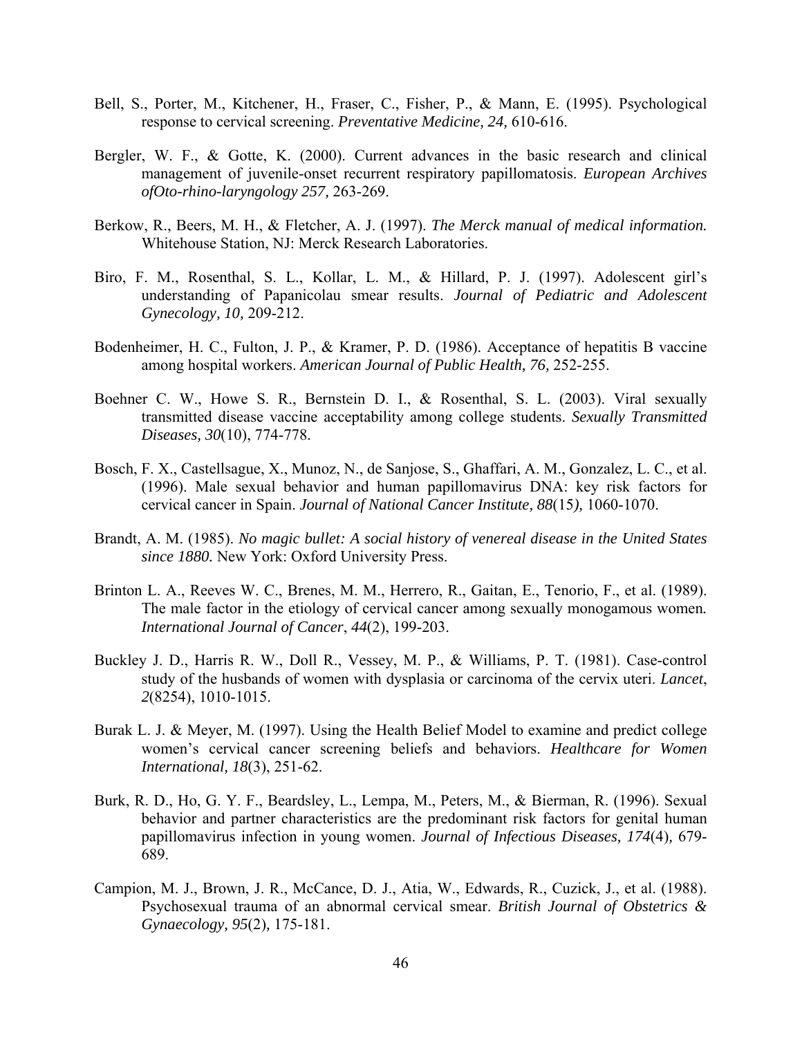Bell, S., Porter, M., Kitchener, H., Fraser, C., Fisher, P., & Mann, E. (1995). Psychological response to cervical screening. *Preventative Medicine, 24,* 610-616.

Bergler, W. F., & Gotte, K. (2000). Current advances in the basic research and clinical management of juvenile-onset recurrent respiratory papillomatosis. *European Archives ofOto-rhino-laryngology 257,* 263-269.

Berkow, R., Beers, M. H., & Fletcher, A. J. (1997). *The Merck manual of medical information.* Whitehouse Station, NJ: Merck Research Laboratories.

Biro, F. M., Rosenthal, S. L., Kollar, L. M., & Hillard, P. J. (1997). Adolescent girl's understanding of Papanicolau smear results. *Journal of Pediatric and Adolescent Gynecology, 10,* 209-212.

Bodenheimer, H. C., Fulton, J. P., & Kramer, P. D. (1986). Acceptance of hepatitis B vaccine among hospital workers. *American Journal of Public Health, 76,* 252-255.

Boehner C. W., Howe S. R., Bernstein D. I., & Rosenthal, S. L. (2003). Viral sexually transmitted disease vaccine acceptability among college students. *Sexually Transmitted Diseases, 30*(10), 774-778.

Bosch, F. X., Castellsague, X., Munoz, N., de Sanjose, S., Ghaffari, A. M., Gonzalez, L. C., et al. (1996). Male sexual behavior and human papillomavirus DNA: key risk factors for cervical cancer in Spain. *Journal of National Cancer Institute, 88*(15*),* 1060-1070.

Brandt, A. M. (1985). *No magic bullet: A social history of venereal disease in the United States since 1880.* New York: Oxford University Press.

Brinton L. A., Reeves W. C., Brenes, M. M., Herrero, R., Gaitan, E., Tenorio, F., et al. (1989). The male factor in the etiology of cervical cancer among sexually monogamous women*. International Journal of Cancer*, *44*(2), 199-203.

Buckley J. D., Harris R. W., Doll R., Vessey, M. P., & Williams, P. T. (1981). Case-control study of the husbands of women with dysplasia or carcinoma of the cervix uteri. *Lancet*, *2*(8254), 1010-1015.

Burak L. J. & Meyer, M. (1997). Using the Health Belief Model to examine and predict college women's cervical cancer screening beliefs and behaviors. *Healthcare for Women International, 18*(3), 251-62.

Burk, R. D., Ho, G. Y. F., Beardsley, L., Lempa, M., Peters, M., & Bierman, R. (1996). Sexual behavior and partner characteristics are the predominant risk factors for genital human papillomavirus infection in young women. *Journal of Infectious Diseases, 174*(4)*,* 679-689.

Campion, M. J., Brown, J. R., McCance, D. J., Atia, W., Edwards, R., Cuzick, J., et al. (1988). Psychosexual trauma of an abnormal cervical smear. *British Journal of Obstetrics & Gynaecology, 95*(2)*,* 175-181.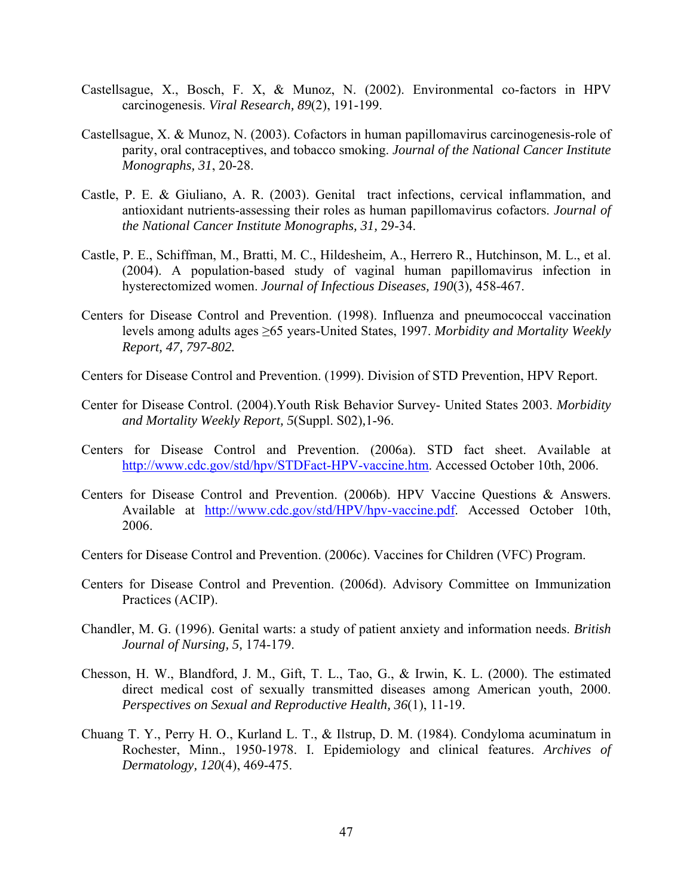Castellsague, X., Bosch, F. X, & Munoz, N. (2002). Environmental co-factors in HPV carcinogenesis. *Viral Research, 89*(2), 191-199.

Castellsague, X. & Munoz, N. (2003). Cofactors in human papillomavirus carcinogenesis-role of parity, oral contraceptives, and tobacco smoking. *Journal of the National Cancer Institute Monographs, 31*, 20-28.

Castle, P. E. & Giuliano, A. R. (2003). Genital tract infections, cervical inflammation, and antioxidant nutrients-assessing their roles as human papillomavirus cofactors. *Journal of the National Cancer Institute Monographs, 31,* 29-34.

Castle, P. E., Schiffman, M., Bratti, M. C., Hildesheim, A., Herrero R., Hutchinson, M. L., et al. (2004). A population-based study of vaginal human papillomavirus infection in hysterectomized women. *Journal of Infectious Diseases, 190*(3)*,* 458-467.

Centers for Disease Control and Prevention. (1998). Influenza and pneumococcal vaccination levels among adults ages ≥65 years-United States, 1997. *Morbidity and Mortality Weekly Report, 47, 797-802.*

Centers for Disease Control and Prevention. (1999). Division of STD Prevention, HPV Report.

Center for Disease Control. (2004).Youth Risk Behavior Survey- United States 2003. *Morbidity and Mortality Weekly Report, 5*(Suppl. S02)*,*1-96.

Centers for Disease Control and Prevention. (2006a). STD fact sheet. Available at http://www.cdc.gov/std/hpv/STDFact-HPV-vaccine.htm. Accessed October 10th, 2006.

Centers for Disease Control and Prevention. (2006b). HPV Vaccine Questions & Answers. Available at http://www.cdc.gov/std/HPV/hpv-vaccine.pdf. Accessed October 10th, 2006.

Centers for Disease Control and Prevention. (2006c). Vaccines for Children (VFC) Program.

Centers for Disease Control and Prevention. (2006d). Advisory Committee on Immunization Practices (ACIP).

Chandler, M. G. (1996). Genital warts: a study of patient anxiety and information needs. *British Journal of Nursing, 5,* 174-179.

Chesson, H. W., Blandford, J. M., Gift, T. L., Tao, G., & Irwin, K. L. (2000). The estimated direct medical cost of sexually transmitted diseases among American youth, 2000. *Perspectives on Sexual and Reproductive Health, 36*(1), 11-19.

Chuang T. Y., Perry H. O., Kurland L. T., & Ilstrup, D. M. (1984). Condyloma acuminatum in Rochester, Minn., 1950-1978. I. Epidemiology and clinical features. *Archives of Dermatology, 120*(4), 469-475.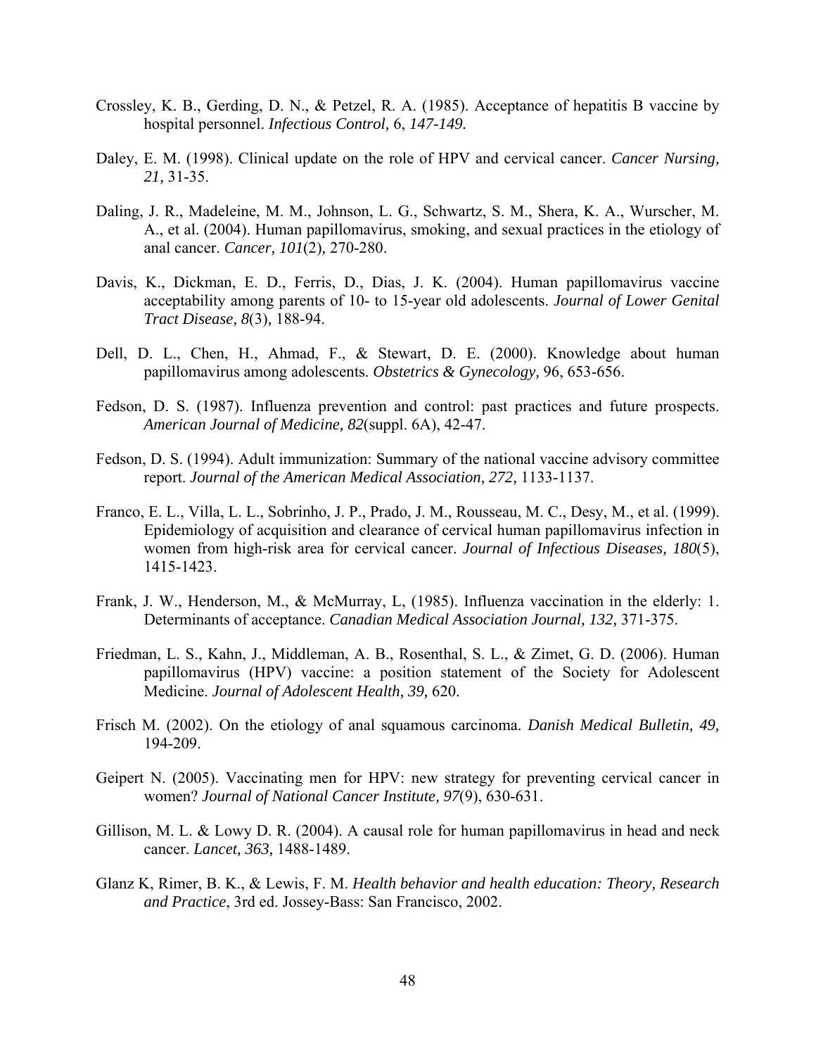Crossley, K. B., Gerding, D. N., & Petzel, R. A. (1985). Acceptance of hepatitis B vaccine by hospital personnel. *Infectious Control,* 6, *147-149.*

Daley, E. M. (1998). Clinical update on the role of HPV and cervical cancer. *Cancer Nursing, 21,* 31-35.

Daling, J. R., Madeleine, M. M., Johnson, L. G., Schwartz, S. M., Shera, K. A., Wurscher, M. A., et al. (2004). Human papillomavirus, smoking, and sexual practices in the etiology of anal cancer. *Cancer, 101*(2)*,* 270-280.

Davis, K., Dickman, E. D., Ferris, D., Dias, J. K. (2004). Human papillomavirus vaccine acceptability among parents of 10- to 15-year old adolescents. *Journal of Lower Genital Tract Disease, 8*(3)*,* 188-94.

Dell, D. L., Chen, H., Ahmad, F., & Stewart, D. E. (2000). Knowledge about human papillomavirus among adolescents. *Obstetrics & Gynecology,* 96, 653-656.

Fedson, D. S. (1987). Influenza prevention and control: past practices and future prospects. *American Journal of Medicine, 82*(suppl. 6A), 42-47.

Fedson, D. S. (1994). Adult immunization: Summary of the national vaccine advisory committee report. *Journal of the American Medical Association, 272,* 1133-1137.

Franco, E. L., Villa, L. L., Sobrinho, J. P., Prado, J. M., Rousseau, M. C., Desy, M., et al. (1999). Epidemiology of acquisition and clearance of cervical human papillomavirus infection in women from high-risk area for cervical cancer. *Journal of Infectious Diseases, 180*(5), 1415-1423.

Frank, J. W., Henderson, M., & McMurray, L, (1985). Influenza vaccination in the elderly: 1. Determinants of acceptance. *Canadian Medical Association Journal, 132,* 371-375.

Friedman, L. S., Kahn, J., Middleman, A. B., Rosenthal, S. L., & Zimet, G. D. (2006). Human papillomavirus (HPV) vaccine: a position statement of the Society for Adolescent Medicine. *Journal of Adolescent Health, 39,* 620.

Frisch M. (2002). On the etiology of anal squamous carcinoma. *Danish Medical Bulletin, 49,* 194-209.

Geipert N. (2005). Vaccinating men for HPV: new strategy for preventing cervical cancer in women? *Journal of National Cancer Institute, 97*(9), 630-631.

Gillison, M. L. & Lowy D. R. (2004). A causal role for human papillomavirus in head and neck cancer. *Lancet, 363,* 1488-1489.

Glanz K, Rimer, B. K., & Lewis, F. M. *Health behavior and health education: Theory, Research and Practice*, 3rd ed. Jossey-Bass: San Francisco, 2002.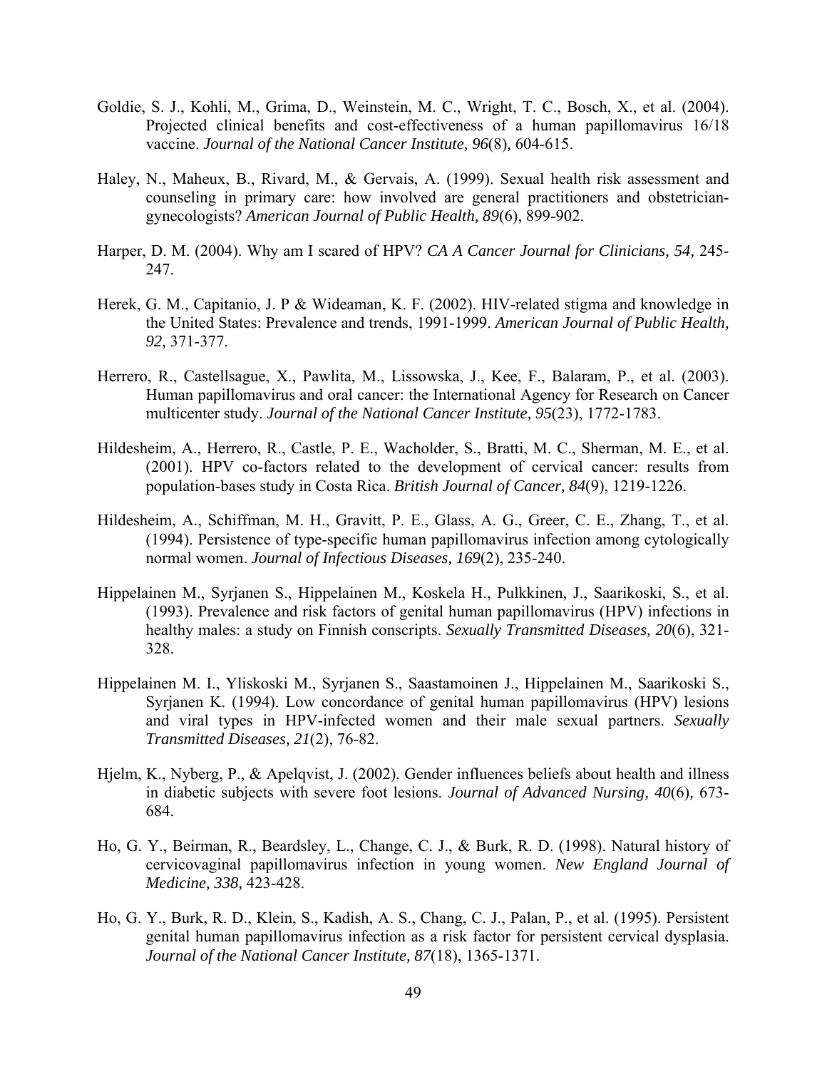Goldie, S. J., Kohli, M., Grima, D., Weinstein, M. C., Wright, T. C., Bosch, X., et al. (2004). Projected clinical benefits and cost-effectiveness of a human papillomavirus 16/18 vaccine. *Journal of the National Cancer Institute, 96*(8), 604-615.

Haley, N., Maheux, B., Rivard, M., & Gervais, A. (1999). Sexual health risk assessment and counseling in primary care: how involved are general practitioners and obstetrician-gynecologists? *American Journal of Public Health, 89*(6), 899-902.

Harper, D. M. (2004). Why am I scared of HPV? *CA A Cancer Journal for Clinicians, 54,* 245-247.

Herek, G. M., Capitanio, J. P & Wideaman, K. F. (2002). HIV-related stigma and knowledge in the United States: Prevalence and trends, 1991-1999. *American Journal of Public Health, 92,* 371-377.

Herrero, R., Castellsague, X., Pawlita, M., Lissowska, J., Kee, F., Balaram, P., et al. (2003). Human papillomavirus and oral cancer: the International Agency for Research on Cancer multicenter study. *Journal of the National Cancer Institute, 95*(23), 1772-1783.

Hildesheim, A., Herrero, R., Castle, P. E., Wacholder, S., Bratti, M. C., Sherman, M. E., et al. (2001). HPV co-factors related to the development of cervical cancer: results from population-bases study in Costa Rica. *British Journal of Cancer, 84*(9), 1219-1226.

Hildesheim, A., Schiffman, M. H., Gravitt, P. E., Glass, A. G., Greer, C. E., Zhang, T., et al. (1994). Persistence of type-specific human papillomavirus infection among cytologically normal women. *Journal of Infectious Diseases, 169*(2), 235-240.

Hippelainen M., Syrjanen S., Hippelainen M., Koskela H., Pulkkinen, J., Saarikoski, S., et al. (1993). Prevalence and risk factors of genital human papillomavirus (HPV) infections in healthy males: a study on Finnish conscripts. *Sexually Transmitted Diseases, 20*(6), 321-328.

Hippelainen M. I., Yliskoski M., Syrjanen S., Saastamoinen J., Hippelainen M., Saarikoski S., Syrjanen K. (1994). Low concordance of genital human papillomavirus (HPV) lesions and viral types in HPV-infected women and their male sexual partners. *Sexually Transmitted Diseases, 21*(2), 76-82.

Hjelm, K., Nyberg, P., & Apelqvist, J. (2002). Gender influences beliefs about health and illness in diabetic subjects with severe foot lesions. *Journal of Advanced Nursing, 40*(6), 673-684.

Ho, G. Y., Beirman, R., Beardsley, L., Change, C. J., & Burk, R. D. (1998). Natural history of cervicovaginal papillomavirus infection in young women. *New England Journal of Medicine, 338,* 423-428.

Ho, G. Y., Burk, R. D., Klein, S., Kadish, A. S., Chang, C. J., Palan, P., et al. (1995). Persistent genital human papillomavirus infection as a risk factor for persistent cervical dysplasia. *Journal of the National Cancer Institute, 87*(18), 1365-1371.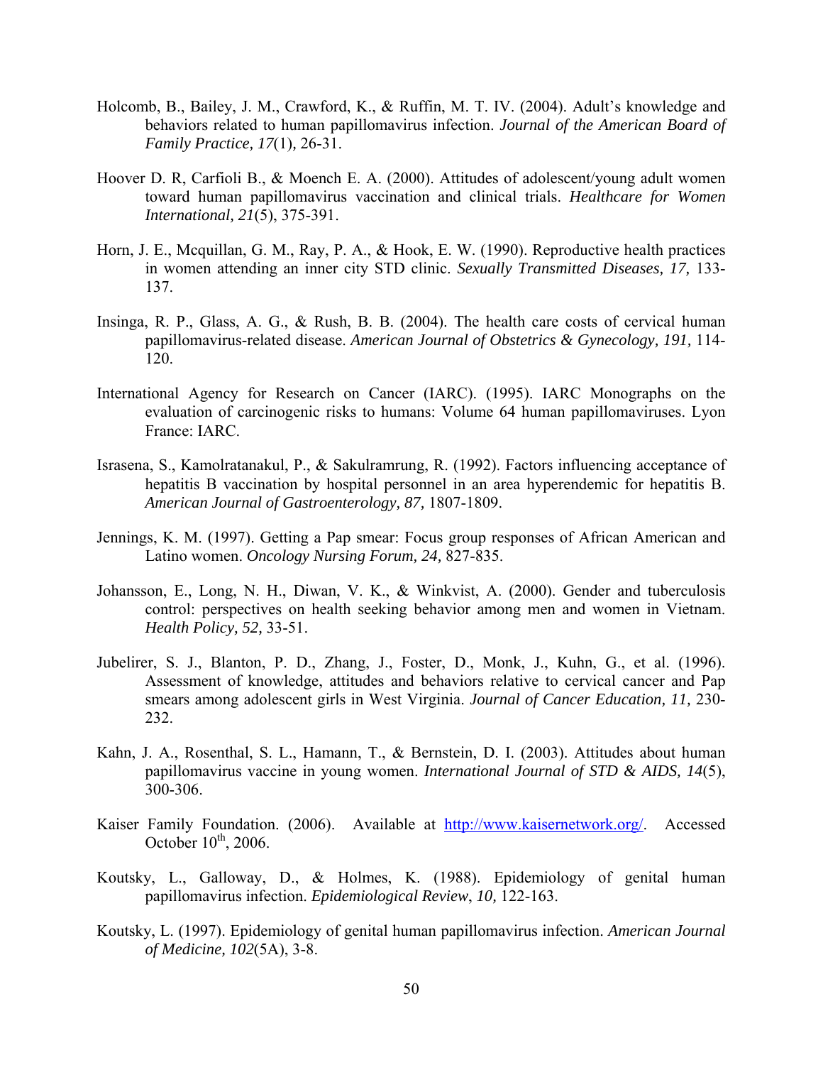Holcomb, B., Bailey, J. M., Crawford, K., & Ruffin, M. T. IV. (2004). Adult's knowledge and behaviors related to human papillomavirus infection. *Journal of the American Board of Family Practice, 17*(1), 26-31.

Hoover D. R, Carfioli B., & Moench E. A. (2000). Attitudes of adolescent/young adult women toward human papillomavirus vaccination and clinical trials. *Healthcare for Women International, 21*(5), 375-391.

Horn, J. E., Mcquillan, G. M., Ray, P. A., & Hook, E. W. (1990). Reproductive health practices in women attending an inner city STD clinic. *Sexually Transmitted Diseases, 17,* 133-137.

Insinga, R. P., Glass, A. G., & Rush, B. B. (2004). The health care costs of cervical human papillomavirus-related disease. *American Journal of Obstetrics & Gynecology, 191,* 114-120.

International Agency for Research on Cancer (IARC). (1995). IARC Monographs on the evaluation of carcinogenic risks to humans: Volume 64 human papillomaviruses. Lyon France: IARC.

Israsena, S., Kamolratanakul, P., & Sakulramrung, R. (1992). Factors influencing acceptance of hepatitis B vaccination by hospital personnel in an area hyperendemic for hepatitis B. *American Journal of Gastroenterology, 87,* 1807-1809.

Jennings, K. M. (1997). Getting a Pap smear: Focus group responses of African American and Latino women. *Oncology Nursing Forum, 24,* 827-835.

Johansson, E., Long, N. H., Diwan, V. K., & Winkvist, A. (2000). Gender and tuberculosis control: perspectives on health seeking behavior among men and women in Vietnam. *Health Policy, 52,* 33-51.

Jubelirer, S. J., Blanton, P. D., Zhang, J., Foster, D., Monk, J., Kuhn, G., et al. (1996). Assessment of knowledge, attitudes and behaviors relative to cervical cancer and Pap smears among adolescent girls in West Virginia. *Journal of Cancer Education, 11,* 230-232.

Kahn, J. A., Rosenthal, S. L., Hamann, T., & Bernstein, D. I. (2003). Attitudes about human papillomavirus vaccine in young women. *International Journal of STD & AIDS, 14*(5), 300-306.

Kaiser Family Foundation. (2006). Available at http://www.kaisernetwork.org/. Accessed October 10th, 2006.

Koutsky, L., Galloway, D., & Holmes, K. (1988). Epidemiology of genital human papillomavirus infection. *Epidemiological Review*, *10,* 122-163.

Koutsky, L. (1997). Epidemiology of genital human papillomavirus infection. *American Journal of Medicine, 102*(5A), 3-8.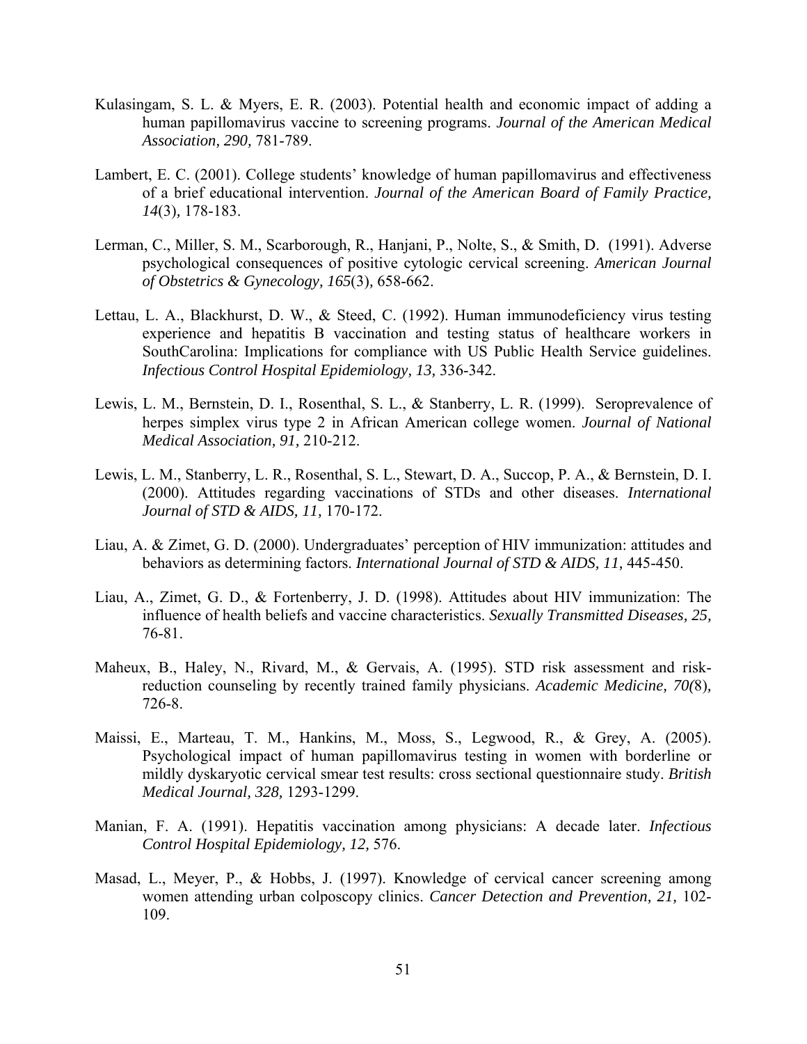Kulasingam, S. L. & Myers, E. R. (2003). Potential health and economic impact of adding a human papillomavirus vaccine to screening programs. *Journal of the American Medical Association, 290,* 781-789.

Lambert, E. C. (2001). College students' knowledge of human papillomavirus and effectiveness of a brief educational intervention. *Journal of the American Board of Family Practice, 14*(3)*,* 178-183.

Lerman, C., Miller, S. M., Scarborough, R., Hanjani, P., Nolte, S., & Smith, D. (1991). Adverse psychological consequences of positive cytologic cervical screening. *American Journal of Obstetrics & Gynecology, 165*(3)*,* 658-662.

Lettau, L. A., Blackhurst, D. W., & Steed, C. (1992). Human immunodeficiency virus testing experience and hepatitis B vaccination and testing status of healthcare workers in SouthCarolina: Implications for compliance with US Public Health Service guidelines. *Infectious Control Hospital Epidemiology, 13,* 336-342.

Lewis, L. M., Bernstein, D. I., Rosenthal, S. L., & Stanberry, L. R. (1999). Seroprevalence of herpes simplex virus type 2 in African American college women. *Journal of National Medical Association, 91,* 210-212.

Lewis, L. M., Stanberry, L. R., Rosenthal, S. L., Stewart, D. A., Succop, P. A., & Bernstein, D. I. (2000). Attitudes regarding vaccinations of STDs and other diseases. *International Journal of STD & AIDS, 11,* 170-172.

Liau, A. & Zimet, G. D. (2000). Undergraduates' perception of HIV immunization: attitudes and behaviors as determining factors. *International Journal of STD & AIDS, 11,* 445-450.

Liau, A., Zimet, G. D., & Fortenberry, J. D. (1998). Attitudes about HIV immunization: The influence of health beliefs and vaccine characteristics. *Sexually Transmitted Diseases, 25,* 76-81.

Maheux, B., Haley, N., Rivard, M., & Gervais, A. (1995). STD risk assessment and risk-reduction counseling by recently trained family physicians. *Academic Medicine, 70(*8)*,* 726-8.

Maissi, E., Marteau, T. M., Hankins, M., Moss, S., Legwood, R., & Grey, A. (2005). Psychological impact of human papillomavirus testing in women with borderline or mildly dyskaryotic cervical smear test results: cross sectional questionnaire study. *British Medical Journal, 328,* 1293-1299.

Manian, F. A. (1991). Hepatitis vaccination among physicians: A decade later. *Infectious Control Hospital Epidemiology, 12,* 576.

Masad, L., Meyer, P., & Hobbs, J. (1997). Knowledge of cervical cancer screening among women attending urban colposcopy clinics. *Cancer Detection and Prevention, 21,* 102-109.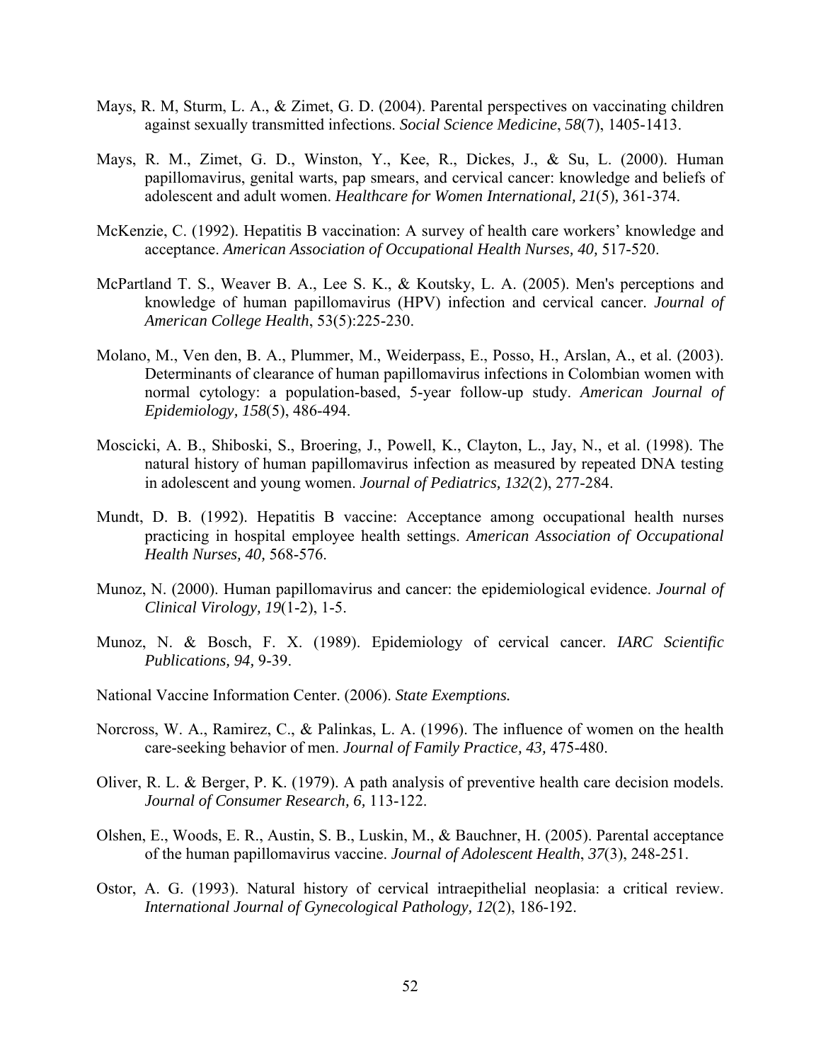Mays, R. M, Sturm, L. A., & Zimet, G. D. (2004). Parental perspectives on vaccinating children against sexually transmitted infections. *Social Science Medicine*, *58*(7), 1405-1413.

Mays, R. M., Zimet, G. D., Winston, Y., Kee, R., Dickes, J., & Su, L. (2000). Human papillomavirus, genital warts, pap smears, and cervical cancer: knowledge and beliefs of adolescent and adult women. *Healthcare for Women International, 21*(5), 361-374.

McKenzie, C. (1992). Hepatitis B vaccination: A survey of health care workers' knowledge and acceptance. *American Association of Occupational Health Nurses, 40,* 517-520.

McPartland T. S., Weaver B. A., Lee S. K., & Koutsky, L. A. (2005). Men's perceptions and knowledge of human papillomavirus (HPV) infection and cervical cancer. *Journal of American College Health*, 53(5):225-230.

Molano, M., Ven den, B. A., Plummer, M., Weiderpass, E., Posso, H., Arslan, A., et al. (2003). Determinants of clearance of human papillomavirus infections in Colombian women with normal cytology: a population-based, 5-year follow-up study. *American Journal of Epidemiology, 158*(5), 486-494.

Moscicki, A. B., Shiboski, S., Broering, J., Powell, K., Clayton, L., Jay, N., et al. (1998). The natural history of human papillomavirus infection as measured by repeated DNA testing in adolescent and young women. *Journal of Pediatrics, 132*(2), 277-284.

Mundt, D. B. (1992). Hepatitis B vaccine: Acceptance among occupational health nurses practicing in hospital employee health settings. *American Association of Occupational Health Nurses, 40,* 568-576.

Munoz, N. (2000). Human papillomavirus and cancer: the epidemiological evidence. *Journal of Clinical Virology, 19*(1-2), 1-5.

Munoz, N. & Bosch, F. X. (1989). Epidemiology of cervical cancer. *IARC Scientific Publications, 94,* 9-39.

National Vaccine Information Center. (2006). *State Exemptions.*

Norcross, W. A., Ramirez, C., & Palinkas, L. A. (1996). The influence of women on the health care-seeking behavior of men. *Journal of Family Practice, 43,* 475-480.

Oliver, R. L. & Berger, P. K. (1979). A path analysis of preventive health care decision models. *Journal of Consumer Research, 6,* 113-122.

Olshen, E., Woods, E. R., Austin, S. B., Luskin, M., & Bauchner, H. (2005). Parental acceptance of the human papillomavirus vaccine. *Journal of Adolescent Health*, *37*(3), 248-251.

Ostor, A. G. (1993). Natural history of cervical intraepithelial neoplasia: a critical review. *International Journal of Gynecological Pathology, 12*(2), 186-192.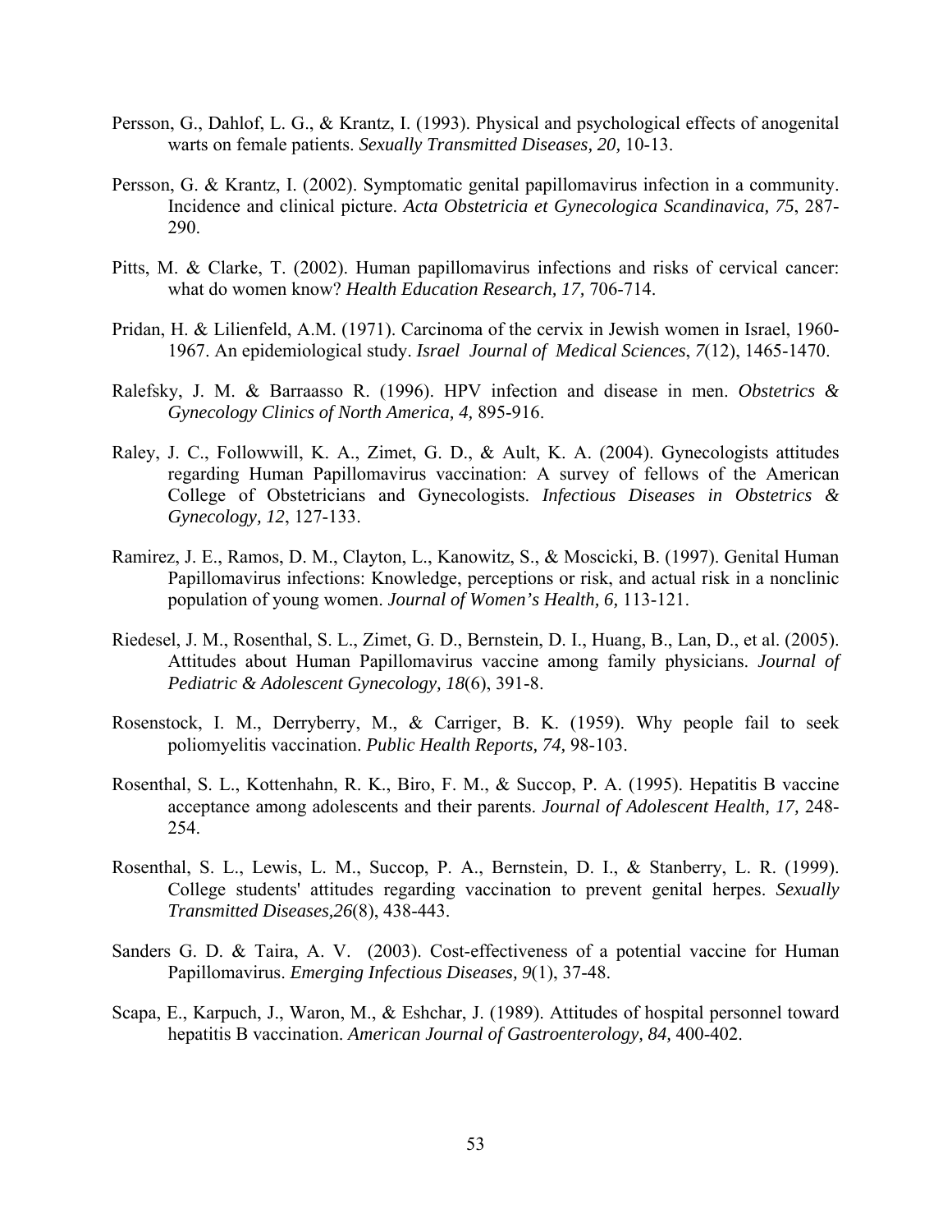Persson, G., Dahlof, L. G., & Krantz, I. (1993). Physical and psychological effects of anogenital warts on female patients. *Sexually Transmitted Diseases, 20,* 10-13.

Persson, G. & Krantz, I. (2002). Symptomatic genital papillomavirus infection in a community. Incidence and clinical picture. *Acta Obstetricia et Gynecologica Scandinavica, 75*, 287-290.

Pitts, M. & Clarke, T. (2002). Human papillomavirus infections and risks of cervical cancer: what do women know? *Health Education Research, 17,* 706-714.

Pridan, H. & Lilienfeld, A.M. (1971). Carcinoma of the cervix in Jewish women in Israel, 1960-1967. An epidemiological study. *Israel Journal of Medical Sciences*, *7*(12), 1465-1470.

Ralefsky, J. M. & Barraasso R. (1996). HPV infection and disease in men. *Obstetrics & Gynecology Clinics of North America, 4,* 895-916.

Raley, J. C., Followwill, K. A., Zimet, G. D., & Ault, K. A. (2004). Gynecologists attitudes regarding Human Papillomavirus vaccination: A survey of fellows of the American College of Obstetricians and Gynecologists. *Infectious Diseases in Obstetrics & Gynecology, 12*, 127-133.

Ramirez, J. E., Ramos, D. M., Clayton, L., Kanowitz, S., & Moscicki, B. (1997). Genital Human Papillomavirus infections: Knowledge, perceptions or risk, and actual risk in a nonclinic population of young women. *Journal of Women's Health, 6,* 113-121.

Riedesel, J. M., Rosenthal, S. L., Zimet, G. D., Bernstein, D. I., Huang, B., Lan, D., et al. (2005). Attitudes about Human Papillomavirus vaccine among family physicians. *Journal of Pediatric & Adolescent Gynecology, 18*(6), 391-8.

Rosenstock, I. M., Derryberry, M., & Carriger, B. K. (1959). Why people fail to seek poliomyelitis vaccination. *Public Health Reports, 74,* 98-103.

Rosenthal, S. L., Kottenhahn, R. K., Biro, F. M., & Succop, P. A. (1995). Hepatitis B vaccine acceptance among adolescents and their parents. *Journal of Adolescent Health, 17,* 248-254.

Rosenthal, S. L., Lewis, L. M., Succop, P. A., Bernstein, D. I., & Stanberry, L. R. (1999). College students' attitudes regarding vaccination to prevent genital herpes. *Sexually Transmitted Diseases,26*(8), 438-443.

Sanders G. D. & Taira, A. V. (2003). Cost-effectiveness of a potential vaccine for Human Papillomavirus. *Emerging Infectious Diseases, 9*(1), 37-48.

Scapa, E., Karpuch, J., Waron, M., & Eshchar, J. (1989). Attitudes of hospital personnel toward hepatitis B vaccination. *American Journal of Gastroenterology, 84,* 400-402.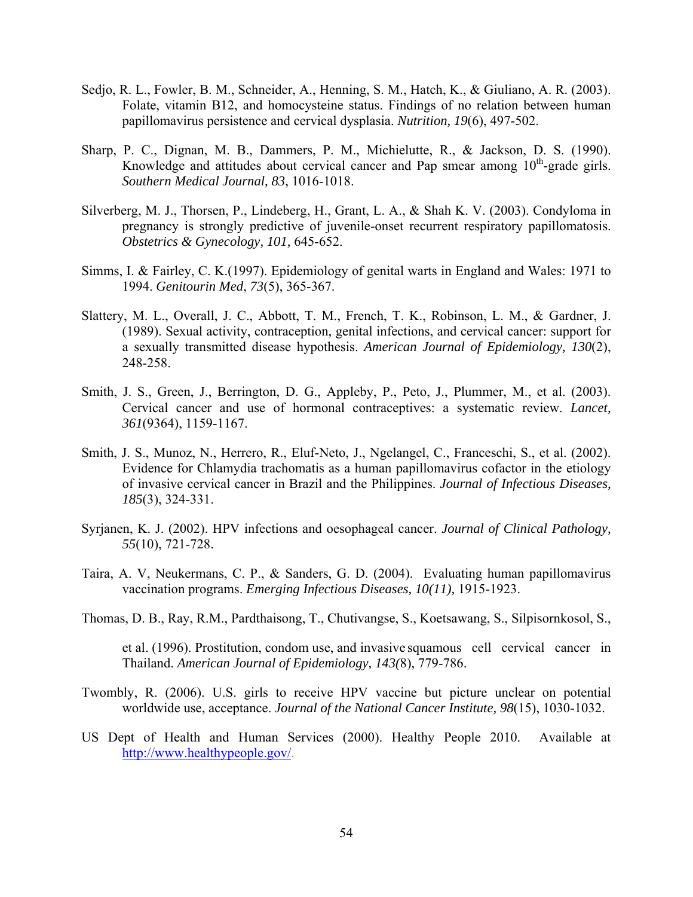Sedjo, R. L., Fowler, B. M., Schneider, A., Henning, S. M., Hatch, K., & Giuliano, A. R. (2003). Folate, vitamin B12, and homocysteine status. Findings of no relation between human papillomavirus persistence and cervical dysplasia. *Nutrition, 19*(6), 497-502.

Sharp, P. C., Dignan, M. B., Dammers, P. M., Michielutte, R., & Jackson, D. S. (1990). Knowledge and attitudes about cervical cancer and Pap smear among 10th-grade girls. *Southern Medical Journal, 83*, 1016-1018.

Silverberg, M. J., Thorsen, P., Lindeberg, H., Grant, L. A., & Shah K. V. (2003). Condyloma in pregnancy is strongly predictive of juvenile-onset recurrent respiratory papillomatosis. *Obstetrics & Gynecology, 101,* 645-652.

Simms, I. & Fairley, C. K.(1997). Epidemiology of genital warts in England and Wales: 1971 to 1994. *Genitourin Med*, *73*(5), 365-367.

Slattery, M. L., Overall, J. C., Abbott, T. M., French, T. K., Robinson, L. M., & Gardner, J. (1989). Sexual activity, contraception, genital infections, and cervical cancer: support for a sexually transmitted disease hypothesis. *American Journal of Epidemiology, 130*(2), 248-258.

Smith, J. S., Green, J., Berrington, D. G., Appleby, P., Peto, J., Plummer, M., et al. (2003). Cervical cancer and use of hormonal contraceptives: a systematic review. *Lancet, 361*(9364), 1159-1167.

Smith, J. S., Munoz, N., Herrero, R., Eluf-Neto, J., Ngelangel, C., Franceschi, S., et al. (2002). Evidence for Chlamydia trachomatis as a human papillomavirus cofactor in the etiology of invasive cervical cancer in Brazil and the Philippines. *Journal of Infectious Diseases, 185*(3), 324-331.

Syrjanen, K. J. (2002). HPV infections and oesophageal cancer. *Journal of Clinical Pathology, 55*(10), 721-728.

Taira, A. V, Neukermans, C. P., & Sanders, G. D. (2004). Evaluating human papillomavirus vaccination programs. *Emerging Infectious Diseases, 10(11),* 1915-1923.

Thomas, D. B., Ray, R.M., Pardthaisong, T., Chutivangse, S., Koetsawang, S., Silpisornkosol, S., et al. (1996). Prostitution, condom use, and invasive squamous cell cervical cancer in Thailand. *American Journal of Epidemiology, 143(*8), 779-786.

Twombly, R. (2006). U.S. girls to receive HPV vaccine but picture unclear on potential worldwide use, acceptance. *Journal of the National Cancer Institute, 98*(15), 1030-1032.

US Dept of Health and Human Services (2000). Healthy People 2010. Available at http://www.healthypeople.gov/.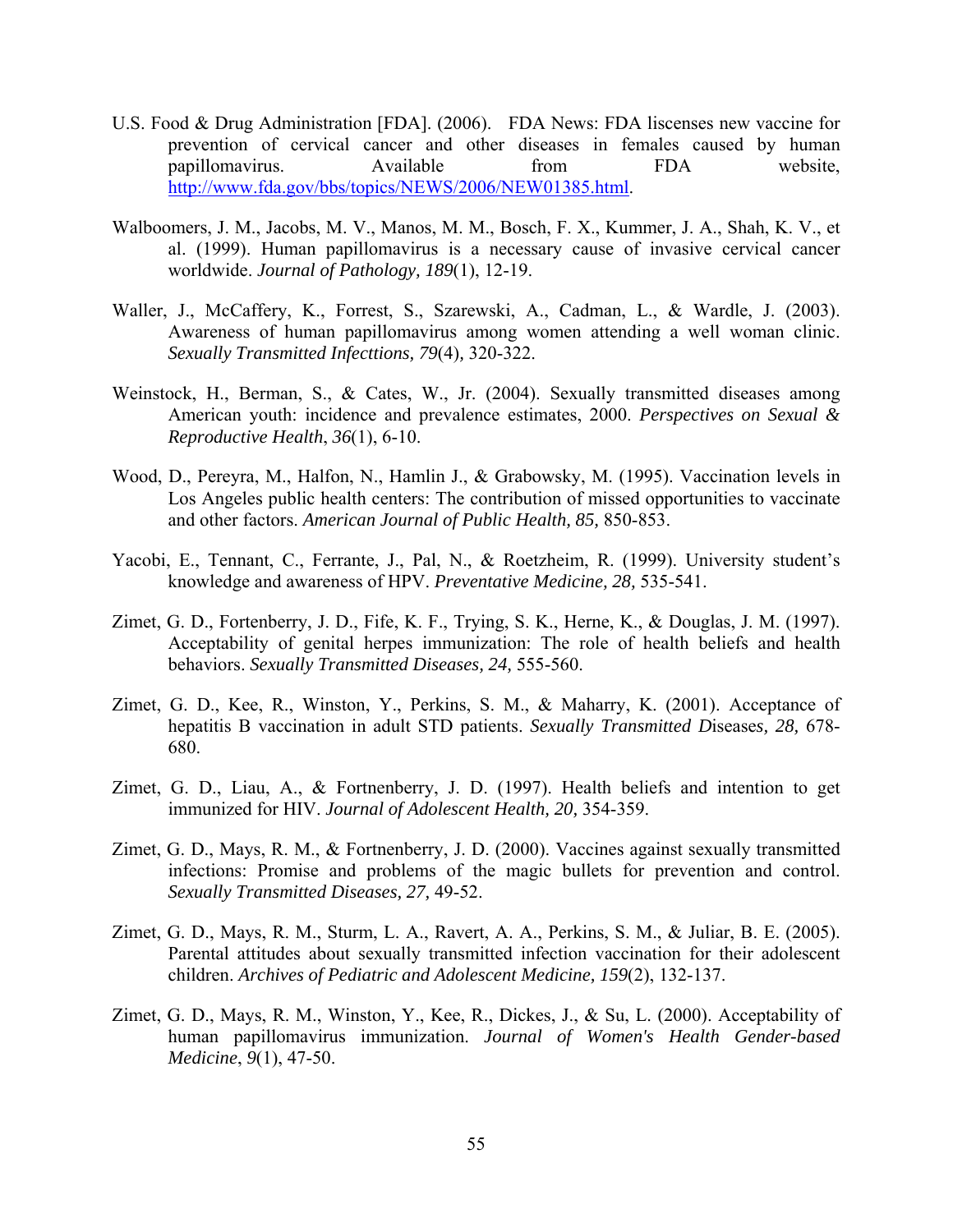U.S. Food & Drug Administration [FDA]. (2006). FDA News: FDA liscenses new vaccine for prevention of cervical cancer and other diseases in females caused by human papillomavirus. Available from FDA website, http://www.fda.gov/bbs/topics/NEWS/2006/NEW01385.html.

Walboomers, J. M., Jacobs, M. V., Manos, M. M., Bosch, F. X., Kummer, J. A., Shah, K. V., et al. (1999). Human papillomavirus is a necessary cause of invasive cervical cancer worldwide. *Journal of Pathology, 189*(1), 12-19.

Waller, J., McCaffery, K., Forrest, S., Szarewski, A., Cadman, L., & Wardle, J. (2003). Awareness of human papillomavirus among women attending a well woman clinic. *Sexually Transmitted Infecttions, 79*(4), 320-322.

Weinstock, H., Berman, S., & Cates, W., Jr. (2004). Sexually transmitted diseases among American youth: incidence and prevalence estimates, 2000. *Perspectives on Sexual & Reproductive Health*, *36*(1), 6-10.

Wood, D., Pereyra, M., Halfon, N., Hamlin J., & Grabowsky, M. (1995). Vaccination levels in Los Angeles public health centers: The contribution of missed opportunities to vaccinate and other factors. *American Journal of Public Health, 85,* 850-853.

Yacobi, E., Tennant, C., Ferrante, J., Pal, N., & Roetzheim, R. (1999). University student's knowledge and awareness of HPV. *Preventative Medicine, 28,* 535-541.

Zimet, G. D., Fortenberry, J. D., Fife, K. F., Trying, S. K., Herne, K., & Douglas, J. M. (1997). Acceptability of genital herpes immunization: The role of health beliefs and health behaviors. *Sexually Transmitted Diseases, 24,* 555-560.

Zimet, G. D., Kee, R., Winston, Y., Perkins, S. M., & Maharry, K. (2001). Acceptance of hepatitis B vaccination in adult STD patients. *Sexually Transmitted Diseases, 28,* 678-680.

Zimet, G. D., Liau, A., & Fortnenberry, J. D. (1997). Health beliefs and intention to get immunized for HIV. *Journal of Adolescent Health, 20,* 354-359.

Zimet, G. D., Mays, R. M., & Fortnenberry, J. D. (2000). Vaccines against sexually transmitted infections: Promise and problems of the magic bullets for prevention and control. *Sexually Transmitted Diseases, 27,* 49-52.

Zimet, G. D., Mays, R. M., Sturm, L. A., Ravert, A. A., Perkins, S. M., & Juliar, B. E. (2005). Parental attitudes about sexually transmitted infection vaccination for their adolescent children. *Archives of Pediatric and Adolescent Medicine, 159*(2), 132-137.

Zimet, G. D., Mays, R. M., Winston, Y., Kee, R., Dickes, J., & Su, L. (2000). Acceptability of human papillomavirus immunization. *Journal of Women's Health Gender-based Medicine*, *9*(1), 47-50.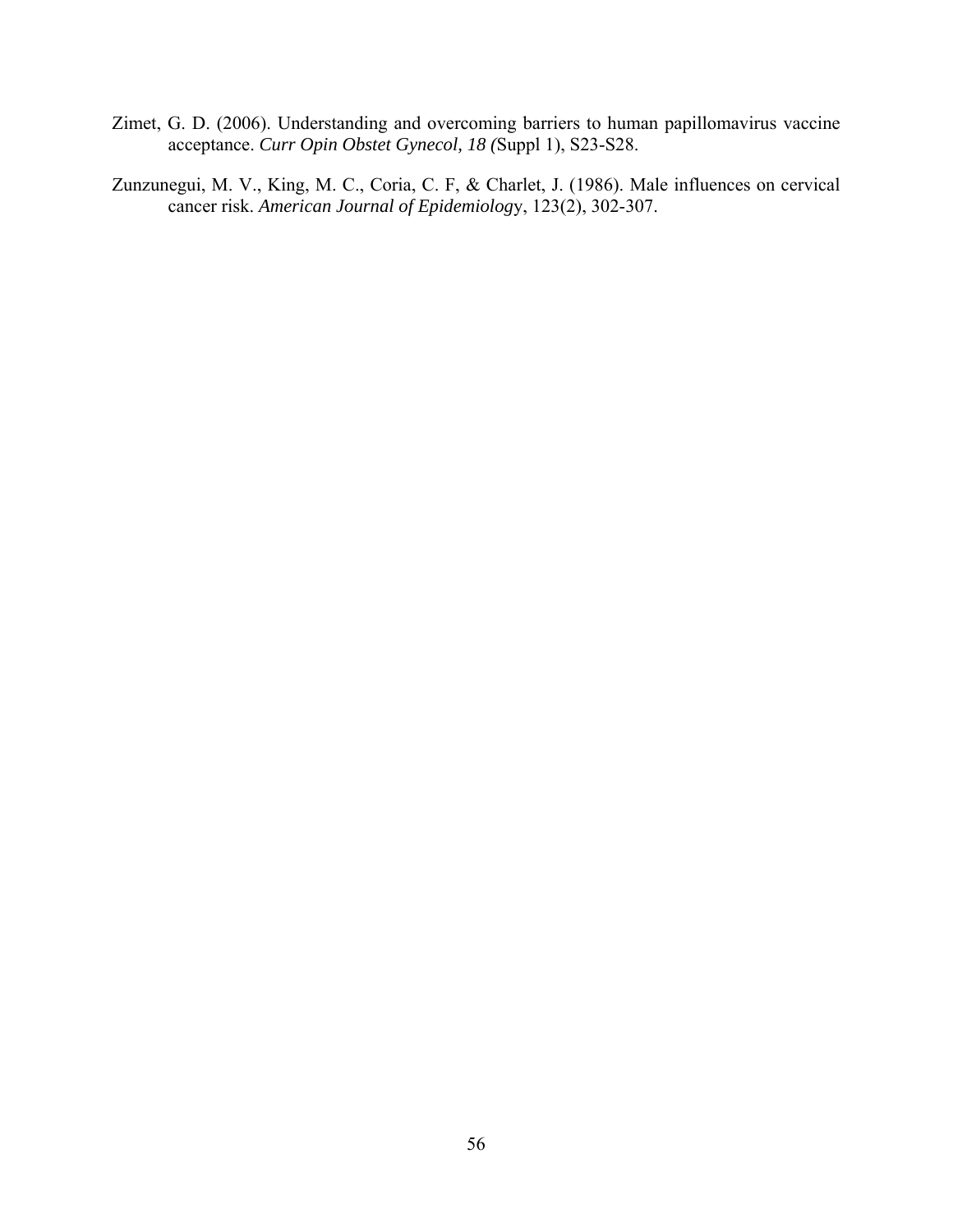Zimet, G. D. (2006). Understanding and overcoming barriers to human papillomavirus vaccine acceptance. *Curr Opin Obstet Gynecol, 18 (*Suppl 1), S23-S28.

Zunzunegui, M. V., King, M. C., Coria, C. F, & Charlet, J. (1986). Male influences on cervical cancer risk. *American Journal of Epidemiolog*y, 123(2), 302-307.